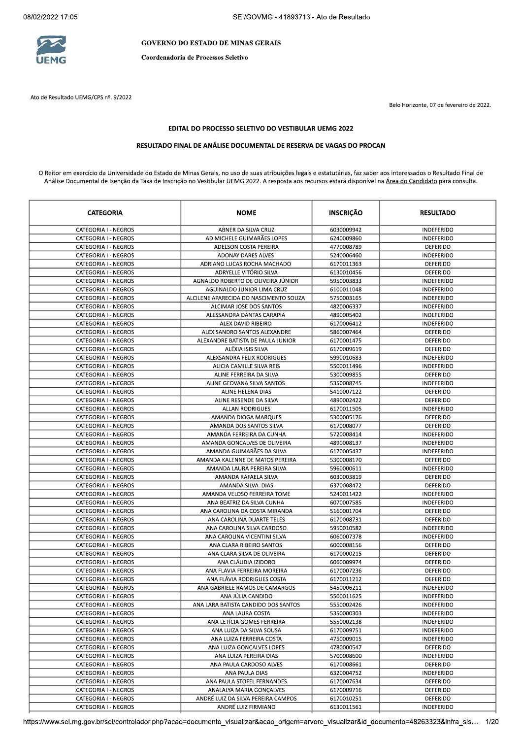GOVERNO DO ESTADO DE MINAS GERAIS

Coordenadoria de Processos Seletivo

Ato de Resultado UEMG/CPS nº. 9/2022

Belo Horizonte, 07 de fevereiro de 2022.

**EDITAL DO PROCESSO SELETIVO DO VESTIBULAR UEMG 2022**

**RESULTADO FINAL DE ANÁLISE DOCUMENTAL DE RESERVA DE VAGAS DO PROCAN**

O Reitor em exercício da Universidade do Estado de Minas Gerais, no uso de suas atribuições legais e estatutárias, faz saber aos interessados o Resultado Final de Análise Documental de Isenção da Taxa de Inscrição no Vestibular UEMG 2022. A resposta aos recursos estará disponível na Área do Candidato para consulta.

| CATEGORIA | NOME | INSCRIÇÃO | RESULTADO |
|---|---|---|---|
| CATEGORIA I - NEGROS | ABNER DA SILVA CRUZ | 6030009942 | INDEFERIDO |
| CATEGORIA I - NEGROS | AD MICHELE GUIMARÃES LOPES | 6240009860 | INDEFERIDO |
| CATEGORIA I - NEGROS | ADELSON COSTA PEREIRA | 4770008789 | DEFERIDO |
| CATEGORIA I - NEGROS | ADONAY DARES ALVES | 5240006460 | INDEFERIDO |
| CATEGORIA I - NEGROS | ADRIANO LUCAS ROCHA MACHADO | 6170011363 | DEFERIDO |
| CATEGORIA I - NEGROS | ADRYELLE VITÓRIO SILVA | 6130010456 | DEFERIDO |
| CATEGORIA I - NEGROS | AGNALDO ROBERTO DE OLIVEIRA JÚNIOR | 5950003833 | INDEFERIDO |
| CATEGORIA I - NEGROS | AGUINALDO JUNIOR LIMA CRUZ | 6100011048 | INDEFERIDO |
| CATEGORIA I - NEGROS | ALCILENE APARECIDA DO NASCIMENTO SOUZA | 5750003165 | INDEFERIDO |
| CATEGORIA I - NEGROS | ALCIMAR JOSE DOS SANTOS | 4820006337 | INDEFERIDO |
| CATEGORIA I - NEGROS | ALESSANDRA DANTAS CARAPIA | 4890005402 | INDEFERIDO |
| CATEGORIA I - NEGROS | ALEX DAVID RIBEIRO | 6170006412 | INDEFERIDO |
| CATEGORIA I - NEGROS | ALEX SANDRO SANTOS ALEXANDRE | 5860007464 | DEFERIDO |
| CATEGORIA I - NEGROS | ALEXANDRE BATISTA DE PAULA JUNIOR | 6170001475 | DEFERIDO |
| CATEGORIA I - NEGROS | ALÉXIA ISIS SILVA | 6170009619 | DEFERIDO |
| CATEGORIA I - NEGROS | ALEXSANDRA FELIX RODRIGUES | 5990010683 | INDEFERIDO |
| CATEGORIA I - NEGROS | ALICIA CAMILLE SILVA REIS | 5500011496 | INDEFERIDO |
| CATEGORIA I - NEGROS | ALINE FERREIRA DA SILVA | 5300009855 | DEFERIDO |
| CATEGORIA I - NEGROS | ALINE GEOVANA SILVA SANTOS | 5350008745 | INDEFERIDO |
| CATEGORIA I - NEGROS | ALINE HELENA DIAS | 5410007122 | DEFERIDO |
| CATEGORIA I - NEGROS | ALINE RESENDE DA SILVA | 4890002422 | DEFERIDO |
| CATEGORIA I - NEGROS | ALLAN RODRIGUES | 6170011505 | INDEFERIDO |
| CATEGORIA I - NEGROS | AMANDA DIOGA MARQUES | 5300005176 | DEFERIDO |
| CATEGORIA I - NEGROS | AMANDA DOS SANTOS SILVA | 6170008077 | DEFERIDO |
| CATEGORIA I - NEGROS | AMANDA FERREIRA DA CUNHA | 5720008414 | INDEFERIDO |
| CATEGORIA I - NEGROS | AMANDA GONCALVES DE OLIVEIRA | 4890008137 | INDEFERIDO |
| CATEGORIA I - NEGROS | AMANDA GUIMARÃES DA SILVA | 6170005437 | INDEFERIDO |
| CATEGORIA I - NEGROS | AMANDA KALENNE DE MATOS PEREIRA | 5300008170 | DEFERIDO |
| CATEGORIA I - NEGROS | AMANDA LAURA PEREIRA SILVA | 5960000611 | INDEFERIDO |
| CATEGORIA I - NEGROS | AMANDA RAFAELA SILVA | 6030003819 | DEFERIDO |
| CATEGORIA I - NEGROS | AMANDA SILVA DIAS | 6370008472 | DEFERIDO |
| CATEGORIA I - NEGROS | AMANDA VELOSO FERREIRA TOME | 5240011422 | INDEFERIDO |
| CATEGORIA I - NEGROS | ANA BEATRIZ DA SILVA CUNHA | 6070007585 | INDEFERIDO |
| CATEGORIA I - NEGROS | ANA CAROLINA DA COSTA MIRANDA | 5160001704 | DEFERIDO |
| CATEGORIA I - NEGROS | ANA CAROLINA DUARTE TELES | 6170008731 | DEFERIDO |
| CATEGORIA I - NEGROS | ANA CAROLINA SILVA CARDOSO | 5950010582 | INDEFERIDO |
| CATEGORIA I - NEGROS | ANA CAROLINA VICENTINI SILVA | 6060007378 | INDEFERIDO |
| CATEGORIA I - NEGROS | ANA CLARA RIBEIRO SANTOS | 6000008156 | DEFERIDO |
| CATEGORIA I - NEGROS | ANA CLARA SILVA DE OLIVEIRA | 6170000215 | DEFERIDO |
| CATEGORIA I - NEGROS | ANA CLÁUDIA IZIDORO | 6060009974 | DEFERIDO |
| CATEGORIA I - NEGROS | ANA FLAVIA FERREIRA MOREIRA | 6170007236 | DEFERIDO |
| CATEGORIA I - NEGROS | ANA FLÁVIA RODRIGUES COSTA | 6170011212 | DEFERIDO |
| CATEGORIA I - NEGROS | ANA GABRIELE RAMOS DE CAMARGOS | 5450006211 | INDEFERIDO |
| CATEGORIA I - NEGROS | ANA JÚLIA CANDIDO | 5500011625 | INDEFERIDO |
| CATEGORIA I - NEGROS | ANA LARA BATISTA CANDIDO DOS SANTOS | 5550002426 | INDEFERIDO |
| CATEGORIA I - NEGROS | ANA LAURA COSTA | 5350000303 | INDEFERIDO |
| CATEGORIA I - NEGROS | ANA LETÍCIA GOMES FERREIRA | 5550002138 | INDEFERIDO |
| CATEGORIA I - NEGROS | ANA LUIZA DA SILVA SOUSA | 6170009751 | INDEFERIDO |
| CATEGORIA I - NEGROS | ANA LUIZA FERREIRA COSTA | 4750009015 | INDEFERIDO |
| CATEGORIA I - NEGROS | ANA LUIZA GONÇALVES LOPES | 4780000547 | DEFERIDO |
| CATEGORIA I - NEGROS | ANA LUIZA PEREIRA DIAS | 5700008600 | INDEFERIDO |
| CATEGORIA I - NEGROS | ANA PAULA CARDOSO ALVES | 6170008661 | DEFERIDO |
| CATEGORIA I - NEGROS | ANA PAULA DIAS | 6320004752 | INDEFERIDO |
| CATEGORIA I - NEGROS | ANA PAULA STOFEL FERNANDES | 6170007634 | DEFERIDO |
| CATEGORIA I - NEGROS | ANALALYA MARIA GONÇALVES | 6170009716 | DEFERIDO |
| CATEGORIA I - NEGROS | ANDRÉ LUIZ DA SILVA PEREIRA CAMPOS | 6170010251 | DEFERIDO |
| CATEGORIA I - NEGROS | ANDRÉ LUIZ FIRMIANO | 6130011561 | INDEFERIDO |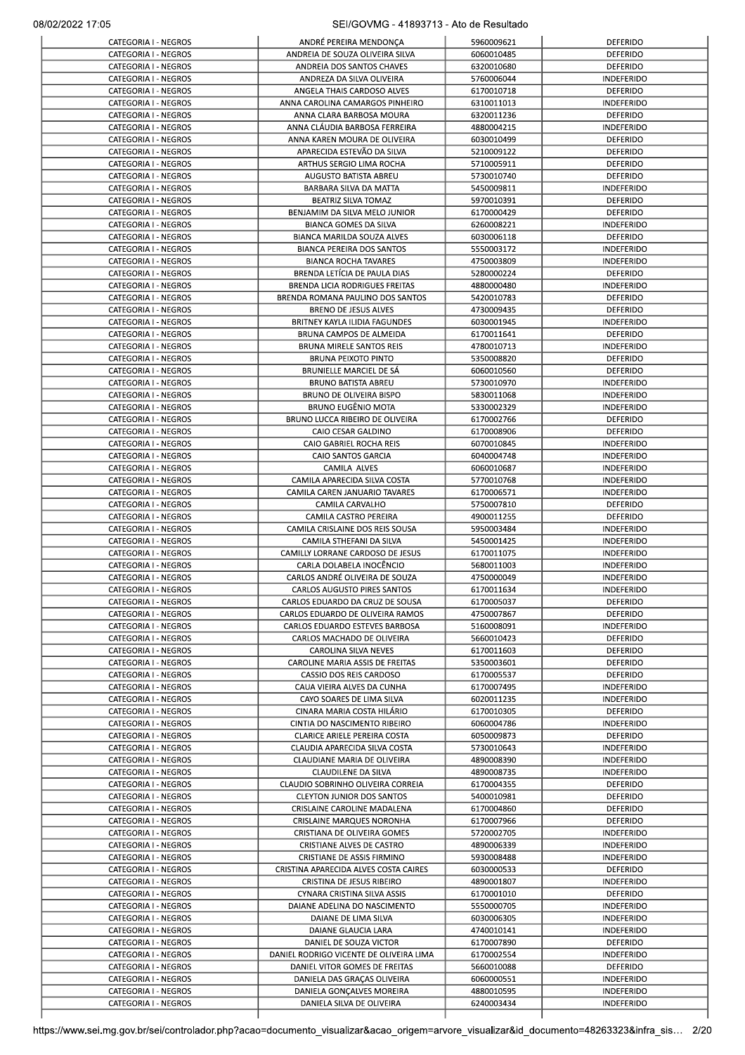| | | | |
|---|---|---|---|
| CATEGORIA I - NEGROS | ANDRÉ PEREIRA MENDONÇA | 5960009621 | DEFERIDO |
| CATEGORIA I - NEGROS | ANDREIA DE SOUZA OLIVEIRA SILVA | 6060010485 | DEFERIDO |
| CATEGORIA I - NEGROS | ANDREIA DOS SANTOS CHAVES | 6320010680 | DEFERIDO |
| CATEGORIA I - NEGROS | ANDREZA DA SILVA OLIVEIRA | 5760006044 | INDEFERIDO |
| CATEGORIA I - NEGROS | ANGELA THAIS CARDOSO ALVES | 6170010718 | DEFERIDO |
| CATEGORIA I - NEGROS | ANNA CAROLINA CAMARGOS PINHEIRO | 6310011013 | INDEFERIDO |
| CATEGORIA I - NEGROS | ANNA CLARA BARBOSA MOURA | 6320011236 | DEFERIDO |
| CATEGORIA I - NEGROS | ANNA CLÁUDIA BARBOSA FERREIRA | 4880004215 | INDEFERIDO |
| CATEGORIA I - NEGROS | ANNA KAREN MOURA DE OLIVEIRA | 6030010499 | DEFERIDO |
| CATEGORIA I - NEGROS | APARECIDA ESTEVÃO DA SILVA | 5210009122 | DEFERIDO |
| CATEGORIA I - NEGROS | ARTHUS SERGIO LIMA ROCHA | 5710005911 | DEFERIDO |
| CATEGORIA I - NEGROS | AUGUSTO BATISTA ABREU | 5730010740 | DEFERIDO |
| CATEGORIA I - NEGROS | BARBARA SILVA DA MATTA | 5450009811 | INDEFERIDO |
| CATEGORIA I - NEGROS | BEATRIZ SILVA TOMAZ | 5970010391 | DEFERIDO |
| CATEGORIA I - NEGROS | BENJAMIM DA SILVA MELO JUNIOR | 6170000429 | DEFERIDO |
| CATEGORIA I - NEGROS | BIANCA GOMES DA SILVA | 6260008221 | INDEFERIDO |
| CATEGORIA I - NEGROS | BIANCA MARILDA SOUZA ALVES | 6030006118 | DEFERIDO |
| CATEGORIA I - NEGROS | BIANCA PEREIRA DOS SANTOS | 5550003172 | INDEFERIDO |
| CATEGORIA I - NEGROS | BIANCA ROCHA TAVARES | 4750003809 | INDEFERIDO |
| CATEGORIA I - NEGROS | BRENDA LETÍCIA DE PAULA DIAS | 5280000224 | DEFERIDO |
| CATEGORIA I - NEGROS | BRENDA LICIA RODRIGUES FREITAS | 4880000480 | INDEFERIDO |
| CATEGORIA I - NEGROS | BRENDA ROMANA PAULINO DOS SANTOS | 5420010783 | DEFERIDO |
| CATEGORIA I - NEGROS | BRENO DE JESUS ALVES | 4730009435 | DEFERIDO |
| CATEGORIA I - NEGROS | BRITNEY KAYLA ILIDIA FAGUNDES | 6030001945 | INDEFERIDO |
| CATEGORIA I - NEGROS | BRUNA CAMPOS DE ALMEIDA | 6170011641 | DEFERIDO |
| CATEGORIA I - NEGROS | BRUNA MIRELE SANTOS REIS | 4780010713 | INDEFERIDO |
| CATEGORIA I - NEGROS | BRUNA PEIXOTO PINTO | 5350008820 | DEFERIDO |
| CATEGORIA I - NEGROS | BRUNIELLE MARCIEL DE SÁ | 6060010560 | DEFERIDO |
| CATEGORIA I - NEGROS | BRUNO BATISTA ABREU | 5730010970 | INDEFERIDO |
| CATEGORIA I - NEGROS | BRUNO DE OLIVEIRA BISPO | 5830011068 | INDEFERIDO |
| CATEGORIA I - NEGROS | BRUNO EUGÊNIO MOTA | 5330002329 | INDEFERIDO |
| CATEGORIA I - NEGROS | BRUNO LUCCA RIBEIRO DE OLIVEIRA | 6170002766 | DEFERIDO |
| CATEGORIA I - NEGROS | CAIO CESAR GALDINO | 6170008906 | DEFERIDO |
| CATEGORIA I - NEGROS | CAIO GABRIEL ROCHA REIS | 6070010845 | INDEFERIDO |
| CATEGORIA I - NEGROS | CAIO SANTOS GARCIA | 6040004748 | INDEFERIDO |
| CATEGORIA I - NEGROS | CAMILA ALVES | 6060010687 | INDEFERIDO |
| CATEGORIA I - NEGROS | CAMILA APARECIDA SILVA COSTA | 5770010768 | INDEFERIDO |
| CATEGORIA I - NEGROS | CAMILA CAREN JANUARIO TAVARES | 6170006571 | INDEFERIDO |
| CATEGORIA I - NEGROS | CAMILA CARVALHO | 5750007810 | DEFERIDO |
| CATEGORIA I - NEGROS | CAMILA CASTRO PEREIRA | 4900011255 | DEFERIDO |
| CATEGORIA I - NEGROS | CAMILA CRISLAINE DOS REIS SOUSA | 5950003484 | INDEFERIDO |
| CATEGORIA I - NEGROS | CAMILA STHEFANI DA SILVA | 5450001425 | INDEFERIDO |
| CATEGORIA I - NEGROS | CAMILLY LORRANE CARDOSO DE JESUS | 6170011075 | INDEFERIDO |
| CATEGORIA I - NEGROS | CARLA DOLABELA INOCÊNCIO | 5680011003 | INDEFERIDO |
| CATEGORIA I - NEGROS | CARLOS ANDRÉ OLIVEIRA DE SOUZA | 4750000049 | INDEFERIDO |
| CATEGORIA I - NEGROS | CARLOS AUGUSTO PIRES SANTOS | 6170011634 | INDEFERIDO |
| CATEGORIA I - NEGROS | CARLOS EDUARDO DA CRUZ DE SOUSA | 6170005037 | DEFERIDO |
| CATEGORIA I - NEGROS | CARLOS EDUARDO DE OLIVEIRA RAMOS | 4750007867 | DEFERIDO |
| CATEGORIA I - NEGROS | CARLOS EDUARDO ESTEVES BARBOSA | 5160008091 | INDEFERIDO |
| CATEGORIA I - NEGROS | CARLOS MACHADO DE OLIVEIRA | 5660010423 | DEFERIDO |
| CATEGORIA I - NEGROS | CAROLINA SILVA NEVES | 6170011603 | DEFERIDO |
| CATEGORIA I - NEGROS | CAROLINE MARIA ASSIS DE FREITAS | 5350003601 | DEFERIDO |
| CATEGORIA I - NEGROS | CASSIO DOS REIS CARDOSO | 6170005537 | DEFERIDO |
| CATEGORIA I - NEGROS | CAUA VIEIRA ALVES DA CUNHA | 6170007495 | INDEFERIDO |
| CATEGORIA I - NEGROS | CAYO SOARES DE LIMA SILVA | 6020011235 | INDEFERIDO |
| CATEGORIA I - NEGROS | CINARA MARIA COSTA HILÁRIO | 6170010305 | DEFERIDO |
| CATEGORIA I - NEGROS | CINTIA DO NASCIMENTO RIBEIRO | 6060004786 | INDEFERIDO |
| CATEGORIA I - NEGROS | CLARICE ARIELE PEREIRA COSTA | 6050009873 | DEFERIDO |
| CATEGORIA I - NEGROS | CLAUDIA APARECIDA SILVA COSTA | 5730010643 | INDEFERIDO |
| CATEGORIA I - NEGROS | CLAUDIANE MARIA DE OLIVEIRA | 4890008390 | INDEFERIDO |
| CATEGORIA I - NEGROS | CLAUDILENE DA SILVA | 4890008735 | INDEFERIDO |
| CATEGORIA I - NEGROS | CLAUDIO SOBRINHO OLIVEIRA CORREIA | 6170004355 | DEFERIDO |
| CATEGORIA I - NEGROS | CLEYTON JUNIOR DOS SANTOS | 5400010981 | DEFERIDO |
| CATEGORIA I - NEGROS | CRISLAINE CAROLINE MADALENA | 6170004860 | DEFERIDO |
| CATEGORIA I - NEGROS | CRISLAINE MARQUES NORONHA | 6170007966 | DEFERIDO |
| CATEGORIA I - NEGROS | CRISTIANA DE OLIVEIRA GOMES | 5720002705 | INDEFERIDO |
| CATEGORIA I - NEGROS | CRISTIANE ALVES DE CASTRO | 4890006339 | INDEFERIDO |
| CATEGORIA I - NEGROS | CRISTIANE DE ASSIS FIRMINO | 5930008488 | INDEFERIDO |
| CATEGORIA I - NEGROS | CRISTINA APARECIDA ALVES COSTA CAIRES | 6030000533 | DEFERIDO |
| CATEGORIA I - NEGROS | CRISTINA DE JESUS RIBEIRO | 4890001807 | INDEFERIDO |
| CATEGORIA I - NEGROS | CYNARA CRISTINA SILVA ASSIS | 6170001010 | DEFERIDO |
| CATEGORIA I - NEGROS | DAIANE ADELINA DO NASCIMENTO | 5550000705 | INDEFERIDO |
| CATEGORIA I - NEGROS | DAIANE DE LIMA SILVA | 6030006305 | INDEFERIDO |
| CATEGORIA I - NEGROS | DAIANE GLAUCIA LARA | 4740010141 | INDEFERIDO |
| CATEGORIA I - NEGROS | DANIEL DE SOUZA VICTOR | 6170007890 | DEFERIDO |
| CATEGORIA I - NEGROS | DANIEL RODRIGO VICENTE DE OLIVEIRA LIMA | 6170002554 | INDEFERIDO |
| CATEGORIA I - NEGROS | DANIEL VITOR GOMES DE FREITAS | 5660010088 | DEFERIDO |
| CATEGORIA I - NEGROS | DANIELA DAS GRAÇAS OLIVEIRA | 6060000551 | INDEFERIDO |
| CATEGORIA I - NEGROS | DANIELA GONÇALVES MOREIRA | 4880010595 | INDEFERIDO |
| CATEGORIA I - NEGROS | DANIELA SILVA DE OLIVEIRA | 6240003434 | INDEFERIDO |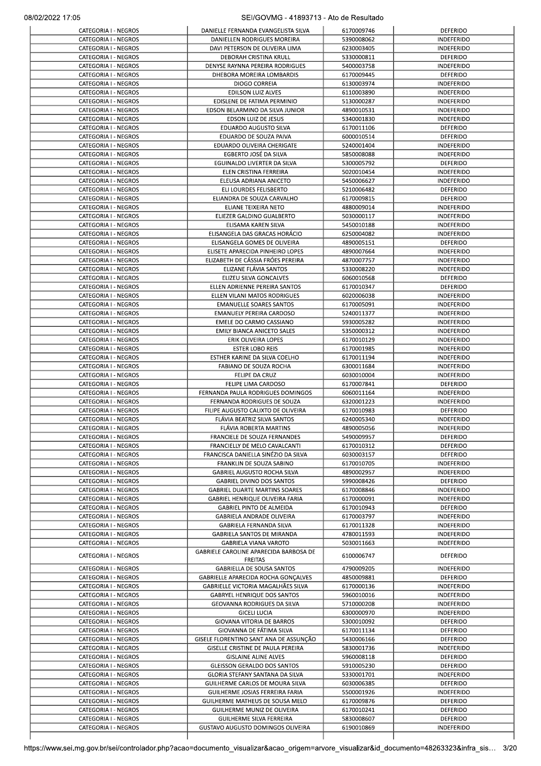| | | | |
|---|---|---|---|
| CATEGORIA I - NEGROS | DANIELLE FERNANDA EVANGELISTA SILVA | 6170009746 | DEFERIDO |
| CATEGORIA I - NEGROS | DANIELLEN RODRIGUES MOREIRA | 5390008062 | INDEFERIDO |
| CATEGORIA I - NEGROS | DAVI PETERSON DE OLIVEIRA LIMA | 6230003405 | INDEFERIDO |
| CATEGORIA I - NEGROS | DEBORAH CRISTINA KRULL | 5330000811 | DEFERIDO |
| CATEGORIA I - NEGROS | DENYSE RAYNNA PEREIRA RODRIGUES | 5400003758 | INDEFERIDO |
| CATEGORIA I - NEGROS | DHEBORA MOREIRA LOMBARDIS | 6170009445 | DEFERIDO |
| CATEGORIA I - NEGROS | DIOGO CORREIA | 6130003974 | INDEFERIDO |
| CATEGORIA I - NEGROS | EDILSON LUIZ ALVES | 6110003890 | INDEFERIDO |
| CATEGORIA I - NEGROS | EDISLENE DE FATIMA PERMINIO | 5130000287 | INDEFERIDO |
| CATEGORIA I - NEGROS | EDSON BELARMINO DA SILVA JUNIOR | 4890010531 | INDEFERIDO |
| CATEGORIA I - NEGROS | EDSON LUIZ DE JESUS | 5340001830 | INDEFERIDO |
| CATEGORIA I - NEGROS | EDUARDO AUGUSTO SILVA | 6170011106 | DEFERIDO |
| CATEGORIA I - NEGROS | EDUARDO DE SOUZA PAIVA | 6000010514 | DEFERIDO |
| CATEGORIA I - NEGROS | EDUARDO OLIVEIRA CHERIGATE | 5240001404 | INDEFERIDO |
| CATEGORIA I - NEGROS | EGBERTO JOSÉ DA SILVA | 5850008088 | INDEFERIDO |
| CATEGORIA I - NEGROS | EGUINALDO LIVERTER DA SILVA | 5300005792 | DEFERIDO |
| CATEGORIA I - NEGROS | ELEN CRISTINA FERREIRA | 5020010454 | INDEFERIDO |
| CATEGORIA I - NEGROS | ELEUSA ADRIANA ANICETO | 5450006627 | INDEFERIDO |
| CATEGORIA I - NEGROS | ELI LOURDES FELISBERTO | 5210006482 | DEFERIDO |
| CATEGORIA I - NEGROS | ELIANDRA DE SOUZA CARVALHO | 6170009815 | DEFERIDO |
| CATEGORIA I - NEGROS | ELIANE TEIXEIRA NETO | 4880009014 | INDEFERIDO |
| CATEGORIA I - NEGROS | ELIEZER GALDINO GUALBERTO | 5030000117 | INDEFERIDO |
| CATEGORIA I - NEGROS | ELISAMA KAREN SILVA | 5450010188 | INDEFERIDO |
| CATEGORIA I - NEGROS | ELISANGELA DAS GRACAS HORÁCIO | 6250004082 | INDEFERIDO |
| CATEGORIA I - NEGROS | ELISANGELA GOMES DE OLIVEIRA | 4890005151 | DEFERIDO |
| CATEGORIA I - NEGROS | ELISETE APARECIDA PINHEIRO LOPES | 4890007664 | INDEFERIDO |
| CATEGORIA I - NEGROS | ELIZABETH DE CÁSSIA FRÓES PEREIRA | 4870007757 | INDEFERIDO |
| CATEGORIA I - NEGROS | ELIZANE FLÁVIA SANTOS | 5330008220 | INDEFERIDO |
| CATEGORIA I - NEGROS | ELIZEU SILVA GONCALVES | 6060010568 | DEFERIDO |
| CATEGORIA I - NEGROS | ELLEN ADRIENNE PEREIRA SANTOS | 6170010347 | DEFERIDO |
| CATEGORIA I - NEGROS | ELLEN VILANI MATOS RODRIGUES | 6020006038 | INDEFERIDO |
| CATEGORIA I - NEGROS | EMANUELLE SOARES SANTOS | 6170005091 | INDEFERIDO |
| CATEGORIA I - NEGROS | EMANUELY PEREIRA CARDOSO | 5240011377 | INDEFERIDO |
| CATEGORIA I - NEGROS | EMELE DO CARMO CASSIANO | 5930005282 | INDEFERIDO |
| CATEGORIA I - NEGROS | EMILY BIANCA ANICETO SALES | 5350000312 | INDEFERIDO |
| CATEGORIA I - NEGROS | ERIK OLIVEIRA LOPES | 6170010129 | INDEFERIDO |
| CATEGORIA I - NEGROS | ESTER LOBO REIS | 6170001985 | INDEFERIDO |
| CATEGORIA I - NEGROS | ESTHER KARINE DA SILVA COELHO | 6170011194 | INDEFERIDO |
| CATEGORIA I - NEGROS | FABIANO DE SOUZA ROCHA | 6300011684 | INDEFERIDO |
| CATEGORIA I - NEGROS | FELIPE DA CRUZ | 6030010004 | INDEFERIDO |
| CATEGORIA I - NEGROS | FELIPE LIMA CARDOSO | 6170007841 | DEFERIDO |
| CATEGORIA I - NEGROS | FERNANDA PAULA RODRIGUES DOMINGOS | 6060011164 | INDEFERIDO |
| CATEGORIA I - NEGROS | FERNANDA RODRIGUES DE SOUZA | 6320001223 | INDEFERIDO |
| CATEGORIA I - NEGROS | FILIPE AUGUSTO CALIXTO DE OLIVEIRA | 6170010983 | DEFERIDO |
| CATEGORIA I - NEGROS | FLÁVIA BEATRIZ SILVA SANTOS | 6240005340 | INDEFERIDO |
| CATEGORIA I - NEGROS | FLÁVIA ROBERTA MARTINS | 4890005056 | INDEFERIDO |
| CATEGORIA I - NEGROS | FRANCIELE DE SOUZA FERNANDES | 5490009957 | DEFERIDO |
| CATEGORIA I - NEGROS | FRANCIELLY DE MELO CAVALCANTI | 6170010312 | DEFERIDO |
| CATEGORIA I - NEGROS | FRANCISCA DANIELLA SINÉZIO DA SILVA | 6030003157 | DEFERIDO |
| CATEGORIA I - NEGROS | FRANKLIN DE SOUZA SABINO | 6170010705 | INDEFERIDO |
| CATEGORIA I - NEGROS | GABRIEL AUGUSTO ROCHA SILVA | 4890002957 | INDEFERIDO |
| CATEGORIA I - NEGROS | GABRIEL DIVINO DOS SANTOS | 5990008426 | DEFERIDO |
| CATEGORIA I - NEGROS | GABRIEL DUARTE MARTINS SOARES | 6170008846 | INDEFERIDO |
| CATEGORIA I - NEGROS | GABRIEL HENRIQUE OLIVEIRA FARIA | 6170000091 | INDEFERIDO |
| CATEGORIA I - NEGROS | GABRIEL PINTO DE ALMEIDA | 6170010943 | DEFERIDO |
| CATEGORIA I - NEGROS | GABRIELA ANDRADE OLIVEIRA | 6170003797 | INDEFERIDO |
| CATEGORIA I - NEGROS | GABRIELA FERNANDA SILVA | 6170011328 | INDEFERIDO |
| CATEGORIA I - NEGROS | GABRIELA SANTOS DE MIRANDA | 4780011593 | INDEFERIDO |
| CATEGORIA I - NEGROS | GABRIELA VIANA VAROTO | 5030011663 | INDEFERIDO |
| CATEGORIA I - NEGROS | GABRIELE CAROLINE APARECIDA BARBOSA DE FREITAS | 6100006747 | DEFERIDO |
| CATEGORIA I - NEGROS | GABRIELLA DE SOUSA SANTOS | 4790009205 | INDEFERIDO |
| CATEGORIA I - NEGROS | GABRIELLE APARECIDA ROCHA GONÇALVES | 4850009881 | DEFERIDO |
| CATEGORIA I - NEGROS | GABRIELLE VICTORIA MAGALHÃES SILVA | 6170000136 | INDEFERIDO |
| CATEGORIA I - NEGROS | GABRYEL HENRIQUE DOS SANTOS | 5960010016 | INDEFERIDO |
| CATEGORIA I - NEGROS | GEOVANNA RODRIGUES DA SILVA | 5710000208 | INDEFERIDO |
| CATEGORIA I - NEGROS | GICELI LUCIA | 6300000970 | INDEFERIDO |
| CATEGORIA I - NEGROS | GIOVANA VITORIA DE BARROS | 5300010092 | DEFERIDO |
| CATEGORIA I - NEGROS | GIOVANNA DE FÁTIMA SILVA | 6170011134 | DEFERIDO |
| CATEGORIA I - NEGROS | GISELE FLORENTINO SANT ANA DE ASSUNÇÃO | 5430006166 | DEFERIDO |
| CATEGORIA I - NEGROS | GISELLE CRISTINE DE PAULA PEREIRA | 5830001736 | INDEFERIDO |
| CATEGORIA I - NEGROS | GISLAINE ALINE ALVES | 5960008118 | DEFERIDO |
| CATEGORIA I - NEGROS | GLEISSON GERALDO DOS SANTOS | 5910005230 | DEFERIDO |
| CATEGORIA I - NEGROS | GLORIA STEFANY SANTANA DA SILVA | 5330001701 | INDEFERIDO |
| CATEGORIA I - NEGROS | GUILHERME CARLOS DE MOURA SILVA | 6030006385 | DEFERIDO |
| CATEGORIA I - NEGROS | GUILHERME JOSIAS FERREIRA FARIA | 5500001926 | INDEFERIDO |
| CATEGORIA I - NEGROS | GUILHERME MATHEUS DE SOUSA MELO | 6170009876 | DEFERIDO |
| CATEGORIA I - NEGROS | GUILHERME MUNIZ DE OLIVEIRA | 6170010241 | DEFERIDO |
| CATEGORIA I - NEGROS | GUILHERME SILVA FERREIRA | 5830008607 | DEFERIDO |
| CATEGORIA I - NEGROS | GUSTAVO AUGUSTO DOMINGOS OLIVEIRA | 6190010869 | INDEFERIDO |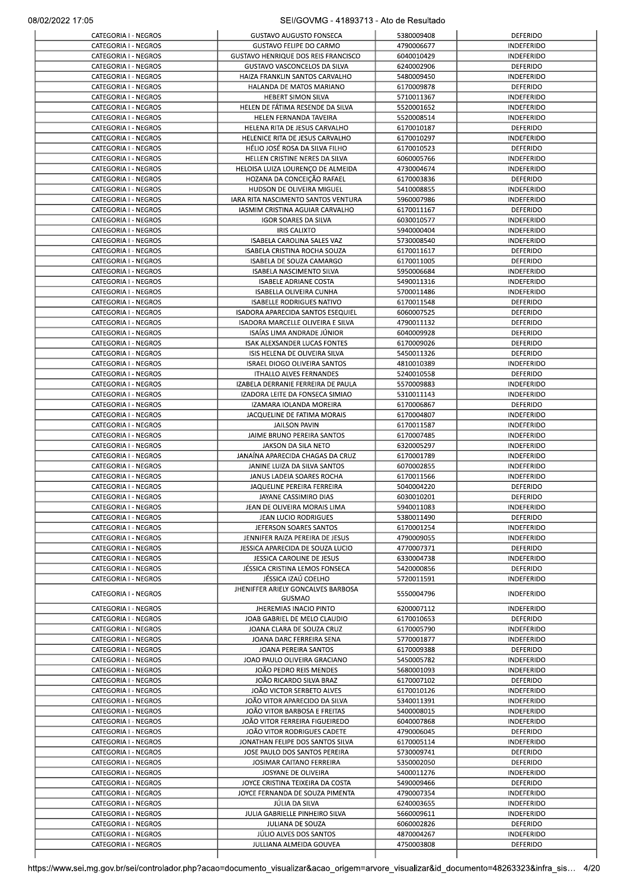| | | | |
|---|---|---|---|
| CATEGORIA I - NEGROS | GUSTAVO AUGUSTO FONSECA | 5380009408 | DEFERIDO |
| CATEGORIA I - NEGROS | GUSTAVO FELIPE DO CARMO | 4790006677 | INDEFERIDO |
| CATEGORIA I - NEGROS | GUSTAVO HENRIQUE DOS REIS FRANCISCO | 6040010429 | INDEFERIDO |
| CATEGORIA I - NEGROS | GUSTAVO VASCONCELOS DA SILVA | 6240002906 | DEFERIDO |
| CATEGORIA I - NEGROS | HAIZA FRANKLIN SANTOS CARVALHO | 5480009450 | INDEFERIDO |
| CATEGORIA I - NEGROS | HALANDA DE MATOS MARIANO | 6170009878 | DEFERIDO |
| CATEGORIA I - NEGROS | HEBERT SIMON SILVA | 5710011367 | INDEFERIDO |
| CATEGORIA I - NEGROS | HELEN DE FÁTIMA RESENDE DA SILVA | 5520001652 | INDEFERIDO |
| CATEGORIA I - NEGROS | HELEN FERNANDA TAVEIRA | 5520008514 | INDEFERIDO |
| CATEGORIA I - NEGROS | HELENA RITA DE JESUS CARVALHO | 6170010187 | DEFERIDO |
| CATEGORIA I - NEGROS | HELENICE RITA DE JESUS CARVALHO | 6170010297 | INDEFERIDO |
| CATEGORIA I - NEGROS | HÉLIO JOSÉ ROSA DA SILVA FILHO | 6170010523 | DEFERIDO |
| CATEGORIA I - NEGROS | HELLEN CRISTINE NERES DA SILVA | 6060005766 | INDEFERIDO |
| CATEGORIA I - NEGROS | HELOISA LUIZA LOURENÇO DE ALMEIDA | 4730004674 | INDEFERIDO |
| CATEGORIA I - NEGROS | HOZANA DA CONCEIÇÃO RAFAEL | 6170003836 | DEFERIDO |
| CATEGORIA I - NEGROS | HUDSON DE OLIVEIRA MIGUEL | 5410008855 | INDEFERIDO |
| CATEGORIA I - NEGROS | IARA RITA NASCIMENTO SANTOS VENTURA | 5960007986 | INDEFERIDO |
| CATEGORIA I - NEGROS | IASMIM CRISTINA AGUIAR CARVALHO | 6170011167 | DEFERIDO |
| CATEGORIA I - NEGROS | IGOR SOARES DA SILVA | 6030010577 | INDEFERIDO |
| CATEGORIA I - NEGROS | IRIS CALIXTO | 5940000404 | INDEFERIDO |
| CATEGORIA I - NEGROS | ISABELA CAROLINA SALES VAZ | 5730008540 | INDEFERIDO |
| CATEGORIA I - NEGROS | ISABELA CRISTINA ROCHA SOUZA | 6170011617 | DEFERIDO |
| CATEGORIA I - NEGROS | ISABELA DE SOUZA CAMARGO | 6170011005 | DEFERIDO |
| CATEGORIA I - NEGROS | ISABELA NASCIMENTO SILVA | 5950006684 | INDEFERIDO |
| CATEGORIA I - NEGROS | ISABELE ADRIANE COSTA | 5490011316 | INDEFERIDO |
| CATEGORIA I - NEGROS | ISABELLA OLIVEIRA CUNHA | 5700011486 | INDEFERIDO |
| CATEGORIA I - NEGROS | ISABELLE RODRIGUES NATIVO | 6170011548 | DEFERIDO |
| CATEGORIA I - NEGROS | ISADORA APARECIDA SANTOS ESEQUIEL | 6060007525 | DEFERIDO |
| CATEGORIA I - NEGROS | ISADORA MARCELLE OLIVEIRA E SILVA | 4790011132 | DEFERIDO |
| CATEGORIA I - NEGROS | ISAÍAS LIMA ANDRADE JÚNIOR | 6040009928 | DEFERIDO |
| CATEGORIA I - NEGROS | ISAK ALEXSANDER LUCAS FONTES | 6170009026 | DEFERIDO |
| CATEGORIA I - NEGROS | ISIS HELENA DE OLIVEIRA SILVA | 5450011326 | DEFERIDO |
| CATEGORIA I - NEGROS | ISRAEL DIOGO OLIVEIRA SANTOS | 4810010389 | INDEFERIDO |
| CATEGORIA I - NEGROS | ITHALLO ALVES FERNANDES | 5240010558 | DEFERIDO |
| CATEGORIA I - NEGROS | IZABELA DERRANIE FERREIRA DE PAULA | 5570009883 | INDEFERIDO |
| CATEGORIA I - NEGROS | IZADORA LEITE DA FONSECA SIMIAO | 5310011143 | INDEFERIDO |
| CATEGORIA I - NEGROS | IZAMARA IOLANDA MOREIRA | 6170006867 | DEFERIDO |
| CATEGORIA I - NEGROS | JACQUELINE DE FATIMA MORAIS | 6170004807 | INDEFERIDO |
| CATEGORIA I - NEGROS | JAILSON PAVIN | 6170011587 | INDEFERIDO |
| CATEGORIA I - NEGROS | JAIME BRUNO PEREIRA SANTOS | 6170007485 | INDEFERIDO |
| CATEGORIA I - NEGROS | JAKSON DA SILA NETO | 6320005297 | INDEFERIDO |
| CATEGORIA I - NEGROS | JANAÍNA APARECIDA CHAGAS DA CRUZ | 6170001789 | INDEFERIDO |
| CATEGORIA I - NEGROS | JANINE LUIZA DA SILVA SANTOS | 6070002855 | INDEFERIDO |
| CATEGORIA I - NEGROS | JANUS LADEIA SOARES ROCHA | 6170011566 | INDEFERIDO |
| CATEGORIA I - NEGROS | JAQUELINE PEREIRA FERREIRA | 5040004220 | DEFERIDO |
| CATEGORIA I - NEGROS | JAYANE CASSIMIRO DIAS | 6030010201 | DEFERIDO |
| CATEGORIA I - NEGROS | JEAN DE OLIVEIRA MORAIS LIMA | 5940011083 | INDEFERIDO |
| CATEGORIA I - NEGROS | JEAN LUCIO RODRIGUES | 5380011490 | DEFERIDO |
| CATEGORIA I - NEGROS | JEFERSON SOARES SANTOS | 6170001254 | INDEFERIDO |
| CATEGORIA I - NEGROS | JENNIFER RAIZA PEREIRA DE JESUS | 4790009055 | INDEFERIDO |
| CATEGORIA I - NEGROS | JESSICA APARECIDA DE SOUZA LUCIO | 4770007371 | DEFERIDO |
| CATEGORIA I - NEGROS | JESSICA CAROLINE DE JESUS | 6330004738 | INDEFERIDO |
| CATEGORIA I - NEGROS | JÉSSICA CRISTINA LEMOS FONSECA | 5420000856 | DEFERIDO |
| CATEGORIA I - NEGROS | JÉSSICA IZAÚ COELHO | 5720011591 | INDEFERIDO |
| CATEGORIA I - NEGROS | JHENIFFER ARIELY GONCALVES BARBOSA GUSMAO | 5550004796 | INDEFERIDO |
| CATEGORIA I - NEGROS | JHEREMIAS INACIO PINTO | 6200007112 | INDEFERIDO |
| CATEGORIA I - NEGROS | JOAB GABRIEL DE MELO CLAUDIO | 6170010653 | DEFERIDO |
| CATEGORIA I - NEGROS | JOANA CLARA DE SOUZA CRUZ | 6170005790 | INDEFERIDO |
| CATEGORIA I - NEGROS | JOANA DARC FERREIRA SENA | 5770001877 | INDEFERIDO |
| CATEGORIA I - NEGROS | JOANA PEREIRA SANTOS | 6170009388 | DEFERIDO |
| CATEGORIA I - NEGROS | JOAO PAULO OLIVEIRA GRACIANO | 5450005782 | INDEFERIDO |
| CATEGORIA I - NEGROS | JOÃO PEDRO REIS MENDES | 5680001093 | INDEFERIDO |
| CATEGORIA I - NEGROS | JOÃO RICARDO SILVA BRAZ | 6170007102 | DEFERIDO |
| CATEGORIA I - NEGROS | JOÃO VICTOR SERBETO ALVES | 6170010126 | INDEFERIDO |
| CATEGORIA I - NEGROS | JOÃO VITOR APARECIDO DA SILVA | 5340011391 | INDEFERIDO |
| CATEGORIA I - NEGROS | JOÃO VITOR BARBOSA E FREITAS | 5400008015 | INDEFERIDO |
| CATEGORIA I - NEGROS | JOÃO VITOR FERREIRA FIGUEIREDO | 6040007868 | INDEFERIDO |
| CATEGORIA I - NEGROS | JOÃO VITOR RODRIGUES CADETE | 4790006045 | DEFERIDO |
| CATEGORIA I - NEGROS | JONATHAN FELIPE DOS SANTOS SILVA | 6170005114 | INDEFERIDO |
| CATEGORIA I - NEGROS | JOSE PAULO DOS SANTOS PEREIRA | 5730009741 | DEFERIDO |
| CATEGORIA I - NEGROS | JOSIMAR CAITANO FERREIRA | 5350002050 | DEFERIDO |
| CATEGORIA I - NEGROS | JOSYANE DE OLIVEIRA | 5400011276 | INDEFERIDO |
| CATEGORIA I - NEGROS | JOYCE CRISTINA TEIXEIRA DA COSTA | 5490009466 | DEFERIDO |
| CATEGORIA I - NEGROS | JOYCE FERNANDA DE SOUZA PIMENTA | 4790007354 | INDEFERIDO |
| CATEGORIA I - NEGROS | JÚLIA DA SILVA | 6240003655 | INDEFERIDO |
| CATEGORIA I - NEGROS | JULIA GABRIELLE PINHEIRO SILVA | 5660009611 | INDEFERIDO |
| CATEGORIA I - NEGROS | JULIANA DE SOUZA | 6060002826 | DEFERIDO |
| CATEGORIA I - NEGROS | JÚLIO ALVES DOS SANTOS | 4870004267 | INDEFERIDO |
| CATEGORIA I - NEGROS | JULLIANA ALMEIDA GOUVEA | 4750003808 | DEFERIDO |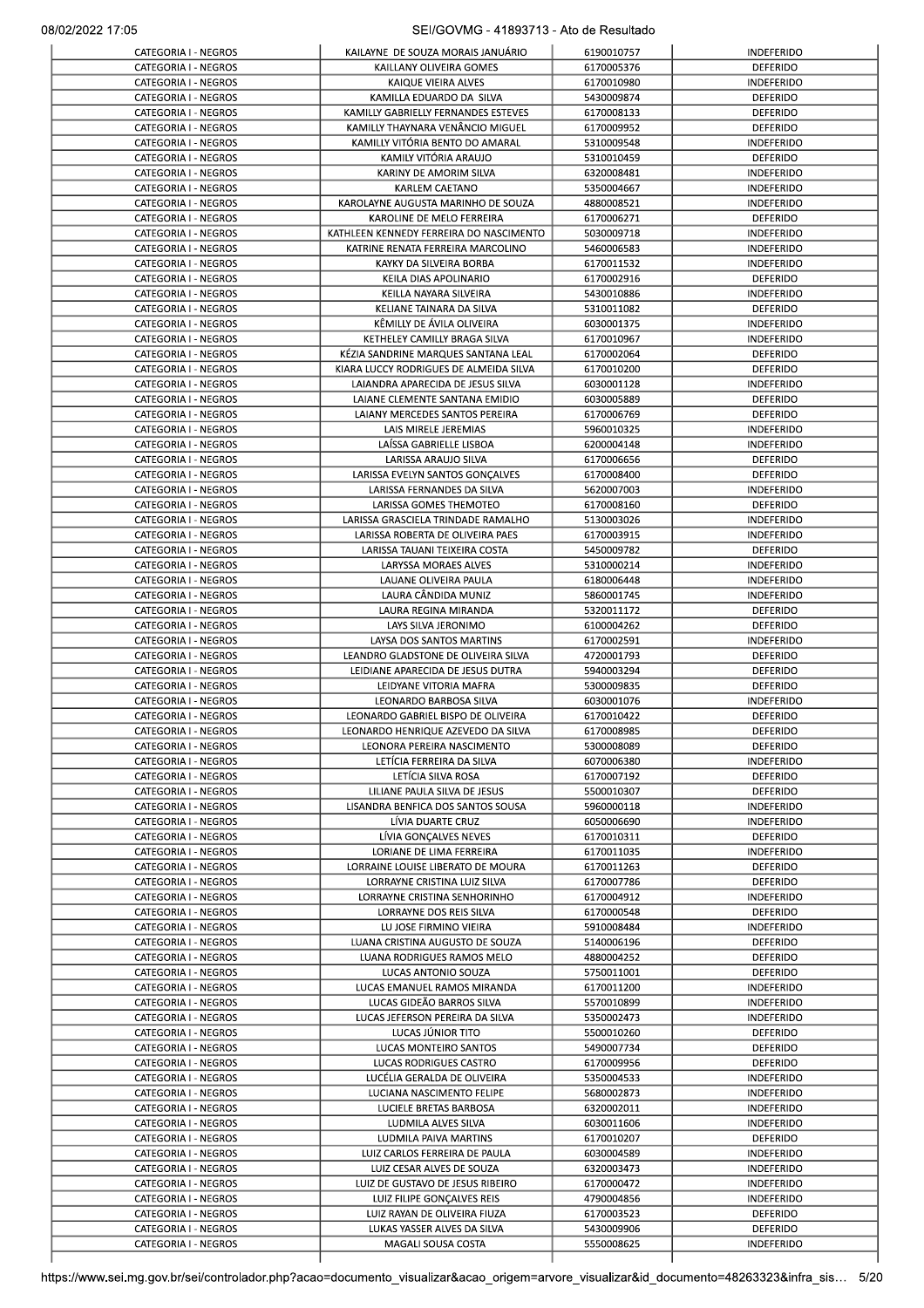| | | | |
|---|---|---|---|
| CATEGORIA I - NEGROS | KAILAYNE DE SOUZA MORAIS JANUÁRIO | 6190010757 | INDEFERIDO |
| CATEGORIA I - NEGROS | KAILLANY OLIVEIRA GOMES | 6170005376 | DEFERIDO |
| CATEGORIA I - NEGROS | KAIQUE VIEIRA ALVES | 6170010980 | INDEFERIDO |
| CATEGORIA I - NEGROS | KAMILLA EDUARDO DA SILVA | 5430009874 | DEFERIDO |
| CATEGORIA I - NEGROS | KAMILLY GABRIELLY FERNANDES ESTEVES | 6170008133 | DEFERIDO |
| CATEGORIA I - NEGROS | KAMILLY THAYNARA VENÂNCIO MIGUEL | 6170009952 | DEFERIDO |
| CATEGORIA I - NEGROS | KAMILLY VITÓRIA BENTO DO AMARAL | 5310009548 | INDEFERIDO |
| CATEGORIA I - NEGROS | KAMILY VITÓRIA ARAUJO | 5310010459 | DEFERIDO |
| CATEGORIA I - NEGROS | KARINY DE AMORIM SILVA | 6320008481 | INDEFERIDO |
| CATEGORIA I - NEGROS | KARLEM CAETANO | 5350004667 | INDEFERIDO |
| CATEGORIA I - NEGROS | KAROLAYNE AUGUSTA MARINHO DE SOUZA | 4880008521 | INDEFERIDO |
| CATEGORIA I - NEGROS | KAROLINE DE MELO FERREIRA | 6170006271 | DEFERIDO |
| CATEGORIA I - NEGROS | KATHLEEN KENNEDY FERREIRA DO NASCIMENTO | 5030009718 | INDEFERIDO |
| CATEGORIA I - NEGROS | KATRINE RENATA FERREIRA MARCOLINO | 5460006583 | INDEFERIDO |
| CATEGORIA I - NEGROS | KAYKY DA SILVEIRA BORBA | 6170011532 | INDEFERIDO |
| CATEGORIA I - NEGROS | KEILA DIAS APOLINARIO | 6170002916 | DEFERIDO |
| CATEGORIA I - NEGROS | KEILLA NAYARA SILVEIRA | 5430010886 | INDEFERIDO |
| CATEGORIA I - NEGROS | KELIANE TAINARA DA SILVA | 5310011082 | DEFERIDO |
| CATEGORIA I - NEGROS | KÊMILLY DE ÁVILA OLIVEIRA | 6030001375 | INDEFERIDO |
| CATEGORIA I - NEGROS | KETHELEY CAMILLY BRAGA SILVA | 6170010967 | INDEFERIDO |
| CATEGORIA I - NEGROS | KÉZIA SANDRINE MARQUES SANTANA LEAL | 6170002064 | DEFERIDO |
| CATEGORIA I - NEGROS | KIARA LUCCY RODRIGUES DE ALMEIDA SILVA | 6170010200 | DEFERIDO |
| CATEGORIA I - NEGROS | LAIANDRA APARECIDA DE JESUS SILVA | 6030001128 | INDEFERIDO |
| CATEGORIA I - NEGROS | LAIANE CLEMENTE SANTANA EMIDIO | 6030005889 | DEFERIDO |
| CATEGORIA I - NEGROS | LAIANY MERCEDES SANTOS PEREIRA | 6170006769 | DEFERIDO |
| CATEGORIA I - NEGROS | LAIS MIRELE JEREMIAS | 5960010325 | INDEFERIDO |
| CATEGORIA I - NEGROS | LAÍSSA GABRIELLE LISBOA | 6200004148 | INDEFERIDO |
| CATEGORIA I - NEGROS | LARISSA ARAUJO SILVA | 6170006656 | DEFERIDO |
| CATEGORIA I - NEGROS | LARISSA EVELYN SANTOS GONÇALVES | 6170008400 | DEFERIDO |
| CATEGORIA I - NEGROS | LARISSA FERNANDES DA SILVA | 5620007003 | INDEFERIDO |
| CATEGORIA I - NEGROS | LARISSA GOMES THEMOTEO | 6170008160 | DEFERIDO |
| CATEGORIA I - NEGROS | LARISSA GRASCIELA TRINDADE RAMALHO | 5130003026 | INDEFERIDO |
| CATEGORIA I - NEGROS | LARISSA ROBERTA DE OLIVEIRA PAES | 6170003915 | INDEFERIDO |
| CATEGORIA I - NEGROS | LARISSA TAUANI TEIXEIRA COSTA | 5450009782 | DEFERIDO |
| CATEGORIA I - NEGROS | LARYSSA MORAES ALVES | 5310000214 | INDEFERIDO |
| CATEGORIA I - NEGROS | LAUANE OLIVEIRA PAULA | 6180006448 | INDEFERIDO |
| CATEGORIA I - NEGROS | LAURA CÂNDIDA MUNIZ | 5860001745 | INDEFERIDO |
| CATEGORIA I - NEGROS | LAURA REGINA MIRANDA | 5320011172 | DEFERIDO |
| CATEGORIA I - NEGROS | LAYS SILVA JERONIMO | 6100004262 | DEFERIDO |
| CATEGORIA I - NEGROS | LAYSA DOS SANTOS MARTINS | 6170002591 | INDEFERIDO |
| CATEGORIA I - NEGROS | LEANDRO GLADSTONE DE OLIVEIRA SILVA | 4720001793 | DEFERIDO |
| CATEGORIA I - NEGROS | LEIDIANE APARECIDA DE JESUS DUTRA | 5940003294 | DEFERIDO |
| CATEGORIA I - NEGROS | LEIDYANE VITORIA MAFRA | 5300009835 | DEFERIDO |
| CATEGORIA I - NEGROS | LEONARDO BARBOSA SILVA | 6030001076 | INDEFERIDO |
| CATEGORIA I - NEGROS | LEONARDO GABRIEL BISPO DE OLIVEIRA | 6170010422 | DEFERIDO |
| CATEGORIA I - NEGROS | LEONARDO HENRIQUE AZEVEDO DA SILVA | 6170008985 | DEFERIDO |
| CATEGORIA I - NEGROS | LEONORA PEREIRA NASCIMENTO | 5300008089 | DEFERIDO |
| CATEGORIA I - NEGROS | LETÍCIA FERREIRA DA SILVA | 6070006380 | INDEFERIDO |
| CATEGORIA I - NEGROS | LETÍCIA SILVA ROSA | 6170007192 | DEFERIDO |
| CATEGORIA I - NEGROS | LILIANE PAULA SILVA DE JESUS | 5500010307 | DEFERIDO |
| CATEGORIA I - NEGROS | LISANDRA BENFICA DOS SANTOS SOUSA | 5960000118 | INDEFERIDO |
| CATEGORIA I - NEGROS | LÍVIA DUARTE CRUZ | 6050006690 | INDEFERIDO |
| CATEGORIA I - NEGROS | LÍVIA GONÇALVES NEVES | 6170010311 | DEFERIDO |
| CATEGORIA I - NEGROS | LORIANE DE LIMA FERREIRA | 6170011035 | INDEFERIDO |
| CATEGORIA I - NEGROS | LORRAINE LOUISE LIBERATO DE MOURA | 6170011263 | DEFERIDO |
| CATEGORIA I - NEGROS | LORRAYNE CRISTINA LUIZ SILVA | 6170007786 | DEFERIDO |
| CATEGORIA I - NEGROS | LORRAYNE CRISTINA SENHORINHO | 6170004912 | INDEFERIDO |
| CATEGORIA I - NEGROS | LORRAYNE DOS REIS SILVA | 6170000548 | DEFERIDO |
| CATEGORIA I - NEGROS | LU JOSE FIRMINO VIEIRA | 5910008484 | INDEFERIDO |
| CATEGORIA I - NEGROS | LUANA CRISTINA AUGUSTO DE SOUZA | 5140006196 | DEFERIDO |
| CATEGORIA I - NEGROS | LUANA RODRIGUES RAMOS MELO | 4880004252 | DEFERIDO |
| CATEGORIA I - NEGROS | LUCAS ANTONIO SOUZA | 5750011001 | DEFERIDO |
| CATEGORIA I - NEGROS | LUCAS EMANUEL RAMOS MIRANDA | 6170011200 | INDEFERIDO |
| CATEGORIA I - NEGROS | LUCAS GIDEÃO BARROS SILVA | 5570010899 | INDEFERIDO |
| CATEGORIA I - NEGROS | LUCAS JEFERSON PEREIRA DA SILVA | 5350002473 | INDEFERIDO |
| CATEGORIA I - NEGROS | LUCAS JÚNIOR TITO | 5500010260 | DEFERIDO |
| CATEGORIA I - NEGROS | LUCAS MONTEIRO SANTOS | 5490007734 | DEFERIDO |
| CATEGORIA I - NEGROS | LUCAS RODRIGUES CASTRO | 6170009956 | DEFERIDO |
| CATEGORIA I - NEGROS | LUCÉLIA GERALDA DE OLIVEIRA | 5350004533 | INDEFERIDO |
| CATEGORIA I - NEGROS | LUCIANA NASCIMENTO FELIPE | 5680002873 | INDEFERIDO |
| CATEGORIA I - NEGROS | LUCIELE BRETAS BARBOSA | 6320002011 | INDEFERIDO |
| CATEGORIA I - NEGROS | LUDMILA ALVES SILVA | 6030011606 | INDEFERIDO |
| CATEGORIA I - NEGROS | LUDMILA PAIVA MARTINS | 6170010207 | DEFERIDO |
| CATEGORIA I - NEGROS | LUIZ CARLOS FERREIRA DE PAULA | 6030004589 | INDEFERIDO |
| CATEGORIA I - NEGROS | LUIZ CESAR ALVES DE SOUZA | 6320003473 | INDEFERIDO |
| CATEGORIA I - NEGROS | LUIZ DE GUSTAVO DE JESUS RIBEIRO | 6170000472 | INDEFERIDO |
| CATEGORIA I - NEGROS | LUIZ FILIPE GONÇALVES REIS | 4790004856 | INDEFERIDO |
| CATEGORIA I - NEGROS | LUIZ RAYAN DE OLIVEIRA FIUZA | 6170003523 | DEFERIDO |
| CATEGORIA I - NEGROS | LUKAS YASSER ALVES DA SILVA | 5430009906 | DEFERIDO |
| CATEGORIA I - NEGROS | MAGALI SOUSA COSTA | 5550008625 | INDEFERIDO |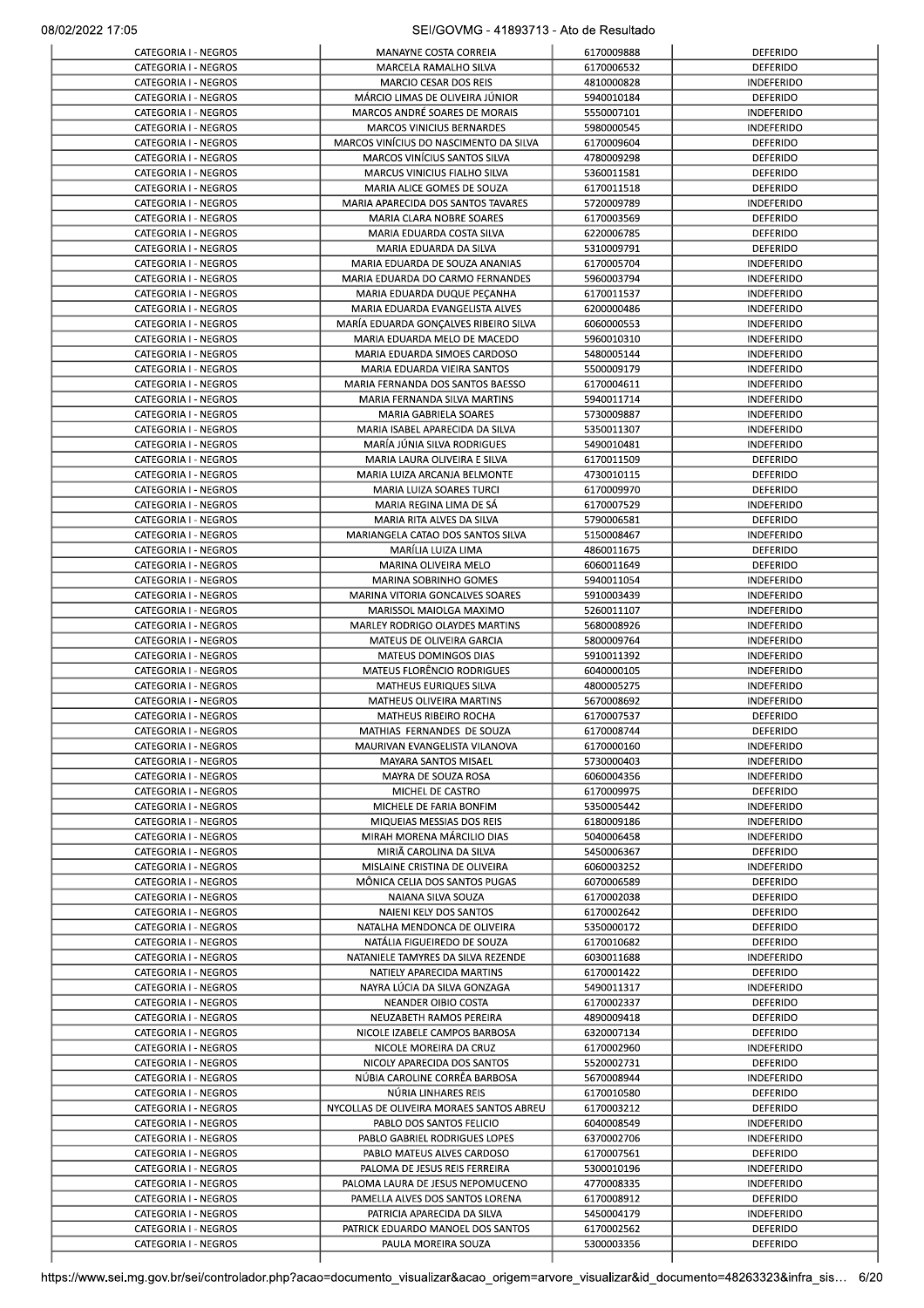| | | | |
|---|---|---|---|
| CATEGORIA I - NEGROS | MANAYNE COSTA CORREIA | 6170009888 | DEFERIDO |
| CATEGORIA I - NEGROS | MARCELA RAMALHO SILVA | 6170006532 | DEFERIDO |
| CATEGORIA I - NEGROS | MARCIO CESAR DOS REIS | 4810000828 | INDEFERIDO |
| CATEGORIA I - NEGROS | MÁRCIO LIMAS DE OLIVEIRA JÚNIOR | 5940010184 | DEFERIDO |
| CATEGORIA I - NEGROS | MARCOS ANDRÉ SOARES DE MORAIS | 5550007101 | INDEFERIDO |
| CATEGORIA I - NEGROS | MARCOS VINICIUS BERNARDES | 5980000545 | INDEFERIDO |
| CATEGORIA I - NEGROS | MARCOS VINÍCIUS DO NASCIMENTO DA SILVA | 6170009604 | DEFERIDO |
| CATEGORIA I - NEGROS | MARCOS VINÍCIUS SANTOS SILVA | 4780009298 | DEFERIDO |
| CATEGORIA I - NEGROS | MARCUS VINICIUS FIALHO SILVA | 5360011581 | DEFERIDO |
| CATEGORIA I - NEGROS | MARIA ALICE GOMES DE SOUZA | 6170011518 | DEFERIDO |
| CATEGORIA I - NEGROS | MARIA APARECIDA DOS SANTOS TAVARES | 5720009789 | INDEFERIDO |
| CATEGORIA I - NEGROS | MARIA CLARA NOBRE SOARES | 6170003569 | DEFERIDO |
| CATEGORIA I - NEGROS | MARIA EDUARDA COSTA SILVA | 6220006785 | DEFERIDO |
| CATEGORIA I - NEGROS | MARIA EDUARDA DA SILVA | 5310009791 | DEFERIDO |
| CATEGORIA I - NEGROS | MARIA EDUARDA DE SOUZA ANANIAS | 6170005704 | INDEFERIDO |
| CATEGORIA I - NEGROS | MARIA EDUARDA DO CARMO FERNANDES | 5960003794 | INDEFERIDO |
| CATEGORIA I - NEGROS | MARIA EDUARDA DUQUE PEÇANHA | 6170011537 | INDEFERIDO |
| CATEGORIA I - NEGROS | MARIA EDUARDA EVANGELISTA ALVES | 6200000486 | INDEFERIDO |
| CATEGORIA I - NEGROS | MARÍA EDUARDA GONÇALVES RIBEIRO SILVA | 6060000553 | INDEFERIDO |
| CATEGORIA I - NEGROS | MARIA EDUARDA MELO DE MACEDO | 5960010310 | INDEFERIDO |
| CATEGORIA I - NEGROS | MARIA EDUARDA SIMOES CARDOSO | 5480005144 | INDEFERIDO |
| CATEGORIA I - NEGROS | MARIA EDUARDA VIEIRA SANTOS | 5500009179 | INDEFERIDO |
| CATEGORIA I - NEGROS | MARIA FERNANDA DOS SANTOS BAESSO | 6170004611 | INDEFERIDO |
| CATEGORIA I - NEGROS | MARIA FERNANDA SILVA MARTINS | 5940011714 | INDEFERIDO |
| CATEGORIA I - NEGROS | MARIA GABRIELA SOARES | 5730009887 | INDEFERIDO |
| CATEGORIA I - NEGROS | MARIA ISABEL APARECIDA DA SILVA | 5350011307 | INDEFERIDO |
| CATEGORIA I - NEGROS | MARÍA JÚNIA SILVA RODRIGUES | 5490010481 | INDEFERIDO |
| CATEGORIA I - NEGROS | MARIA LAURA OLIVEIRA E SILVA | 6170011509 | DEFERIDO |
| CATEGORIA I - NEGROS | MARIA LUIZA ARCANJA BELMONTE | 4730010115 | DEFERIDO |
| CATEGORIA I - NEGROS | MARIA LUIZA SOARES TURCI | 6170009970 | DEFERIDO |
| CATEGORIA I - NEGROS | MARIA REGINA LIMA DE SÁ | 6170007529 | INDEFERIDO |
| CATEGORIA I - NEGROS | MARIA RITA ALVES DA SILVA | 5790006581 | DEFERIDO |
| CATEGORIA I - NEGROS | MARIANGELA CATAO DOS SANTOS SILVA | 5150008467 | INDEFERIDO |
| CATEGORIA I - NEGROS | MARÍLIA LUIZA LIMA | 4860011675 | DEFERIDO |
| CATEGORIA I - NEGROS | MARINA OLIVEIRA MELO | 6060011649 | DEFERIDO |
| CATEGORIA I - NEGROS | MARINA SOBRINHO GOMES | 5940011054 | INDEFERIDO |
| CATEGORIA I - NEGROS | MARINA VITORIA GONCALVES SOARES | 5910003439 | INDEFERIDO |
| CATEGORIA I - NEGROS | MARISSOL MAIOLGA MAXIMO | 5260011107 | INDEFERIDO |
| CATEGORIA I - NEGROS | MARLEY RODRIGO OLAYDES MARTINS | 5680008926 | INDEFERIDO |
| CATEGORIA I - NEGROS | MATEUS DE OLIVEIRA GARCIA | 5800009764 | INDEFERIDO |
| CATEGORIA I - NEGROS | MATEUS DOMINGOS DIAS | 5910011392 | INDEFERIDO |
| CATEGORIA I - NEGROS | MATEUS FLORÊNCIO RODRIGUES | 6040000105 | INDEFERIDO |
| CATEGORIA I - NEGROS | MATHEUS EURIQUES SILVA | 4800005275 | INDEFERIDO |
| CATEGORIA I - NEGROS | MATHEUS OLIVEIRA MARTINS | 5670008692 | INDEFERIDO |
| CATEGORIA I - NEGROS | MATHEUS RIBEIRO ROCHA | 6170007537 | DEFERIDO |
| CATEGORIA I - NEGROS | MATHIAS FERNANDES DE SOUZA | 6170008744 | DEFERIDO |
| CATEGORIA I - NEGROS | MAURIVAN EVANGELISTA VILANOVA | 6170000160 | INDEFERIDO |
| CATEGORIA I - NEGROS | MAYARA SANTOS MISAEL | 5730000403 | INDEFERIDO |
| CATEGORIA I - NEGROS | MAYRA DE SOUZA ROSA | 6060004356 | INDEFERIDO |
| CATEGORIA I - NEGROS | MICHEL DE CASTRO | 6170009975 | DEFERIDO |
| CATEGORIA I - NEGROS | MICHELE DE FARIA BONFIM | 5350005442 | INDEFERIDO |
| CATEGORIA I - NEGROS | MIQUEIAS MESSIAS DOS REIS | 6180009186 | INDEFERIDO |
| CATEGORIA I - NEGROS | MIRAH MORENA MÁRCILIO DIAS | 5040006458 | INDEFERIDO |
| CATEGORIA I - NEGROS | MIRIÃ CAROLINA DA SILVA | 5450006367 | DEFERIDO |
| CATEGORIA I - NEGROS | MISLAINE CRISTINA DE OLIVEIRA | 6060003252 | INDEFERIDO |
| CATEGORIA I - NEGROS | MÔNICA CELIA DOS SANTOS PUGAS | 6070006589 | DEFERIDO |
| CATEGORIA I - NEGROS | NAIANA SILVA SOUZA | 6170002038 | DEFERIDO |
| CATEGORIA I - NEGROS | NAIENI KELY DOS SANTOS | 6170002642 | DEFERIDO |
| CATEGORIA I - NEGROS | NATALHA MENDONCA DE OLIVEIRA | 5350000172 | DEFERIDO |
| CATEGORIA I - NEGROS | NATÁLIA FIGUEIREDO DE SOUZA | 6170010682 | DEFERIDO |
| CATEGORIA I - NEGROS | NATANIELE TAMYRES DA SILVA REZENDE | 6030011688 | INDEFERIDO |
| CATEGORIA I - NEGROS | NATIELY APARECIDA MARTINS | 6170001422 | DEFERIDO |
| CATEGORIA I - NEGROS | NAYRA LÚCIA DA SILVA GONZAGA | 5490011317 | INDEFERIDO |
| CATEGORIA I - NEGROS | NEANDER OIBIO COSTA | 6170002337 | DEFERIDO |
| CATEGORIA I - NEGROS | NEUZABETH RAMOS PEREIRA | 4890009418 | DEFERIDO |
| CATEGORIA I - NEGROS | NICOLE IZABELE CAMPOS BARBOSA | 6320007134 | DEFERIDO |
| CATEGORIA I - NEGROS | NICOLE MOREIRA DA CRUZ | 6170002960 | INDEFERIDO |
| CATEGORIA I - NEGROS | NICOLY APARECIDA DOS SANTOS | 5520002731 | DEFERIDO |
| CATEGORIA I - NEGROS | NÚBIA CAROLINE CORRÊA BARBOSA | 5670008944 | INDEFERIDO |
| CATEGORIA I - NEGROS | NÚRIA LINHARES REIS | 6170010580 | DEFERIDO |
| CATEGORIA I - NEGROS | NYCOLLAS DE OLIVEIRA MORAES SANTOS ABREU | 6170003212 | DEFERIDO |
| CATEGORIA I - NEGROS | PABLO DOS SANTOS FELICIO | 6040008549 | INDEFERIDO |
| CATEGORIA I - NEGROS | PABLO GABRIEL RODRIGUES LOPES | 6370002706 | INDEFERIDO |
| CATEGORIA I - NEGROS | PABLO MATEUS ALVES CARDOSO | 6170007561 | DEFERIDO |
| CATEGORIA I - NEGROS | PALOMA DE JESUS REIS FERREIRA | 5300010196 | INDEFERIDO |
| CATEGORIA I - NEGROS | PALOMA LAURA DE JESUS NEPOMUCENO | 4770008335 | INDEFERIDO |
| CATEGORIA I - NEGROS | PAMELLA ALVES DOS SANTOS LORENA | 6170008912 | DEFERIDO |
| CATEGORIA I - NEGROS | PATRICIA APARECIDA DA SILVA | 5450004179 | INDEFERIDO |
| CATEGORIA I - NEGROS | PATRICK EDUARDO MANOEL DOS SANTOS | 6170002562 | DEFERIDO |
| CATEGORIA I - NEGROS | PAULA MOREIRA SOUZA | 5300003356 | DEFERIDO |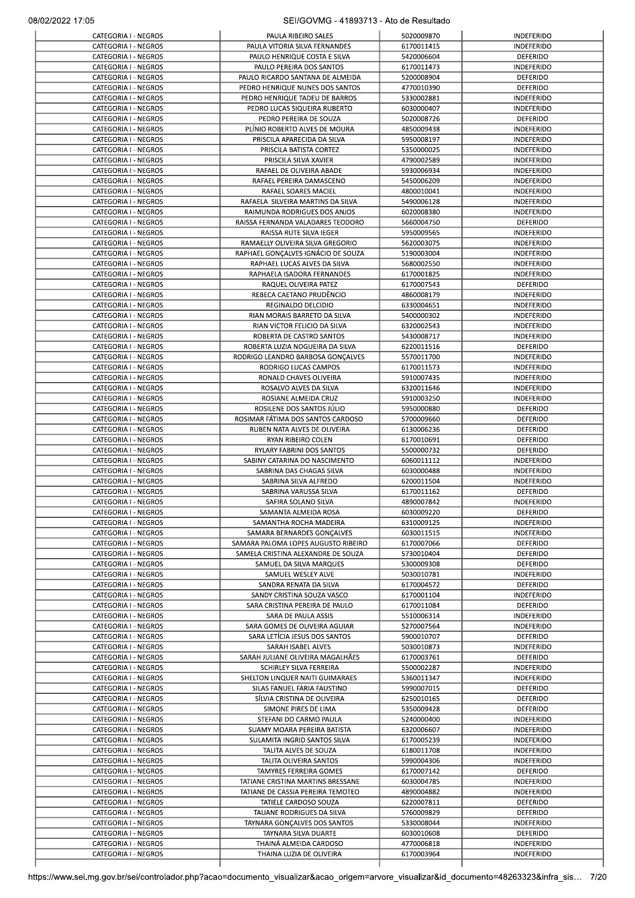| | | | |
|---|---|---|---|
| CATEGORIA I - NEGROS | PAULA RIBEIRO SALES | 5020009870 | INDEFERIDO |
| CATEGORIA I - NEGROS | PAULA VITORIA SILVA FERNANDES | 6170011415 | INDEFERIDO |
| CATEGORIA I - NEGROS | PAULO HENRIQUE COSTA E SILVA | 5420006604 | DEFERIDO |
| CATEGORIA I - NEGROS | PAULO PEREIRA DOS SANTOS | 6170011473 | INDEFERIDO |
| CATEGORIA I - NEGROS | PAULO RICARDO SANTANA DE ALMEIDA | 5200008904 | DEFERIDO |
| CATEGORIA I - NEGROS | PEDRO HENRIQUE NUNES DOS SANTOS | 4770010390 | DEFERIDO |
| CATEGORIA I - NEGROS | PEDRO HENRIQUE TADEU DE BARROS | 5330002881 | INDEFERIDO |
| CATEGORIA I - NEGROS | PEDRO LUCAS SIQUEIRA RUBERTO | 6030000407 | INDEFERIDO |
| CATEGORIA I - NEGROS | PEDRO PEREIRA DE SOUZA | 5020008726 | DEFERIDO |
| CATEGORIA I - NEGROS | PLÍNIO ROBERTO ALVES DE MOURA | 4850009438 | INDEFERIDO |
| CATEGORIA I - NEGROS | PRISCILA APARECIDA DA SILVA | 5950008197 | INDEFERIDO |
| CATEGORIA I - NEGROS | PRISCILA BATISTA CORTEZ | 5350000025 | INDEFERIDO |
| CATEGORIA I - NEGROS | PRISCILA SILVA XAVIER | 4790002589 | INDEFERIDO |
| CATEGORIA I - NEGROS | RAFAEL DE OLIVEIRA ABADE | 5930006934 | INDEFERIDO |
| CATEGORIA I - NEGROS | RAFAEL PEREIRA DAMASCENO | 5450006209 | INDEFERIDO |
| CATEGORIA I - NEGROS | RAFAEL SOARES MACIEL | 4800010041 | INDEFERIDO |
| CATEGORIA I - NEGROS | RAFAELA SILVEIRA MARTINS DA SILVA | 5490006128 | INDEFERIDO |
| CATEGORIA I - NEGROS | RAIMUNDA RODRIGUES DOS ANJOS | 6020008380 | INDEFERIDO |
| CATEGORIA I - NEGROS | RAISSA FERNANDA VALADARES TEODORO | 5660004750 | DEFERIDO |
| CATEGORIA I - NEGROS | RAISSA RUTE SILVA IEGER | 5950009565 | INDEFERIDO |
| CATEGORIA I - NEGROS | RAMAELLY OLIVEIRA SILVA GREGORIO | 5620003075 | INDEFERIDO |
| CATEGORIA I - NEGROS | RAPHAEL GONÇALVES IGNÁCIO DE SOUZA | 5190003004 | INDEFERIDO |
| CATEGORIA I - NEGROS | RAPHAEL LUCAS ALVES DA SILVA | 5680002550 | INDEFERIDO |
| CATEGORIA I - NEGROS | RAPHAELA ISADORA FERNANDES | 6170001825 | INDEFERIDO |
| CATEGORIA I - NEGROS | RAQUEL OLIVEIRA PATEZ | 6170007543 | DEFERIDO |
| CATEGORIA I - NEGROS | REBECA CAETANO PRUDÊNCIO | 4860008179 | INDEFERIDO |
| CATEGORIA I - NEGROS | REGINALDO DELCIDIO | 6330004651 | INDEFERIDO |
| CATEGORIA I - NEGROS | RIAN MORAIS BARRETO DA SILVA | 5400000302 | INDEFERIDO |
| CATEGORIA I - NEGROS | RIAN VICTOR FELICIO DA SILVA | 6320002543 | INDEFERIDO |
| CATEGORIA I - NEGROS | ROBERTA DE CASTRO SANTOS | 5430008717 | INDEFERIDO |
| CATEGORIA I - NEGROS | ROBERTA LUZIA NOGUEIRA DA SILVA | 6220011516 | DEFERIDO |
| CATEGORIA I - NEGROS | RODRIGO LEANDRO BARBOSA GONÇALVES | 5570011700 | INDEFERIDO |
| CATEGORIA I - NEGROS | RODRIGO LUCAS CAMPOS | 6170011573 | INDEFERIDO |
| CATEGORIA I - NEGROS | RONALD CHAVES OLIVEIRA | 5910007435 | INDEFERIDO |
| CATEGORIA I - NEGROS | ROSALVO ALVES DA SILVA | 6320011646 | INDEFERIDO |
| CATEGORIA I - NEGROS | ROSIANE ALMEIDA CRUZ | 5910003250 | INDEFERIDO |
| CATEGORIA I - NEGROS | ROSILENE DOS SANTOS JÚLIO | 5950000880 | DEFERIDO |
| CATEGORIA I - NEGROS | ROSIMAR FÁTIMA DOS SANTOS CARDOSO | 5700009660 | DEFERIDO |
| CATEGORIA I - NEGROS | RUBEN NATA ALVES DE OLIVEIRA | 6130006236 | DEFERIDO |
| CATEGORIA I - NEGROS | RYAN RIBEIRO COLEN | 6170010691 | DEFERIDO |
| CATEGORIA I - NEGROS | RYLARY FABRINI DOS SANTOS | 5500000732 | DEFERIDO |
| CATEGORIA I - NEGROS | SABINY CATARINA DO NASCIMENTO | 6060011112 | INDEFERIDO |
| CATEGORIA I - NEGROS | SABRINA DAS CHAGAS SILVA | 6030000488 | INDEFERIDO |
| CATEGORIA I - NEGROS | SABRINA SILVA ALFREDO | 6200011504 | INDEFERIDO |
| CATEGORIA I - NEGROS | SABRINA VARUSSA SILVA | 6170011162 | DEFERIDO |
| CATEGORIA I - NEGROS | SAFIRA SOLANO SILVA | 4890007842 | INDEFERIDO |
| CATEGORIA I - NEGROS | SAMANTA ALMEIDA ROSA | 6030009220 | DEFERIDO |
| CATEGORIA I - NEGROS | SAMANTHA ROCHA MADEIRA | 6310009125 | INDEFERIDO |
| CATEGORIA I - NEGROS | SAMARA BERNARDES GONÇALVES | 6030011515 | INDEFERIDO |
| CATEGORIA I - NEGROS | SAMARA PALOMA LOPES AUGUSTO RIBEIRO | 6170007066 | DEFERIDO |
| CATEGORIA I - NEGROS | SAMELA CRISTINA ALEXANDRE DE SOUZA | 5730010404 | DEFERIDO |
| CATEGORIA I - NEGROS | SAMUEL DA SILVA MARQUES | 5300009308 | DEFERIDO |
| CATEGORIA I - NEGROS | SAMUEL WESLEY ALVE | 5030010781 | INDEFERIDO |
| CATEGORIA I - NEGROS | SANDRA RENATA DA SILVA | 6170004572 | DEFERIDO |
| CATEGORIA I - NEGROS | SANDY CRISTINA SOUZA VASCO | 6170001104 | INDEFERIDO |
| CATEGORIA I - NEGROS | SARA CRISTINA PEREIRA DE PAULO | 6170011084 | DEFERIDO |
| CATEGORIA I - NEGROS | SARA DE PAULA ASSIS | 5510006314 | INDEFERIDO |
| CATEGORIA I - NEGROS | SARA GOMES DE OLIVEIRA AGUIAR | 5270007564 | INDEFERIDO |
| CATEGORIA I - NEGROS | SARA LETÍCIA JESUS DOS SANTOS | 5900010707 | DEFERIDO |
| CATEGORIA I - NEGROS | SARAH ISABEL ALVES | 5030010873 | INDEFERIDO |
| CATEGORIA I - NEGROS | SARAH JULIANE OLIVEIRA MAGALHÃES | 6170003761 | DEFERIDO |
| CATEGORIA I - NEGROS | SCHIRLEY SILVA FERREIRA | 5500002287 | INDEFERIDO |
| CATEGORIA I - NEGROS | SHELTON LINQUER NAITI GUIMARAES | 5360011347 | INDEFERIDO |
| CATEGORIA I - NEGROS | SILAS FANUEL FARIA FAUSTINO | 5990007015 | DEFERIDO |
| CATEGORIA I - NEGROS | SÍLVIA CRISTINA DE OLIVEIRA | 6250010165 | DEFERIDO |
| CATEGORIA I - NEGROS | SIMONE PIRES DE LIMA | 5350009428 | DEFERIDO |
| CATEGORIA I - NEGROS | STEFANI DO CARMO PAULA | 5240000400 | INDEFERIDO |
| CATEGORIA I - NEGROS | SUAMY MOARA PEREIRA BATISTA | 6320006607 | INDEFERIDO |
| CATEGORIA I - NEGROS | SULAMITA INGRID SANTOS SILVA | 6170005239 | INDEFERIDO |
| CATEGORIA I - NEGROS | TALITA ALVES DE SOUZA | 6180011708 | INDEFERIDO |
| CATEGORIA I - NEGROS | TALITA OLIVEIRA SANTOS | 5990004306 | INDEFERIDO |
| CATEGORIA I - NEGROS | TAMYRES FERREIRA GOMES | 6170007142 | DEFERIDO |
| CATEGORIA I - NEGROS | TATIANE CRISTINA MARTINS BRESSANE | 6030004785 | INDEFERIDO |
| CATEGORIA I - NEGROS | TATIANE DE CASSIA PEREIRA TEMOTEO | 4890004882 | INDEFERIDO |
| CATEGORIA I - NEGROS | TATIELE CARDOSO SOUZA | 6220007811 | DEFERIDO |
| CATEGORIA I - NEGROS | TAUANE RODRIGUES DA SILVA | 5760009829 | DEFERIDO |
| CATEGORIA I - NEGROS | TAYNARA GONÇALVES DOS SANTOS | 5330008044 | INDEFERIDO |
| CATEGORIA I - NEGROS | TAYNARA SILVA DUARTE | 6030010608 | DEFERIDO |
| CATEGORIA I - NEGROS | THAINÁ ALMEIDA CARDOSO | 4770006818 | INDEFERIDO |
| CATEGORIA I - NEGROS | THAINA LUZIA DE OLIVEIRA | 6170003964 | INDEFERIDO |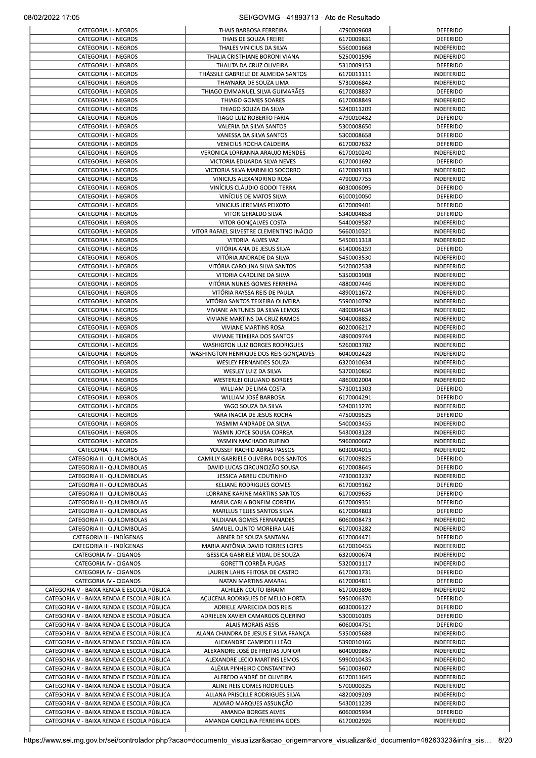| | | | |
|---|---|---|---|
| CATEGORIA I - NEGROS | THAIS BARBOSA FERREIRA | 4790009608 | DEFERIDO |
| CATEGORIA I - NEGROS | THAIS DE SOUZA FREIRE | 6170009831 | DEFERIDO |
| CATEGORIA I - NEGROS | THALES VINICIUS DA SILVA | 5560001668 | INDEFERIDO |
| CATEGORIA I - NEGROS | THALIA CRISTHIANE BORONI VIANA | 5250001596 | INDEFERIDO |
| CATEGORIA I - NEGROS | THALITA DA CRUZ OLIVEIRA | 5310009153 | DEFERIDO |
| CATEGORIA I - NEGROS | THÁSSILE GABRIELE DE ALMEIDA SANTOS | 6170011111 | INDEFERIDO |
| CATEGORIA I - NEGROS | THAYNARA DE SOUZA LIMA | 5730006842 | INDEFERIDO |
| CATEGORIA I - NEGROS | THIAGO EMMANUEL SILVA GUIMARÃES | 6170008837 | DEFERIDO |
| CATEGORIA I - NEGROS | THIAGO GOMES SOARES | 6170008849 | INDEFERIDO |
| CATEGORIA I - NEGROS | THIAGO SOUZA DA SILVA | 5240011209 | INDEFERIDO |
| CATEGORIA I - NEGROS | TIAGO LUIZ ROBERTO FARIA | 4790010482 | DEFERIDO |
| CATEGORIA I - NEGROS | VALERIA DA SILVA SANTOS | 5300008650 | DEFERIDO |
| CATEGORIA I - NEGROS | VANESSA DA SILVA SANTOS | 5300008658 | DEFERIDO |
| CATEGORIA I - NEGROS | VENICIUS ROCHA CALDEIRA | 6170007632 | DEFERIDO |
| CATEGORIA I - NEGROS | VERONICA LORRANNA ARAUJO MENDES | 6170010240 | INDEFERIDO |
| CATEGORIA I - NEGROS | VICTORIA EDUARDA SILVA NEVES | 6170001692 | DEFERIDO |
| CATEGORIA I - NEGROS | VICTORIA SILVA MARINHO SOCORRO | 6170009103 | INDEFERIDO |
| CATEGORIA I - NEGROS | VINICIUS ALEXANDRINO ROSA | 4790007755 | INDEFERIDO |
| CATEGORIA I - NEGROS | VINÍCIUS CLÁUDIO GODOI TERRA | 6030006095 | DEFERIDO |
| CATEGORIA I - NEGROS | VINÍCIUS DE MATOS SILVA | 6100010050 | DEFERIDO |
| CATEGORIA I - NEGROS | VINICIUS JEREMIAS PEIXOTO | 6170009401 | DEFERIDO |
| CATEGORIA I - NEGROS | VITOR GERALDO SILVA | 5340004858 | DEFERIDO |
| CATEGORIA I - NEGROS | VITOR GONÇALVES COSTA | 5440009587 | INDEFERIDO |
| CATEGORIA I - NEGROS | VITOR RAFAEL SILVESTRE CLEMENTINO INÁCIO | 5660010321 | INDEFERIDO |
| CATEGORIA I - NEGROS | VITORIA ALVES VAZ | 5450011318 | INDEFERIDO |
| CATEGORIA I - NEGROS | VITÓRIA ANA DE JESUS SILVA | 6140006159 | DEFERIDO |
| CATEGORIA I - NEGROS | VITÓRIA ANDRADE DA SILVA | 5450003530 | INDEFERIDO |
| CATEGORIA I - NEGROS | VITÓRIA CAROLINA SILVA SANTOS | 5420002538 | INDEFERIDO |
| CATEGORIA I - NEGROS | VITORIA CAROLINE DA SILVA | 5350001908 | INDEFERIDO |
| CATEGORIA I - NEGROS | VITÓRIA NUNES GOMES FERREIRA | 4880007446 | INDEFERIDO |
| CATEGORIA I - NEGROS | VITÓRIA RAYSSA REIS DE PAULA | 4890011672 | INDEFERIDO |
| CATEGORIA I - NEGROS | VITÓRIA SANTOS TEIXEIRA OLIVEIRA | 5590010792 | INDEFERIDO |
| CATEGORIA I - NEGROS | VIVIANE ANTUNES DA SILVA LEMOS | 4890004634 | INDEFERIDO |
| CATEGORIA I - NEGROS | VIVIANE MARTINS DA CRUZ RAMOS | 5040008852 | INDEFERIDO |
| CATEGORIA I - NEGROS | VIVIANE MARTINS ROSA | 6020006217 | INDEFERIDO |
| CATEGORIA I - NEGROS | VIVIANE TEIXEIRA DOS SANTOS | 4890009744 | INDEFERIDO |
| CATEGORIA I - NEGROS | WASHIGTON LUIZ BORGES RODRIGUES | 5260003782 | INDEFERIDO |
| CATEGORIA I - NEGROS | WASHINGTON HENRIQUE DOS REIS GONÇALVES | 6040002428 | INDEFERIDO |
| CATEGORIA I - NEGROS | WESLEY FERNANDES SOUZA | 6320010634 | INDEFERIDO |
| CATEGORIA I - NEGROS | WESLEY LUIZ DA SILVA | 5370010850 | INDEFERIDO |
| CATEGORIA I - NEGROS | WESTERLEI GIULIANO BORGES | 4860002004 | INDEFERIDO |
| CATEGORIA I - NEGROS | WILLIAM DE LIMA COSTA | 5730011303 | DEFERIDO |
| CATEGORIA I - NEGROS | WILLIAM JOSÉ BARBOSA | 6170004291 | DEFERIDO |
| CATEGORIA I - NEGROS | YAGO SOUZA DA SILVA | 5240011270 | INDEFERIDO |
| CATEGORIA I - NEGROS | YARA INACIA DE JESUS ROCHA | 4750009525 | DEFERIDO |
| CATEGORIA I - NEGROS | YASMIM ANDRADE DA SILVA | 5400003455 | INDEFERIDO |
| CATEGORIA I - NEGROS | YASMIN JOYCE SOUSA CORREA | 5430003128 | INDEFERIDO |
| CATEGORIA I - NEGROS | YASMIN MACHADO RUFINO | 5960000667 | INDEFERIDO |
| CATEGORIA I - NEGROS | YOUSSEF RACHID ABRAS PASSOS | 6030004015 | INDEFERIDO |
| CATEGORIA II - QUILOMBOLAS | CAMILLY GABRIELE OLIVEIRA DOS SANTOS | 6170009825 | DEFERIDO |
| CATEGORIA II - QUILOMBOLAS | DAVID LUCAS CIRCUNCIZÃO SOUSA | 6170008645 | DEFERIDO |
| CATEGORIA II - QUILOMBOLAS | JESSICA ABREU COUTINHO | 4730003237 | INDEFERIDO |
| CATEGORIA II - QUILOMBOLAS | KELIANE RODRIGUES GOMES | 6170009162 | DEFERIDO |
| CATEGORIA II - QUILOMBOLAS | LORRANE KARINE MARTINS SANTOS | 6170009635 | DEFERIDO |
| CATEGORIA II - QUILOMBOLAS | MARIA CARLA BONFIM CORREIA | 6170009351 | DEFERIDO |
| CATEGORIA II - QUILOMBOLAS | MARLLUS TEJES SANTOS SILVA | 6170004803 | DEFERIDO |
| CATEGORIA II - QUILOMBOLAS | NILDIANA GOMES FERNANADES | 6060008473 | INDEFERIDO |
| CATEGORIA II - QUILOMBOLAS | SAMUEL OLINTO MOREIRA LAJE | 6170003282 | INDEFERIDO |
| CATEGORIA III - INDÍGENAS | ABNER DE SOUZA SANTANA | 6170004471 | DEFERIDO |
| CATEGORIA III - INDÍGENAS | MARIA ANTÔNIA DAVID TORRES LOPES | 6170010455 | INDEFERIDO |
| CATEGORIA IV - CIGANOS | GESSICA GABRIELE VIDAL DE SOUZA | 6320000674 | INDEFERIDO |
| CATEGORIA IV - CIGANOS | GORETTI CORRÊA PUGAS | 5320001117 | INDEFERIDO |
| CATEGORIA IV - CIGANOS | LAUREN LAHIS FEITOSA DE CASTRO | 6170001731 | DEFERIDO |
| CATEGORIA IV - CIGANOS | NATAN MARTINS AMARAL | 6170004811 | DEFERIDO |
| CATEGORIA V - BAIXA RENDA E ESCOLA PÚBLICA | ACHILEN COUTO IBRAIM | 6170003896 | INDEFERIDO |
| CATEGORIA V - BAIXA RENDA E ESCOLA PÚBLICA | AÇUCENA RODRIGUES DE MELLO HORTA | 5950006370 | DEFERIDO |
| CATEGORIA V - BAIXA RENDA E ESCOLA PÚBLICA | ADRIELE APARECIDA DOS REIS | 6030006127 | DEFERIDO |
| CATEGORIA V - BAIXA RENDA E ESCOLA PÚBLICA | ADRIELEN XAVIER CAMARGOS QUERINO | 5300010105 | DEFERIDO |
| CATEGORIA V - BAIXA RENDA E ESCOLA PÚBLICA | ALAIS MORAIS ASSIS | 6060004751 | DEFERIDO |
| CATEGORIA V - BAIXA RENDA E ESCOLA PÚBLICA | ALANA CHANDRA DE JESUS E SILVA FRANÇA | 5350005688 | INDEFERIDO |
| CATEGORIA V - BAIXA RENDA E ESCOLA PÚBLICA | ALEXANDRE CAMPIDELI LEÃO | 5390010166 | INDEFERIDO |
| CATEGORIA V - BAIXA RENDA E ESCOLA PÚBLICA | ALEXANDRE JOSÉ DE FREITAS JUNIOR | 6040009867 | INDEFERIDO |
| CATEGORIA V - BAIXA RENDA E ESCOLA PÚBLICA | ALEXANDRE LECIO MARTINS LEMOS | 5990010435 | INDEFERIDO |
| CATEGORIA V - BAIXA RENDA E ESCOLA PÚBLICA | ALÉXIA PINHEIRO CONSTANTINO | 5610003607 | INDEFERIDO |
| CATEGORIA V - BAIXA RENDA E ESCOLA PÚBLICA | ALFREDO ANDRÉ DE OLIVEIRA | 6170011645 | INDEFERIDO |
| CATEGORIA V - BAIXA RENDA E ESCOLA PÚBLICA | ALINE REIS GOMES RODRIGUES | 5700000325 | INDEFERIDO |
| CATEGORIA V - BAIXA RENDA E ESCOLA PÚBLICA | ALLANA PRISCILLE RODRIGUES SILVA | 4820009209 | INDEFERIDO |
| CATEGORIA V - BAIXA RENDA E ESCOLA PÚBLICA | ALVARO MARQUES ASSUNÇÃO | 5430011239 | INDEFERIDO |
| CATEGORIA V - BAIXA RENDA E ESCOLA PÚBLICA | AMANDA BORGES ALVES | 6060005934 | DEFERIDO |
| CATEGORIA V - BAIXA RENDA E ESCOLA PÚBLICA | AMANDA CAROLINA FERREIRA GOES | 6170002926 | INDEFERIDO |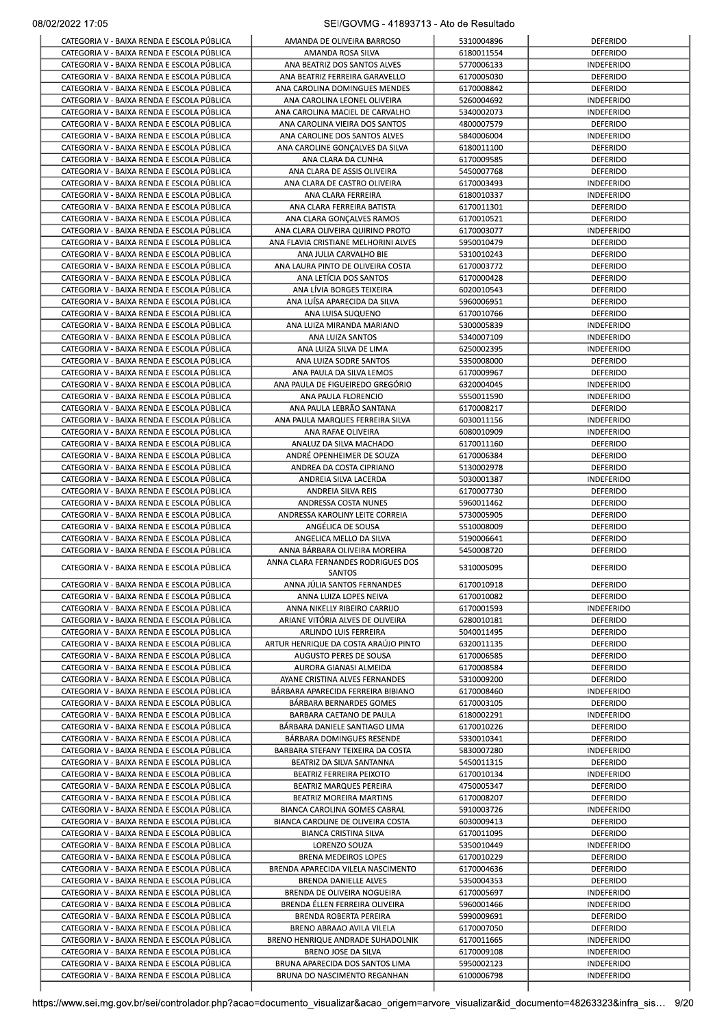| | | | |
|---|---|---|---|
| CATEGORIA V - BAIXA RENDA E ESCOLA PÚBLICA | AMANDA DE OLIVEIRA BARROSO | 5310004896 | DEFERIDO |
| CATEGORIA V - BAIXA RENDA E ESCOLA PÚBLICA | AMANDA ROSA SILVA | 6180011554 | DEFERIDO |
| CATEGORIA V - BAIXA RENDA E ESCOLA PÚBLICA | ANA BEATRIZ DOS SANTOS ALVES | 5770006133 | INDEFERIDO |
| CATEGORIA V - BAIXA RENDA E ESCOLA PÚBLICA | ANA BEATRIZ FERREIRA GARAVELLO | 6170005030 | DEFERIDO |
| CATEGORIA V - BAIXA RENDA E ESCOLA PÚBLICA | ANA CAROLINA DOMINGUES MENDES | 6170008842 | DEFERIDO |
| CATEGORIA V - BAIXA RENDA E ESCOLA PÚBLICA | ANA CAROLINA LEONEL OLIVEIRA | 5260004692 | INDEFERIDO |
| CATEGORIA V - BAIXA RENDA E ESCOLA PÚBLICA | ANA CAROLINA MACIEL DE CARVALHO | 5340002073 | INDEFERIDO |
| CATEGORIA V - BAIXA RENDA E ESCOLA PÚBLICA | ANA CAROLINA VIEIRA DOS SANTOS | 4800007579 | DEFERIDO |
| CATEGORIA V - BAIXA RENDA E ESCOLA PÚBLICA | ANA CAROLINE DOS SANTOS ALVES | 5840006004 | INDEFERIDO |
| CATEGORIA V - BAIXA RENDA E ESCOLA PÚBLICA | ANA CAROLINE GONÇALVES DA SILVA | 6180011100 | DEFERIDO |
| CATEGORIA V - BAIXA RENDA E ESCOLA PÚBLICA | ANA CLARA DA CUNHA | 6170009585 | DEFERIDO |
| CATEGORIA V - BAIXA RENDA E ESCOLA PÚBLICA | ANA CLARA DE ASSIS OLIVEIRA | 5450007768 | DEFERIDO |
| CATEGORIA V - BAIXA RENDA E ESCOLA PÚBLICA | ANA CLARA DE CASTRO OLIVEIRA | 6170003493 | INDEFERIDO |
| CATEGORIA V - BAIXA RENDA E ESCOLA PÚBLICA | ANA CLARA FERREIRA | 6180010337 | INDEFERIDO |
| CATEGORIA V - BAIXA RENDA E ESCOLA PÚBLICA | ANA CLARA FERREIRA BATISTA | 6170011301 | DEFERIDO |
| CATEGORIA V - BAIXA RENDA E ESCOLA PÚBLICA | ANA CLARA GONÇALVES RAMOS | 6170010521 | DEFERIDO |
| CATEGORIA V - BAIXA RENDA E ESCOLA PÚBLICA | ANA CLARA OLIVEIRA QUIRINO PROTO | 6170003077 | INDEFERIDO |
| CATEGORIA V - BAIXA RENDA E ESCOLA PÚBLICA | ANA FLAVIA CRISTIANE MELHORINI ALVES | 5950010479 | DEFERIDO |
| CATEGORIA V - BAIXA RENDA E ESCOLA PÚBLICA | ANA JULIA CARVALHO BIE | 5310010243 | DEFERIDO |
| CATEGORIA V - BAIXA RENDA E ESCOLA PÚBLICA | ANA LAURA PINTO DE OLIVEIRA COSTA | 6170003772 | DEFERIDO |
| CATEGORIA V - BAIXA RENDA E ESCOLA PÚBLICA | ANA LETÍCIA DOS SANTOS | 6170000428 | DEFERIDO |
| CATEGORIA V - BAIXA RENDA E ESCOLA PÚBLICA | ANA LÍVIA BORGES TEIXEIRA | 6020010543 | DEFERIDO |
| CATEGORIA V - BAIXA RENDA E ESCOLA PÚBLICA | ANA LUÍSA APARECIDA DA SILVA | 5960006951 | DEFERIDO |
| CATEGORIA V - BAIXA RENDA E ESCOLA PÚBLICA | ANA LUISA SUQUENO | 6170010766 | DEFERIDO |
| CATEGORIA V - BAIXA RENDA E ESCOLA PÚBLICA | ANA LUIZA MIRANDA MARIANO | 5300005839 | INDEFERIDO |
| CATEGORIA V - BAIXA RENDA E ESCOLA PÚBLICA | ANA LUIZA SANTOS | 5340007109 | INDEFERIDO |
| CATEGORIA V - BAIXA RENDA E ESCOLA PÚBLICA | ANA LUIZA SILVA DE LIMA | 6250002395 | INDEFERIDO |
| CATEGORIA V - BAIXA RENDA E ESCOLA PÚBLICA | ANA LUIZA SODRE SANTOS | 5350008000 | DEFERIDO |
| CATEGORIA V - BAIXA RENDA E ESCOLA PÚBLICA | ANA PAULA DA SILVA LEMOS | 6170009967 | DEFERIDO |
| CATEGORIA V - BAIXA RENDA E ESCOLA PÚBLICA | ANA PAULA DE FIGUEIREDO GREGÓRIO | 6320004045 | INDEFERIDO |
| CATEGORIA V - BAIXA RENDA E ESCOLA PÚBLICA | ANA PAULA FLORENCIO | 5550011590 | INDEFERIDO |
| CATEGORIA V - BAIXA RENDA E ESCOLA PÚBLICA | ANA PAULA LEBRÃO SANTANA | 6170008217 | DEFERIDO |
| CATEGORIA V - BAIXA RENDA E ESCOLA PÚBLICA | ANA PAULA MARQUES FERREIRA SILVA | 6030011156 | INDEFERIDO |
| CATEGORIA V - BAIXA RENDA E ESCOLA PÚBLICA | ANA RAFAE OLIVEIRA | 6080010909 | INDEFERIDO |
| CATEGORIA V - BAIXA RENDA E ESCOLA PÚBLICA | ANALUZ DA SILVA MACHADO | 6170011160 | DEFERIDO |
| CATEGORIA V - BAIXA RENDA E ESCOLA PÚBLICA | ANDRÉ OPENHEIMER DE SOUZA | 6170006384 | DEFERIDO |
| CATEGORIA V - BAIXA RENDA E ESCOLA PÚBLICA | ANDREA DA COSTA CIPRIANO | 5130002978 | DEFERIDO |
| CATEGORIA V - BAIXA RENDA E ESCOLA PÚBLICA | ANDREIA SILVA LACERDA | 5030001387 | INDEFERIDO |
| CATEGORIA V - BAIXA RENDA E ESCOLA PÚBLICA | ANDREIA SILVA REIS | 6170007730 | DEFERIDO |
| CATEGORIA V - BAIXA RENDA E ESCOLA PÚBLICA | ANDRESSA COSTA NUNES | 5960011462 | DEFERIDO |
| CATEGORIA V - BAIXA RENDA E ESCOLA PÚBLICA | ANDRESSA KAROLINY LEITE CORREIA | 5730005905 | DEFERIDO |
| CATEGORIA V - BAIXA RENDA E ESCOLA PÚBLICA | ANGÉLICA DE SOUSA | 5510008009 | DEFERIDO |
| CATEGORIA V - BAIXA RENDA E ESCOLA PÚBLICA | ANGELICA MELLO DA SILVA | 5190006641 | DEFERIDO |
| CATEGORIA V - BAIXA RENDA E ESCOLA PÚBLICA | ANNA BÁRBARA OLIVEIRA MOREIRA | 5450008720 | DEFERIDO |
| CATEGORIA V - BAIXA RENDA E ESCOLA PÚBLICA | ANNA CLARA FERNANDES RODRIGUES DOS SANTOS | 5310005095 | DEFERIDO |
| CATEGORIA V - BAIXA RENDA E ESCOLA PÚBLICA | ANNA JÚLIA SANTOS FERNANDES | 6170010918 | DEFERIDO |
| CATEGORIA V - BAIXA RENDA E ESCOLA PÚBLICA | ANNA LUIZA LOPES NEIVA | 6170010082 | DEFERIDO |
| CATEGORIA V - BAIXA RENDA E ESCOLA PÚBLICA | ANNA NIKELLY RIBEIRO CARRIJO | 6170001593 | INDEFERIDO |
| CATEGORIA V - BAIXA RENDA E ESCOLA PÚBLICA | ARIANE VITÓRIA ALVES DE OLIVEIRA | 6280010181 | DEFERIDO |
| CATEGORIA V - BAIXA RENDA E ESCOLA PÚBLICA | ARLINDO LUIS FERREIRA | 5040011495 | DEFERIDO |
| CATEGORIA V - BAIXA RENDA E ESCOLA PÚBLICA | ARTUR HENRIQUE DA COSTA ARAÚJO PINTO | 6320011135 | DEFERIDO |
| CATEGORIA V - BAIXA RENDA E ESCOLA PÚBLICA | AUGUSTO PERES DE SOUSA | 6170006585 | DEFERIDO |
| CATEGORIA V - BAIXA RENDA E ESCOLA PÚBLICA | AURORA GIANASI ALMEIDA | 6170008584 | DEFERIDO |
| CATEGORIA V - BAIXA RENDA E ESCOLA PÚBLICA | AYANE CRISTINA ALVES FERNANDES | 5310009200 | DEFERIDO |
| CATEGORIA V - BAIXA RENDA E ESCOLA PÚBLICA | BÁRBARA APARECIDA FERREIRA BIBIANO | 6170008460 | INDEFERIDO |
| CATEGORIA V - BAIXA RENDA E ESCOLA PÚBLICA | BÁRBARA BERNARDES GOMES | 6170003105 | DEFERIDO |
| CATEGORIA V - BAIXA RENDA E ESCOLA PÚBLICA | BARBARA CAETANO DE PAULA | 6180002291 | INDEFERIDO |
| CATEGORIA V - BAIXA RENDA E ESCOLA PÚBLICA | BÁRBARA DANIELE SANTIAGO LIMA | 6170010226 | DEFERIDO |
| CATEGORIA V - BAIXA RENDA E ESCOLA PÚBLICA | BÁRBARA DOMINGUES RESENDE | 5330010341 | DEFERIDO |
| CATEGORIA V - BAIXA RENDA E ESCOLA PÚBLICA | BARBARA STEFANY TEIXEIRA DA COSTA | 5830007280 | INDEFERIDO |
| CATEGORIA V - BAIXA RENDA E ESCOLA PÚBLICA | BEATRIZ DA SILVA SANTANNA | 5450011315 | DEFERIDO |
| CATEGORIA V - BAIXA RENDA E ESCOLA PÚBLICA | BEATRIZ FERREIRA PEIXOTO | 6170010134 | INDEFERIDO |
| CATEGORIA V - BAIXA RENDA E ESCOLA PÚBLICA | BEATRIZ MARQUES PEREIRA | 4750005347 | DEFERIDO |
| CATEGORIA V - BAIXA RENDA E ESCOLA PÚBLICA | BEATRIZ MOREIRA MARTINS | 6170008207 | DEFERIDO |
| CATEGORIA V - BAIXA RENDA E ESCOLA PÚBLICA | BIANCA CAROLINA GOMES CABRAL | 5910003726 | INDEFERIDO |
| CATEGORIA V - BAIXA RENDA E ESCOLA PÚBLICA | BIANCA CAROLINE DE OLIVEIRA COSTA | 6030009413 | DEFERIDO |
| CATEGORIA V - BAIXA RENDA E ESCOLA PÚBLICA | BIANCA CRISTINA SILVA | 6170011095 | DEFERIDO |
| CATEGORIA V - BAIXA RENDA E ESCOLA PÚBLICA | LORENZO SOUZA | 5350010449 | INDEFERIDO |
| CATEGORIA V - BAIXA RENDA E ESCOLA PÚBLICA | BRENA MEDEIROS LOPES | 6170010229 | DEFERIDO |
| CATEGORIA V - BAIXA RENDA E ESCOLA PÚBLICA | BRENDA APARECIDA VILELA NASCIMENTO | 6170004636 | DEFERIDO |
| CATEGORIA V - BAIXA RENDA E ESCOLA PÚBLICA | BRENDA DANIELLE ALVES | 5350004353 | DEFERIDO |
| CATEGORIA V - BAIXA RENDA E ESCOLA PÚBLICA | BRENDA DE OLIVEIRA NOGUEIRA | 6170005697 | INDEFERIDO |
| CATEGORIA V - BAIXA RENDA E ESCOLA PÚBLICA | BRENDA ÉLLEN FERREIRA OLIVEIRA | 5960001466 | INDEFERIDO |
| CATEGORIA V - BAIXA RENDA E ESCOLA PÚBLICA | BRENDA ROBERTA PEREIRA | 5990009691 | DEFERIDO |
| CATEGORIA V - BAIXA RENDA E ESCOLA PÚBLICA | BRENO ABRAAO AVILA VILELA | 6170007050 | DEFERIDO |
| CATEGORIA V - BAIXA RENDA E ESCOLA PÚBLICA | BRENO HENRIQUE ANDRADE SUHADOLNIK | 6170011665 | INDEFERIDO |
| CATEGORIA V - BAIXA RENDA E ESCOLA PÚBLICA | BRENO JOSE DA SILVA | 6170009108 | INDEFERIDO |
| CATEGORIA V - BAIXA RENDA E ESCOLA PÚBLICA | BRUNA APARECIDA DOS SANTOS LIMA | 5950002123 | INDEFERIDO |
| CATEGORIA V - BAIXA RENDA E ESCOLA PÚBLICA | BRUNA DO NASCIMENTO REGANHAN | 6100006798 | INDEFERIDO |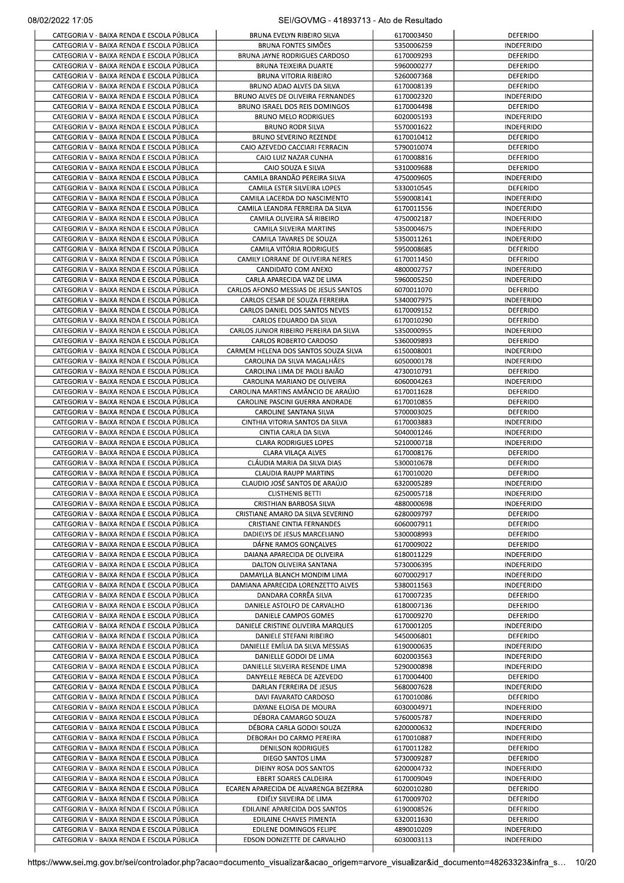| | | | |
|---|---|---|---|
| CATEGORIA V - BAIXA RENDA E ESCOLA PÚBLICA | BRUNA EVELYN RIBEIRO SILVA | 6170003450 | DEFERIDO |
| CATEGORIA V - BAIXA RENDA E ESCOLA PÚBLICA | BRUNA FONTES SIMÕES | 5350006259 | INDEFERIDO |
| CATEGORIA V - BAIXA RENDA E ESCOLA PÚBLICA | BRUNA JAYNE RODRIGUES CARDOSO | 6170009293 | DEFERIDO |
| CATEGORIA V - BAIXA RENDA E ESCOLA PÚBLICA | BRUNA TEIXEIRA DUARTE | 5960000277 | DEFERIDO |
| CATEGORIA V - BAIXA RENDA E ESCOLA PÚBLICA | BRUNA VITORIA RIBEIRO | 5260007368 | DEFERIDO |
| CATEGORIA V - BAIXA RENDA E ESCOLA PÚBLICA | BRUNO ADAO ALVES DA SILVA | 6170008139 | DEFERIDO |
| CATEGORIA V - BAIXA RENDA E ESCOLA PÚBLICA | BRUNO ALVES DE OLIVEIRA FERNANDES | 6170002320 | INDEFERIDO |
| CATEGORIA V - BAIXA RENDA E ESCOLA PÚBLICA | BRUNO ISRAEL DOS REIS DOMINGOS | 6170004498 | DEFERIDO |
| CATEGORIA V - BAIXA RENDA E ESCOLA PÚBLICA | BRUNO MELO RODRIGUES | 6020005193 | INDEFERIDO |
| CATEGORIA V - BAIXA RENDA E ESCOLA PÚBLICA | BRUNO RODR SILVA | 5570001622 | INDEFERIDO |
| CATEGORIA V - BAIXA RENDA E ESCOLA PÚBLICA | BRUNO SEVERINO REZENDE | 6170010412 | DEFERIDO |
| CATEGORIA V - BAIXA RENDA E ESCOLA PÚBLICA | CAIO AZEVEDO CACCIARI FERRACIN | 5790010074 | DEFERIDO |
| CATEGORIA V - BAIXA RENDA E ESCOLA PÚBLICA | CAIO LUIZ NAZAR CUNHA | 6170008816 | DEFERIDO |
| CATEGORIA V - BAIXA RENDA E ESCOLA PÚBLICA | CAIO SOUZA E SILVA | 5310009688 | DEFERIDO |
| CATEGORIA V - BAIXA RENDA E ESCOLA PÚBLICA | CAMILA BRANDÃO PEREIRA SILVA | 4750009605 | INDEFERIDO |
| CATEGORIA V - BAIXA RENDA E ESCOLA PÚBLICA | CAMILA ESTER SILVEIRA LOPES | 5330010545 | DEFERIDO |
| CATEGORIA V - BAIXA RENDA E ESCOLA PÚBLICA | CAMILA LACERDA DO NASCIMENTO | 5590008141 | INDEFERIDO |
| CATEGORIA V - BAIXA RENDA E ESCOLA PÚBLICA | CAMILA LEANDRA FERREIRA DA SILVA | 6170011556 | INDEFERIDO |
| CATEGORIA V - BAIXA RENDA E ESCOLA PÚBLICA | CAMILA OLIVEIRA SÁ RIBEIRO | 4750002187 | INDEFERIDO |
| CATEGORIA V - BAIXA RENDA E ESCOLA PÚBLICA | CAMILA SILVEIRA MARTINS | 5350004675 | INDEFERIDO |
| CATEGORIA V - BAIXA RENDA E ESCOLA PÚBLICA | CAMILA TAVARES DE SOUZA | 5350011261 | INDEFERIDO |
| CATEGORIA V - BAIXA RENDA E ESCOLA PÚBLICA | CAMILA VITÓRIA RODRIGUES | 5950008685 | DEFERIDO |
| CATEGORIA V - BAIXA RENDA E ESCOLA PÚBLICA | CAMILY LORRANE DE OLIVEIRA NERES | 6170011450 | DEFERIDO |
| CATEGORIA V - BAIXA RENDA E ESCOLA PÚBLICA | CANDIDATO COM ANEXO | 4800002757 | INDEFERIDO |
| CATEGORIA V - BAIXA RENDA E ESCOLA PÚBLICA | CARLA APARECIDA VAZ DE LIMA | 5960005250 | INDEFERIDO |
| CATEGORIA V - BAIXA RENDA E ESCOLA PÚBLICA | CARLOS AFONSO MESSIAS DE JESUS SANTOS | 6070011070 | DEFERIDO |
| CATEGORIA V - BAIXA RENDA E ESCOLA PÚBLICA | CARLOS CESAR DE SOUZA FERREIRA | 5340007975 | INDEFERIDO |
| CATEGORIA V - BAIXA RENDA E ESCOLA PÚBLICA | CARLOS DANIEL DOS SANTOS NEVES | 6170009152 | DEFERIDO |
| CATEGORIA V - BAIXA RENDA E ESCOLA PÚBLICA | CARLOS EDUARDO DA SILVA | 6170010290 | DEFERIDO |
| CATEGORIA V - BAIXA RENDA E ESCOLA PÚBLICA | CARLOS JUNIOR RIBEIRO PEREIRA DA SILVA | 5350000955 | INDEFERIDO |
| CATEGORIA V - BAIXA RENDA E ESCOLA PÚBLICA | CARLOS ROBERTO CARDOSO | 5360009893 | DEFERIDO |
| CATEGORIA V - BAIXA RENDA E ESCOLA PÚBLICA | CARMEM HELENA DOS SANTOS SOUZA SILVA | 6150008001 | INDEFERIDO |
| CATEGORIA V - BAIXA RENDA E ESCOLA PÚBLICA | CAROLINA DA SILVA MAGALHÃES | 6050000178 | INDEFERIDO |
| CATEGORIA V - BAIXA RENDA E ESCOLA PÚBLICA | CAROLINA LIMA DE PAOLI BAIÃO | 4730010791 | DEFERIDO |
| CATEGORIA V - BAIXA RENDA E ESCOLA PÚBLICA | CAROLINA MARIANO DE OLIVEIRA | 6060004263 | INDEFERIDO |
| CATEGORIA V - BAIXA RENDA E ESCOLA PÚBLICA | CAROLINA MARTINS AMÂNCIO DE ARAÚJO | 6170011628 | DEFERIDO |
| CATEGORIA V - BAIXA RENDA E ESCOLA PÚBLICA | CAROLINE PASCINI GUERRA ANDRADE | 6170010855 | DEFERIDO |
| CATEGORIA V - BAIXA RENDA E ESCOLA PÚBLICA | CAROLINE SANTANA SILVA | 5700003025 | DEFERIDO |
| CATEGORIA V - BAIXA RENDA E ESCOLA PÚBLICA | CINTHIA VITORIA SANTOS DA SILVA | 6170003883 | INDEFERIDO |
| CATEGORIA V - BAIXA RENDA E ESCOLA PÚBLICA | CINTIA CARLA DA SILVA | 5040001246 | INDEFERIDO |
| CATEGORIA V - BAIXA RENDA E ESCOLA PÚBLICA | CLARA RODRIGUES LOPES | 5210000718 | INDEFERIDO |
| CATEGORIA V - BAIXA RENDA E ESCOLA PÚBLICA | CLARA VILAÇA ALVES | 6170008176 | DEFERIDO |
| CATEGORIA V - BAIXA RENDA E ESCOLA PÚBLICA | CLÁUDIA MARIA DA SILVA DIAS | 5300010678 | DEFERIDO |
| CATEGORIA V - BAIXA RENDA E ESCOLA PÚBLICA | CLAUDIA RAUPP MARTINS | 6170010020 | DEFERIDO |
| CATEGORIA V - BAIXA RENDA E ESCOLA PÚBLICA | CLAUDIO JOSÉ SANTOS DE ARAÚJO | 6320005289 | INDEFERIDO |
| CATEGORIA V - BAIXA RENDA E ESCOLA PÚBLICA | CLISTHENIS BETTI | 6250005718 | INDEFERIDO |
| CATEGORIA V - BAIXA RENDA E ESCOLA PÚBLICA | CRISTHIAN BARBOSA SILVA | 4880000698 | INDEFERIDO |
| CATEGORIA V - BAIXA RENDA E ESCOLA PÚBLICA | CRISTIANE AMARO DA SILVA SEVERINO | 6280009797 | DEFERIDO |
| CATEGORIA V - BAIXA RENDA E ESCOLA PÚBLICA | CRISTIANE CINTIA FERNANDES | 6060007911 | DEFERIDO |
| CATEGORIA V - BAIXA RENDA E ESCOLA PÚBLICA | DADIELYS DE JESUS MARCELIANO | 5300008993 | DEFERIDO |
| CATEGORIA V - BAIXA RENDA E ESCOLA PÚBLICA | DÁFNE RAMOS GONÇALVES | 6170009022 | DEFERIDO |
| CATEGORIA V - BAIXA RENDA E ESCOLA PÚBLICA | DAIANA APARECIDA DE OLIVEIRA | 6180011229 | INDEFERIDO |
| CATEGORIA V - BAIXA RENDA E ESCOLA PÚBLICA | DALTON OLIVEIRA SANTANA | 5730006395 | INDEFERIDO |
| CATEGORIA V - BAIXA RENDA E ESCOLA PÚBLICA | DAMAYLLA BLANCH MONDIM LIMA | 6070002917 | INDEFERIDO |
| CATEGORIA V - BAIXA RENDA E ESCOLA PÚBLICA | DAMIANA APARECIDA LORENZETTO ALVES | 5380011563 | INDEFERIDO |
| CATEGORIA V - BAIXA RENDA E ESCOLA PÚBLICA | DANDARA CORRÊA SILVA | 6170007235 | DEFERIDO |
| CATEGORIA V - BAIXA RENDA E ESCOLA PÚBLICA | DANIELE ASTOLFO DE CARVALHO | 6180007136 | DEFERIDO |
| CATEGORIA V - BAIXA RENDA E ESCOLA PÚBLICA | DANIELE CAMPOS GOMES | 6170009270 | DEFERIDO |
| CATEGORIA V - BAIXA RENDA E ESCOLA PÚBLICA | DANIELE CRISTINE OLIVEIRA MARQUES | 6170001205 | INDEFERIDO |
| CATEGORIA V - BAIXA RENDA E ESCOLA PÚBLICA | DANIELE STEFANI RIBEIRO | 5450006801 | DEFERIDO |
| CATEGORIA V - BAIXA RENDA E ESCOLA PÚBLICA | DANIELLE EMÍLIA DA SILVA MESSIAS | 6190000635 | INDEFERIDO |
| CATEGORIA V - BAIXA RENDA E ESCOLA PÚBLICA | DANIELLE GODOI DE LIMA | 6020003563 | INDEFERIDO |
| CATEGORIA V - BAIXA RENDA E ESCOLA PÚBLICA | DANIELLE SILVEIRA RESENDE LIMA | 5290000898 | INDEFERIDO |
| CATEGORIA V - BAIXA RENDA E ESCOLA PÚBLICA | DANYELLE REBECA DE AZEVEDO | 6170004400 | DEFERIDO |
| CATEGORIA V - BAIXA RENDA E ESCOLA PÚBLICA | DARLAN FERREIRA DE JESUS | 5680007628 | INDEFERIDO |
| CATEGORIA V - BAIXA RENDA E ESCOLA PÚBLICA | DAVI FAVARATO CARDOSO | 6170010086 | DEFERIDO |
| CATEGORIA V - BAIXA RENDA E ESCOLA PÚBLICA | DAYANE ELOISA DE MOURA | 6030004971 | INDEFERIDO |
| CATEGORIA V - BAIXA RENDA E ESCOLA PÚBLICA | DÉBORA CAMARGO SOUZA | 5760005787 | INDEFERIDO |
| CATEGORIA V - BAIXA RENDA E ESCOLA PÚBLICA | DÉBORA CARLA GODOI SOUZA | 6200000632 | INDEFERIDO |
| CATEGORIA V - BAIXA RENDA E ESCOLA PÚBLICA | DEBORAH DO CARMO PEREIRA | 6170010887 | INDEFERIDO |
| CATEGORIA V - BAIXA RENDA E ESCOLA PÚBLICA | DENILSON RODRIGUES | 6170011282 | DEFERIDO |
| CATEGORIA V - BAIXA RENDA E ESCOLA PÚBLICA | DIEGO SANTOS LIMA | 5730009287 | DEFERIDO |
| CATEGORIA V - BAIXA RENDA E ESCOLA PÚBLICA | DIEINY ROSA DOS SANTOS | 6200004732 | INDEFERIDO |
| CATEGORIA V - BAIXA RENDA E ESCOLA PÚBLICA | EBERT SOARES CALDEIRA | 6170009049 | INDEFERIDO |
| CATEGORIA V - BAIXA RENDA E ESCOLA PÚBLICA | ECAREN APARECIDA DE ALVARENGA BEZERRA | 6020010280 | DEFERIDO |
| CATEGORIA V - BAIXA RENDA E ESCOLA PÚBLICA | EDIÉLY SILVEIRA DE LIMA | 6170009702 | DEFERIDO |
| CATEGORIA V - BAIXA RENDA E ESCOLA PÚBLICA | EDILAINE APARECIDA DOS SANTOS | 6190008526 | DEFERIDO |
| CATEGORIA V - BAIXA RENDA E ESCOLA PÚBLICA | EDILAINE CHAVES PIMENTA | 6320011630 | DEFERIDO |
| CATEGORIA V - BAIXA RENDA E ESCOLA PÚBLICA | EDILENE DOMINGOS FELIPE | 4890010209 | INDEFERIDO |
| CATEGORIA V - BAIXA RENDA E ESCOLA PÚBLICA | EDSON DONIZETTE DE CARVALHO | 6030003113 | INDEFERIDO |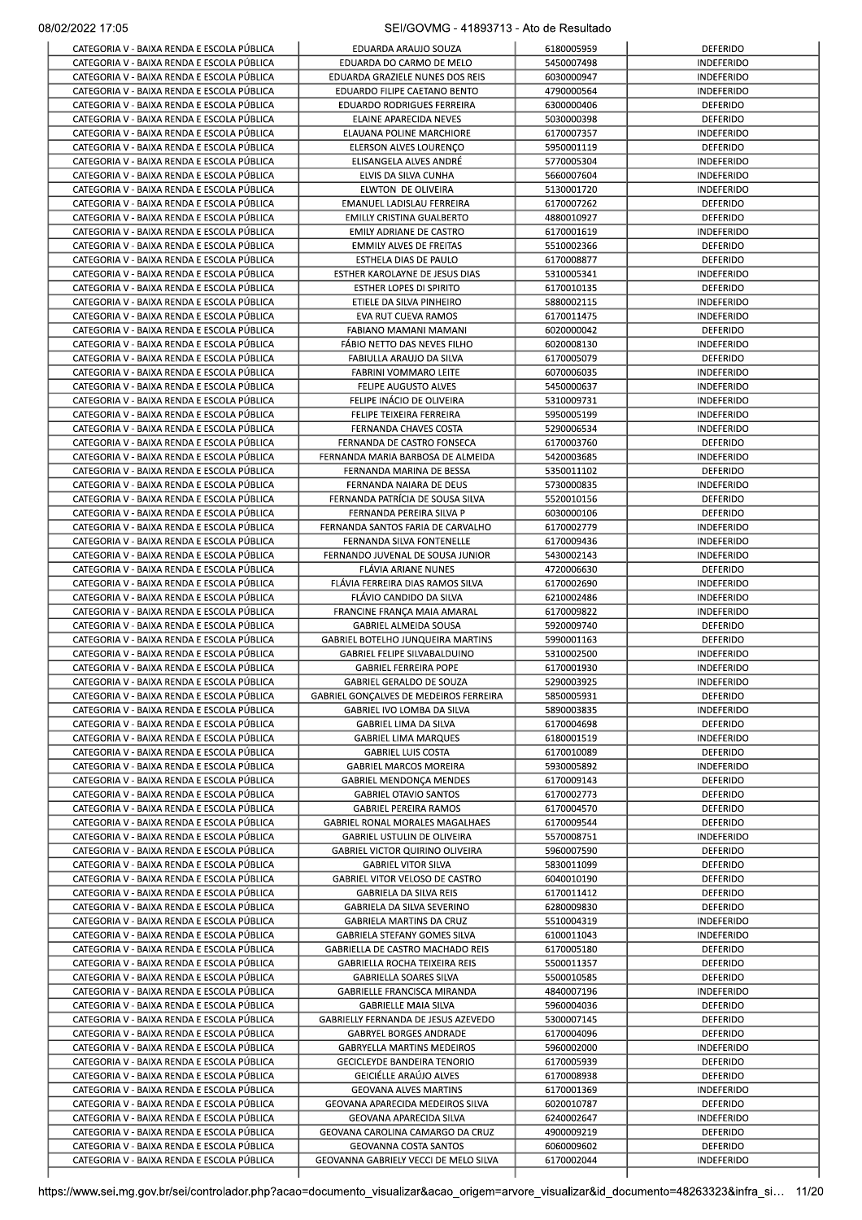| | | | |
|---|---|---|---|
| CATEGORIA V - BAIXA RENDA E ESCOLA PÚBLICA | EDUARDA ARAUJO SOUZA | 6180005959 | DEFERIDO |
| CATEGORIA V - BAIXA RENDA E ESCOLA PÚBLICA | EDUARDA DO CARMO DE MELO | 5450007498 | INDEFERIDO |
| CATEGORIA V - BAIXA RENDA E ESCOLA PÚBLICA | EDUARDA GRAZIELE NUNES DOS REIS | 6030000947 | INDEFERIDO |
| CATEGORIA V - BAIXA RENDA E ESCOLA PÚBLICA | EDUARDO FILIPE CAETANO BENTO | 4790000564 | INDEFERIDO |
| CATEGORIA V - BAIXA RENDA E ESCOLA PÚBLICA | EDUARDO RODRIGUES FERREIRA | 6300000406 | DEFERIDO |
| CATEGORIA V - BAIXA RENDA E ESCOLA PÚBLICA | ELAINE APARECIDA NEVES | 5030000398 | DEFERIDO |
| CATEGORIA V - BAIXA RENDA E ESCOLA PÚBLICA | ELAUANA POLINE MARCHIORE | 6170007357 | INDEFERIDO |
| CATEGORIA V - BAIXA RENDA E ESCOLA PÚBLICA | ELERSON ALVES LOURENÇO | 5950001119 | DEFERIDO |
| CATEGORIA V - BAIXA RENDA E ESCOLA PÚBLICA | ELISANGELA ALVES ANDRÉ | 5770005304 | INDEFERIDO |
| CATEGORIA V - BAIXA RENDA E ESCOLA PÚBLICA | ELVIS DA SILVA CUNHA | 5660007604 | INDEFERIDO |
| CATEGORIA V - BAIXA RENDA E ESCOLA PÚBLICA | ELWTON DE OLIVEIRA | 5130001720 | INDEFERIDO |
| CATEGORIA V - BAIXA RENDA E ESCOLA PÚBLICA | EMANUEL LADISLAU FERREIRA | 6170007262 | DEFERIDO |
| CATEGORIA V - BAIXA RENDA E ESCOLA PÚBLICA | EMILLY CRISTINA GUALBERTO | 4880010927 | DEFERIDO |
| CATEGORIA V - BAIXA RENDA E ESCOLA PÚBLICA | EMILY ADRIANE DE CASTRO | 6170001619 | INDEFERIDO |
| CATEGORIA V - BAIXA RENDA E ESCOLA PÚBLICA | EMMILY ALVES DE FREITAS | 5510002366 | DEFERIDO |
| CATEGORIA V - BAIXA RENDA E ESCOLA PÚBLICA | ESTHELA DIAS DE PAULO | 6170008877 | DEFERIDO |
| CATEGORIA V - BAIXA RENDA E ESCOLA PÚBLICA | ESTHER KAROLAYNE DE JESUS DIAS | 5310005341 | INDEFERIDO |
| CATEGORIA V - BAIXA RENDA E ESCOLA PÚBLICA | ESTHER LOPES DI SPIRITO | 6170010135 | DEFERIDO |
| CATEGORIA V - BAIXA RENDA E ESCOLA PÚBLICA | ETIELE DA SILVA PINHEIRO | 5880002115 | INDEFERIDO |
| CATEGORIA V - BAIXA RENDA E ESCOLA PÚBLICA | EVA RUT CUEVA RAMOS | 6170011475 | INDEFERIDO |
| CATEGORIA V - BAIXA RENDA E ESCOLA PÚBLICA | FABIANO MAMANI MAMANI | 6020000042 | DEFERIDO |
| CATEGORIA V - BAIXA RENDA E ESCOLA PÚBLICA | FÁBIO NETTO DAS NEVES FILHO | 6020008130 | INDEFERIDO |
| CATEGORIA V - BAIXA RENDA E ESCOLA PÚBLICA | FABIULLA ARAUJO DA SILVA | 6170005079 | DEFERIDO |
| CATEGORIA V - BAIXA RENDA E ESCOLA PÚBLICA | FABRINI VOMMARO LEITE | 6070006035 | INDEFERIDO |
| CATEGORIA V - BAIXA RENDA E ESCOLA PÚBLICA | FELIPE AUGUSTO ALVES | 5450000637 | INDEFERIDO |
| CATEGORIA V - BAIXA RENDA E ESCOLA PÚBLICA | FELIPE INÁCIO DE OLIVEIRA | 5310009731 | INDEFERIDO |
| CATEGORIA V - BAIXA RENDA E ESCOLA PÚBLICA | FELIPE TEIXEIRA FERREIRA | 5950005199 | INDEFERIDO |
| CATEGORIA V - BAIXA RENDA E ESCOLA PÚBLICA | FERNANDA CHAVES COSTA | 5290006534 | INDEFERIDO |
| CATEGORIA V - BAIXA RENDA E ESCOLA PÚBLICA | FERNANDA DE CASTRO FONSECA | 6170003760 | DEFERIDO |
| CATEGORIA V - BAIXA RENDA E ESCOLA PÚBLICA | FERNANDA MARIA BARBOSA DE ALMEIDA | 5420003685 | INDEFERIDO |
| CATEGORIA V - BAIXA RENDA E ESCOLA PÚBLICA | FERNANDA MARINA DE BESSA | 5350011102 | DEFERIDO |
| CATEGORIA V - BAIXA RENDA E ESCOLA PÚBLICA | FERNANDA NAIARA DE DEUS | 5730000835 | INDEFERIDO |
| CATEGORIA V - BAIXA RENDA E ESCOLA PÚBLICA | FERNANDA PATRÍCIA DE SOUSA SILVA | 5520010156 | DEFERIDO |
| CATEGORIA V - BAIXA RENDA E ESCOLA PÚBLICA | FERNANDA PEREIRA SILVA P | 6030000106 | DEFERIDO |
| CATEGORIA V - BAIXA RENDA E ESCOLA PÚBLICA | FERNANDA SANTOS FARIA DE CARVALHO | 6170002779 | INDEFERIDO |
| CATEGORIA V - BAIXA RENDA E ESCOLA PÚBLICA | FERNANDA SILVA FONTENELLE | 6170009436 | INDEFERIDO |
| CATEGORIA V - BAIXA RENDA E ESCOLA PÚBLICA | FERNANDO JUVENAL DE SOUSA JUNIOR | 5430002143 | INDEFERIDO |
| CATEGORIA V - BAIXA RENDA E ESCOLA PÚBLICA | FLÁVIA ARIANE NUNES | 4720006630 | DEFERIDO |
| CATEGORIA V - BAIXA RENDA E ESCOLA PÚBLICA | FLÁVIA FERREIRA DIAS RAMOS SILVA | 6170002690 | INDEFERIDO |
| CATEGORIA V - BAIXA RENDA E ESCOLA PÚBLICA | FLÁVIO CANDIDO DA SILVA | 6210002486 | INDEFERIDO |
| CATEGORIA V - BAIXA RENDA E ESCOLA PÚBLICA | FRANCINE FRANÇA MAIA AMARAL | 6170009822 | INDEFERIDO |
| CATEGORIA V - BAIXA RENDA E ESCOLA PÚBLICA | GABRIEL ALMEIDA SOUSA | 5920009740 | DEFERIDO |
| CATEGORIA V - BAIXA RENDA E ESCOLA PÚBLICA | GABRIEL BOTELHO JUNQUEIRA MARTINS | 5990001163 | DEFERIDO |
| CATEGORIA V - BAIXA RENDA E ESCOLA PÚBLICA | GABRIEL FELIPE SILVABALDUINO | 5310002500 | INDEFERIDO |
| CATEGORIA V - BAIXA RENDA E ESCOLA PÚBLICA | GABRIEL FERREIRA POPE | 6170001930 | INDEFERIDO |
| CATEGORIA V - BAIXA RENDA E ESCOLA PÚBLICA | GABRIEL GERALDO DE SOUZA | 5290003925 | INDEFERIDO |
| CATEGORIA V - BAIXA RENDA E ESCOLA PÚBLICA | GABRIEL GONÇALVES DE MEDEIROS FERREIRA | 5850005931 | DEFERIDO |
| CATEGORIA V - BAIXA RENDA E ESCOLA PÚBLICA | GABRIEL IVO LOMBA DA SILVA | 5890003835 | INDEFERIDO |
| CATEGORIA V - BAIXA RENDA E ESCOLA PÚBLICA | GABRIEL LIMA DA SILVA | 6170004698 | DEFERIDO |
| CATEGORIA V - BAIXA RENDA E ESCOLA PÚBLICA | GABRIEL LIMA MARQUES | 6180001519 | INDEFERIDO |
| CATEGORIA V - BAIXA RENDA E ESCOLA PÚBLICA | GABRIEL LUIS COSTA | 6170010089 | DEFERIDO |
| CATEGORIA V - BAIXA RENDA E ESCOLA PÚBLICA | GABRIEL MARCOS MOREIRA | 5930005892 | INDEFERIDO |
| CATEGORIA V - BAIXA RENDA E ESCOLA PÚBLICA | GABRIEL MENDONÇA MENDES | 6170009143 | DEFERIDO |
| CATEGORIA V - BAIXA RENDA E ESCOLA PÚBLICA | GABRIEL OTAVIO SANTOS | 6170002773 | DEFERIDO |
| CATEGORIA V - BAIXA RENDA E ESCOLA PÚBLICA | GABRIEL PEREIRA RAMOS | 6170004570 | DEFERIDO |
| CATEGORIA V - BAIXA RENDA E ESCOLA PÚBLICA | GABRIEL RONAL MORALES MAGALHAES | 6170009544 | DEFERIDO |
| CATEGORIA V - BAIXA RENDA E ESCOLA PÚBLICA | GABRIEL USTULIN DE OLIVEIRA | 5570008751 | INDEFERIDO |
| CATEGORIA V - BAIXA RENDA E ESCOLA PÚBLICA | GABRIEL VICTOR QUIRINO OLIVEIRA | 5960007590 | DEFERIDO |
| CATEGORIA V - BAIXA RENDA E ESCOLA PÚBLICA | GABRIEL VITOR SILVA | 5830011099 | DEFERIDO |
| CATEGORIA V - BAIXA RENDA E ESCOLA PÚBLICA | GABRIEL VITOR VELOSO DE CASTRO | 6040010190 | DEFERIDO |
| CATEGORIA V - BAIXA RENDA E ESCOLA PÚBLICA | GABRIELA DA SILVA REIS | 6170011412 | DEFERIDO |
| CATEGORIA V - BAIXA RENDA E ESCOLA PÚBLICA | GABRIELA DA SILVA SEVERINO | 6280009830 | DEFERIDO |
| CATEGORIA V - BAIXA RENDA E ESCOLA PÚBLICA | GABRIELA MARTINS DA CRUZ | 5510004319 | INDEFERIDO |
| CATEGORIA V - BAIXA RENDA E ESCOLA PÚBLICA | GABRIELA STEFANY GOMES SILVA | 6100011043 | INDEFERIDO |
| CATEGORIA V - BAIXA RENDA E ESCOLA PÚBLICA | GABRIELLA DE CASTRO MACHADO REIS | 6170005180 | DEFERIDO |
| CATEGORIA V - BAIXA RENDA E ESCOLA PÚBLICA | GABRIELLA ROCHA TEIXEIRA REIS | 5500011357 | DEFERIDO |
| CATEGORIA V - BAIXA RENDA E ESCOLA PÚBLICA | GABRIELLA SOARES SILVA | 5500010585 | DEFERIDO |
| CATEGORIA V - BAIXA RENDA E ESCOLA PÚBLICA | GABRIELLE FRANCISCA MIRANDA | 4840007196 | INDEFERIDO |
| CATEGORIA V - BAIXA RENDA E ESCOLA PÚBLICA | GABRIELLE MAIA SILVA | 5960004036 | DEFERIDO |
| CATEGORIA V - BAIXA RENDA E ESCOLA PÚBLICA | GABRIELLY FERNANDA DE JESUS AZEVEDO | 5300007145 | DEFERIDO |
| CATEGORIA V - BAIXA RENDA E ESCOLA PÚBLICA | GABRYEL BORGES ANDRADE | 6170004096 | DEFERIDO |
| CATEGORIA V - BAIXA RENDA E ESCOLA PÚBLICA | GABRYELLA MARTINS MEDEIROS | 5960002000 | INDEFERIDO |
| CATEGORIA V - BAIXA RENDA E ESCOLA PÚBLICA | GECICLEYDE BANDEIRA TENORIO | 6170005939 | DEFERIDO |
| CATEGORIA V - BAIXA RENDA E ESCOLA PÚBLICA | GEICIÉLLE ARAÚJO ALVES | 6170008938 | DEFERIDO |
| CATEGORIA V - BAIXA RENDA E ESCOLA PÚBLICA | GEOVANA ALVES MARTINS | 6170001369 | INDEFERIDO |
| CATEGORIA V - BAIXA RENDA E ESCOLA PÚBLICA | GEOVANA APARECIDA MEDEIROS SILVA | 6020010787 | DEFERIDO |
| CATEGORIA V - BAIXA RENDA E ESCOLA PÚBLICA | GEOVANA APARECIDA SILVA | 6240002647 | INDEFERIDO |
| CATEGORIA V - BAIXA RENDA E ESCOLA PÚBLICA | GEOVANA CAROLINA CAMARGO DA CRUZ | 4900009219 | DEFERIDO |
| CATEGORIA V - BAIXA RENDA E ESCOLA PÚBLICA | GEOVANNA COSTA SANTOS | 6060009602 | DEFERIDO |
| CATEGORIA V - BAIXA RENDA E ESCOLA PÚBLICA | GEOVANNA GABRIELY VECCI DE MELO SILVA | 6170002044 | INDEFERIDO |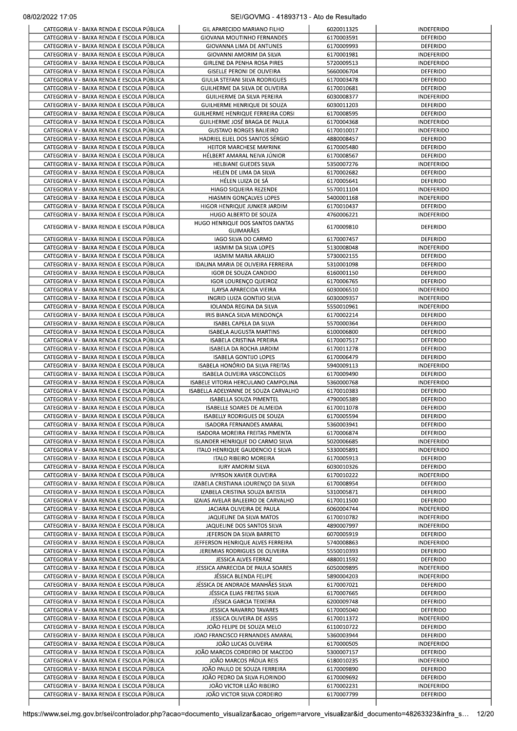| | | | |
|---|---|---|---|
| CATEGORIA V - BAIXA RENDA E ESCOLA PÚBLICA | GIL APARECIDO MARIANO FILHO | 6020011325 | INDEFERIDO |
| CATEGORIA V - BAIXA RENDA E ESCOLA PÚBLICA | GIOVANA MOUTINHO FERNANDES | 6170003591 | DEFERIDO |
| CATEGORIA V - BAIXA RENDA E ESCOLA PÚBLICA | GIOVANNA LIMA DE ANTUNES | 6170009993 | DEFERIDO |
| CATEGORIA V - BAIXA RENDA E ESCOLA PÚBLICA | GIOVANNI AMORIM DA SILVA | 6170001981 | INDEFERIDO |
| CATEGORIA V - BAIXA RENDA E ESCOLA PÚBLICA | GIRLENE DA PENHA ROSA PIRES | 5720009513 | INDEFERIDO |
| CATEGORIA V - BAIXA RENDA E ESCOLA PÚBLICA | GISELLE PERONI DE OLIVEIRA | 5660006704 | DEFERIDO |
| CATEGORIA V - BAIXA RENDA E ESCOLA PÚBLICA | GIULIA STEFANI SILVA RODRIGUES | 6170003478 | DEFERIDO |
| CATEGORIA V - BAIXA RENDA E ESCOLA PÚBLICA | GUILHERME DA SILVA DE OLIVEIRA | 6170010681 | DEFERIDO |
| CATEGORIA V - BAIXA RENDA E ESCOLA PÚBLICA | GUILHERME DA SILVA PEREIRA | 6030008377 | INDEFERIDO |
| CATEGORIA V - BAIXA RENDA E ESCOLA PÚBLICA | GUILHERME HENRIQUE DE SOUZA | 6030011203 | DEFERIDO |
| CATEGORIA V - BAIXA RENDA E ESCOLA PÚBLICA | GUILHERME HENRIQUE FERREIRA CORSI | 6170008595 | DEFERIDO |
| CATEGORIA V - BAIXA RENDA E ESCOLA PÚBLICA | GUILHERME JOSÉ BRAGA DE PAULA | 6170004368 | INDEFERIDO |
| CATEGORIA V - BAIXA RENDA E ESCOLA PÚBLICA | GUSTAVO BORGES BALIEIRO | 6170010017 | INDEFERIDO |
| CATEGORIA V - BAIXA RENDA E ESCOLA PÚBLICA | HADRIEL ELIEL DOS SANTOS SÉRGIO | 4880008457 | DEFERIDO |
| CATEGORIA V - BAIXA RENDA E ESCOLA PÚBLICA | HEITOR MARCHESE MAYRINK | 6170005480 | DEFERIDO |
| CATEGORIA V - BAIXA RENDA E ESCOLA PÚBLICA | HÉLBERT AMARAL NEIVA JÚNIOR | 6170008567 | DEFERIDO |
| CATEGORIA V - BAIXA RENDA E ESCOLA PÚBLICA | HELBIANE GUEDES SILVA | 5350007276 | INDEFERIDO |
| CATEGORIA V - BAIXA RENDA E ESCOLA PÚBLICA | HELEN DE LIMA DA SILVA | 6170002682 | DEFERIDO |
| CATEGORIA V - BAIXA RENDA E ESCOLA PÚBLICA | HÉLEN LUIZA DE SÁ | 6170005641 | DEFERIDO |
| CATEGORIA V - BAIXA RENDA E ESCOLA PÚBLICA | HIAGO SIQUEIRA REZENDE | 5570011104 | INDEFERIDO |
| CATEGORIA V - BAIXA RENDA E ESCOLA PÚBLICA | HIASMIN GONÇALVES LOPES | 5400001168 | INDEFERIDO |
| CATEGORIA V - BAIXA RENDA E ESCOLA PÚBLICA | HIGOR HENRIQUE JUNKER JARDIM | 6170010437 | DEFERIDO |
| CATEGORIA V - BAIXA RENDA E ESCOLA PÚBLICA | HUGO ALBERTO DE SOUZA | 4760006221 | INDEFERIDO |
| CATEGORIA V - BAIXA RENDA E ESCOLA PÚBLICA | HUGO HENRIQUE DOS SANTOS DANTAS GUIMARÃES | 6170009810 | DEFERIDO |
| CATEGORIA V - BAIXA RENDA E ESCOLA PÚBLICA | IAGO SILVA DO CARMO | 6170007457 | DEFERIDO |
| CATEGORIA V - BAIXA RENDA E ESCOLA PÚBLICA | IASMIM DA SILVA LOPES | 5130008048 | INDEFERIDO |
| CATEGORIA V - BAIXA RENDA E ESCOLA PÚBLICA | IASMIM MARIA ARAUJO | 5730002155 | DEFERIDO |
| CATEGORIA V - BAIXA RENDA E ESCOLA PÚBLICA | IDALINA MARIA DE OLIVEIRA FERREIRA | 5310001098 | DEFERIDO |
| CATEGORIA V - BAIXA RENDA E ESCOLA PÚBLICA | IGOR DE SOUZA CANDIDO | 6160001150 | DEFERIDO |
| CATEGORIA V - BAIXA RENDA E ESCOLA PÚBLICA | IGOR LOURENÇO QUEIROZ | 6170006765 | DEFERIDO |
| CATEGORIA V - BAIXA RENDA E ESCOLA PÚBLICA | ILAYSA APARECIDA VIEIRA | 6030006510 | INDEFERIDO |
| CATEGORIA V - BAIXA RENDA E ESCOLA PÚBLICA | INGRID LUIZA GONTIJO SILVA | 6030009357 | INDEFERIDO |
| CATEGORIA V - BAIXA RENDA E ESCOLA PÚBLICA | IOLANDA REGINA DA SILVA | 5550010961 | INDEFERIDO |
| CATEGORIA V - BAIXA RENDA E ESCOLA PÚBLICA | IRIS BIANCA SILVA MENDONÇA | 6170002214 | DEFERIDO |
| CATEGORIA V - BAIXA RENDA E ESCOLA PÚBLICA | ISABEL CAPELA DA SILVA | 5570000364 | DEFERIDO |
| CATEGORIA V - BAIXA RENDA E ESCOLA PÚBLICA | ISABELA AUGUSTA MARTINS | 6100006800 | DEFERIDO |
| CATEGORIA V - BAIXA RENDA E ESCOLA PÚBLICA | ISABELA CRISTINA PEREIRA | 6170007517 | DEFERIDO |
| CATEGORIA V - BAIXA RENDA E ESCOLA PÚBLICA | ISABELA DA ROCHA JARDIM | 6170011278 | DEFERIDO |
| CATEGORIA V - BAIXA RENDA E ESCOLA PÚBLICA | ISABELA GONTIJO LOPES | 6170006479 | DEFERIDO |
| CATEGORIA V - BAIXA RENDA E ESCOLA PÚBLICA | ISABELA HONÓRIO DA SILVA FREITAS | 5940009113 | INDEFERIDO |
| CATEGORIA V - BAIXA RENDA E ESCOLA PÚBLICA | ISABELA OLIVEIRA VASCONCELOS | 6170009490 | DEFERIDO |
| CATEGORIA V - BAIXA RENDA E ESCOLA PÚBLICA | ISABELE VITORIA HERCULANO CAMPOLINA | 5360000768 | INDEFERIDO |
| CATEGORIA V - BAIXA RENDA E ESCOLA PÚBLICA | ISABELLA ADELYANNE DE SOUZA CARVALHO | 6170010383 | DEFERIDO |
| CATEGORIA V - BAIXA RENDA E ESCOLA PÚBLICA | ISABELLA SOUZA PIMENTEL | 4790005389 | DEFERIDO |
| CATEGORIA V - BAIXA RENDA E ESCOLA PÚBLICA | ISABELLE SOARES DE ALMEIDA | 6170011078 | DEFERIDO |
| CATEGORIA V - BAIXA RENDA E ESCOLA PÚBLICA | ISABELLY RODRIGUES DE SOUZA | 6170005594 | DEFERIDO |
| CATEGORIA V - BAIXA RENDA E ESCOLA PÚBLICA | ISADORA FERNANDES AMARAL | 5360003941 | DEFERIDO |
| CATEGORIA V - BAIXA RENDA E ESCOLA PÚBLICA | ISADORA MOREIRA FREITAS PIMENTA | 6170006874 | DEFERIDO |
| CATEGORIA V - BAIXA RENDA E ESCOLA PÚBLICA | ISLANDER HENRIQUE DO CARMO SILVA | 5020006685 | INDEFERIDO |
| CATEGORIA V - BAIXA RENDA E ESCOLA PÚBLICA | ITALO HENRIQUE GAUDENCIO E SILVA | 5330005891 | INDEFERIDO |
| CATEGORIA V - BAIXA RENDA E ESCOLA PÚBLICA | ITALO RIBEIRO MOREIRA | 6170005913 | DEFERIDO |
| CATEGORIA V - BAIXA RENDA E ESCOLA PÚBLICA | IURY AMORIM SILVA | 6030010326 | DEFERIDO |
| CATEGORIA V - BAIXA RENDA E ESCOLA PÚBLICA | IVYRSON XAVIER OLIVEIRA | 6170010222 | INDEFERIDO |
| CATEGORIA V - BAIXA RENDA E ESCOLA PÚBLICA | IZABELA CRISTIANA LOURENÇO DA SILVA | 6170008954 | DEFERIDO |
| CATEGORIA V - BAIXA RENDA E ESCOLA PÚBLICA | IZABELA CRISTINA SOUZA BATISTA | 5310005871 | DEFERIDO |
| CATEGORIA V - BAIXA RENDA E ESCOLA PÚBLICA | IZAIAS AVELAR BALEEIRO DE CARVALHO | 6170011500 | DEFERIDO |
| CATEGORIA V - BAIXA RENDA E ESCOLA PÚBLICA | JACIARA OLIVEIRA DE PAULA | 6060004744 | INDEFERIDO |
| CATEGORIA V - BAIXA RENDA E ESCOLA PÚBLICA | JAQUELINE DA SILVA MATOS | 6170010782 | INDEFERIDO |
| CATEGORIA V - BAIXA RENDA E ESCOLA PÚBLICA | JAQUELINE DOS SANTOS SILVA | 4890007997 | INDEFERIDO |
| CATEGORIA V - BAIXA RENDA E ESCOLA PÚBLICA | JEFERSON DA SILVA BARRETO | 6070005919 | DEFERIDO |
| CATEGORIA V - BAIXA RENDA E ESCOLA PÚBLICA | JEFFERSON HENRIQUE ALVES FERREIRA | 5740008863 | INDEFERIDO |
| CATEGORIA V - BAIXA RENDA E ESCOLA PÚBLICA | JEREMIAS RODRIGUES DE OLIVEIRA | 5550010393 | DEFERIDO |
| CATEGORIA V - BAIXA RENDA E ESCOLA PÚBLICA | JESSICA ALVES FERRAZ | 4880011592 | DEFERIDO |
| CATEGORIA V - BAIXA RENDA E ESCOLA PÚBLICA | JESSICA APARECIDA DE PAULA SOARES | 6050009895 | INDEFERIDO |
| CATEGORIA V - BAIXA RENDA E ESCOLA PÚBLICA | JÉSSICA BLENDA FELIPE | 5890004203 | INDEFERIDO |
| CATEGORIA V - BAIXA RENDA E ESCOLA PÚBLICA | JÉSSICA DE ANDRADE MANHÃES SILVA | 6170007021 | DEFERIDO |
| CATEGORIA V - BAIXA RENDA E ESCOLA PÚBLICA | JÉSSICA ELIAS FREITAS SILVA | 6170007665 | DEFERIDO |
| CATEGORIA V - BAIXA RENDA E ESCOLA PÚBLICA | JÉSSICA GARCIA TEIXEIRA | 6200009748 | DEFERIDO |
| CATEGORIA V - BAIXA RENDA E ESCOLA PÚBLICA | JESSICA NAVARRO TAVARES | 6170005040 | DEFERIDO |
| CATEGORIA V - BAIXA RENDA E ESCOLA PÚBLICA | JESSICA OLIVEIRA DE ASSIS | 6170011372 | INDEFERIDO |
| CATEGORIA V - BAIXA RENDA E ESCOLA PÚBLICA | JOÃO FELIPE DE SOUZA MELO | 6110010722 | DEFERIDO |
| CATEGORIA V - BAIXA RENDA E ESCOLA PÚBLICA | JOAO FRANCISCO FERNANDES AMARAL | 5360003944 | DEFERIDO |
| CATEGORIA V - BAIXA RENDA E ESCOLA PÚBLICA | JOÃO LUCAS OLIVEIRA | 6170000505 | INDEFERIDO |
| CATEGORIA V - BAIXA RENDA E ESCOLA PÚBLICA | JOÃO MARCOS CORDEIRO DE MACEDO | 5300007157 | DEFERIDO |
| CATEGORIA V - BAIXA RENDA E ESCOLA PÚBLICA | JOÃO MARCOS PÁDUA REIS | 6180010235 | INDEFERIDO |
| CATEGORIA V - BAIXA RENDA E ESCOLA PÚBLICA | JOÃO PAULO DE SOUZA FERREIRA | 6170009890 | DEFERIDO |
| CATEGORIA V - BAIXA RENDA E ESCOLA PÚBLICA | JOÃO PEDRO DA SILVA FLORINDO | 6170009692 | DEFERIDO |
| CATEGORIA V - BAIXA RENDA E ESCOLA PÚBLICA | JOÃO VICTOR LEÃO RIBEIRO | 6170002231 | INDEFERIDO |
| CATEGORIA V - BAIXA RENDA E ESCOLA PÚBLICA | JOÃO VICTOR SILVA CORDEIRO | 6170007799 | DEFERIDO |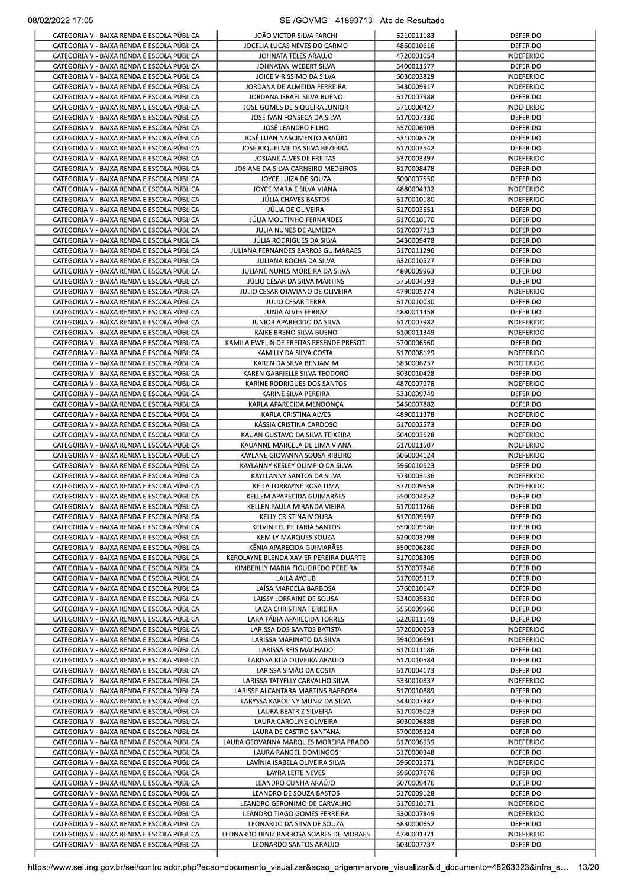| | | | |
|---|---|---|---|
| CATEGORIA V - BAIXA RENDA E ESCOLA PÚBLICA | JOÃO VICTOR SILVA FARCHI | 6210011183 | DEFERIDO |
| CATEGORIA V - BAIXA RENDA E ESCOLA PÚBLICA | JOCELIA LUCAS NEVES DO CARMO | 4860010616 | DEFERIDO |
| CATEGORIA V - BAIXA RENDA E ESCOLA PÚBLICA | JOHNATA TELES ARAUJO | 4720001054 | INDEFERIDO |
| CATEGORIA V - BAIXA RENDA E ESCOLA PÚBLICA | JOHNATAN WEBERT SILVA | 5400011577 | DEFERIDO |
| CATEGORIA V - BAIXA RENDA E ESCOLA PÚBLICA | JOICE VIRISSIMO DA SILVA | 6030003829 | INDEFERIDO |
| CATEGORIA V - BAIXA RENDA E ESCOLA PÚBLICA | JORDANA DE ALMEIDA FERREIRA | 5430009817 | INDEFERIDO |
| CATEGORIA V - BAIXA RENDA E ESCOLA PÚBLICA | JORDANA ISRAEL SILVA BUENO | 6170007988 | DEFERIDO |
| CATEGORIA V - BAIXA RENDA E ESCOLA PÚBLICA | JOSE GOMES DE SIQUEIRA JUNIOR | 5710000427 | INDEFERIDO |
| CATEGORIA V - BAIXA RENDA E ESCOLA PÚBLICA | JOSÉ IVAN FONSECA DA SILVA | 6170007330 | DEFERIDO |
| CATEGORIA V - BAIXA RENDA E ESCOLA PÚBLICA | JOSÉ LEANDRO FILHO | 5570006903 | DEFERIDO |
| CATEGORIA V - BAIXA RENDA E ESCOLA PÚBLICA | JOSÉ LUAN NASCIMENTO ARAÚJO | 5310008578 | DEFERIDO |
| CATEGORIA V - BAIXA RENDA E ESCOLA PÚBLICA | JOSE RIQUELME DA SILVA BEZERRA | 6170003542 | DEFERIDO |
| CATEGORIA V - BAIXA RENDA E ESCOLA PÚBLICA | JOSIANE ALVES DE FREITAS | 5370003397 | INDEFERIDO |
| CATEGORIA V - BAIXA RENDA E ESCOLA PÚBLICA | JOSIANE DA SILVA CARNEIRO MEDEIROS | 6170008478 | DEFERIDO |
| CATEGORIA V - BAIXA RENDA E ESCOLA PÚBLICA | JOYCE LUIZA DE SOUZA | 6000007550 | DEFERIDO |
| CATEGORIA V - BAIXA RENDA E ESCOLA PÚBLICA | JOYCE MARA E SILVA VIANA | 4880004332 | INDEFERIDO |
| CATEGORIA V - BAIXA RENDA E ESCOLA PÚBLICA | JÚLIA CHAVES BASTOS | 6170010180 | INDEFERIDO |
| CATEGORIA V - BAIXA RENDA E ESCOLA PÚBLICA | JÚLIA DE OLIVEIRA | 6170003551 | DEFERIDO |
| CATEGORIA V - BAIXA RENDA E ESCOLA PÚBLICA | JÚLIA MOUTINHO FERNANDES | 6170010170 | DEFERIDO |
| CATEGORIA V - BAIXA RENDA E ESCOLA PÚBLICA | JULIA NUNES DE ALMEIDA | 6170007713 | DEFERIDO |
| CATEGORIA V - BAIXA RENDA E ESCOLA PÚBLICA | JÚLIA RODRIGUES DA SILVA | 5430009478 | DEFERIDO |
| CATEGORIA V - BAIXA RENDA E ESCOLA PÚBLICA | JULIANA FERNANDES BARROS GUIMARAES | 6170011296 | DEFERIDO |
| CATEGORIA V - BAIXA RENDA E ESCOLA PÚBLICA | JULIANA ROCHA DA SILVA | 6320010527 | DEFERIDO |
| CATEGORIA V - BAIXA RENDA E ESCOLA PÚBLICA | JULIANE NUNES MOREIRA DA SILVA | 4890009963 | DEFERIDO |
| CATEGORIA V - BAIXA RENDA E ESCOLA PÚBLICA | JÚLIO CÉSAR DA SILVA MARTINS | 5750004593 | DEFERIDO |
| CATEGORIA V - BAIXA RENDA E ESCOLA PÚBLICA | JULIO CESAR OTAVIANO DE OLIVEIRA | 4790005274 | INDEFERIDO |
| CATEGORIA V - BAIXA RENDA E ESCOLA PÚBLICA | JULIO CESAR TERRA | 6170010030 | DEFERIDO |
| CATEGORIA V - BAIXA RENDA E ESCOLA PÚBLICA | JUNIA ALVES FERRAZ | 4880011458 | DEFERIDO |
| CATEGORIA V - BAIXA RENDA E ESCOLA PÚBLICA | JUNIOR APARECIDO DA SILVA | 6170007982 | INDEFERIDO |
| CATEGORIA V - BAIXA RENDA E ESCOLA PÚBLICA | KAIKE BRENO SILVA BUENO | 6100011349 | INDEFERIDO |
| CATEGORIA V - BAIXA RENDA E ESCOLA PÚBLICA | KAMILA EWELIN DE FREITAS RESENDE PRESOTI | 5700006560 | DEFERIDO |
| CATEGORIA V - BAIXA RENDA E ESCOLA PÚBLICA | KAMILLY DA SILVA COSTA | 6170008129 | INDEFERIDO |
| CATEGORIA V - BAIXA RENDA E ESCOLA PÚBLICA | KAREN DA SILVA BENJAMIM | 5830006257 | INDEFERIDO |
| CATEGORIA V - BAIXA RENDA E ESCOLA PÚBLICA | KAREN GABRIELLE SILVA TEODORO | 6030010428 | DEFERIDO |
| CATEGORIA V - BAIXA RENDA E ESCOLA PÚBLICA | KARINE RODRIGUES DOS SANTOS | 4870007978 | INDEFERIDO |
| CATEGORIA V - BAIXA RENDA E ESCOLA PÚBLICA | KARINE SILVA PEREIRA | 5330009749 | DEFERIDO |
| CATEGORIA V - BAIXA RENDA E ESCOLA PÚBLICA | KARLA APARECIDA MENDONÇA | 5450007882 | DEFERIDO |
| CATEGORIA V - BAIXA RENDA E ESCOLA PÚBLICA | KARLA CRISTINA ALVES | 4890011378 | INDEFERIDO |
| CATEGORIA V - BAIXA RENDA E ESCOLA PÚBLICA | KÁSSIA CRISTINA CARDOSO | 6170002573 | DEFERIDO |
| CATEGORIA V - BAIXA RENDA E ESCOLA PÚBLICA | KAUAN GUSTAVO DA SILVA TEIXEIRA | 6040003628 | INDEFERIDO |
| CATEGORIA V - BAIXA RENDA E ESCOLA PÚBLICA | KAUANNE MARCELA DE LIMA VIANA | 6170011507 | INDEFERIDO |
| CATEGORIA V - BAIXA RENDA E ESCOLA PÚBLICA | KAYLANE GIOVANNA SOUSA RIBEIRO | 6060004124 | INDEFERIDO |
| CATEGORIA V - BAIXA RENDA E ESCOLA PÚBLICA | KAYLANNY KESLEY OLIMPIO DA SILVA | 5960010623 | DEFERIDO |
| CATEGORIA V - BAIXA RENDA E ESCOLA PÚBLICA | KAYLLANNY SANTOS DA SILVA | 5730003136 | INDEFERIDO |
| CATEGORIA V - BAIXA RENDA E ESCOLA PÚBLICA | KEILA LORRAYNE ROSA LIMA | 5720009658 | INDEFERIDO |
| CATEGORIA V - BAIXA RENDA E ESCOLA PÚBLICA | KELLEM APARECIDA GUIMARÃES | 5500004852 | DEFERIDO |
| CATEGORIA V - BAIXA RENDA E ESCOLA PÚBLICA | KELLEN PAULA MIRANDA VIEIRA | 6170011266 | DEFERIDO |
| CATEGORIA V - BAIXA RENDA E ESCOLA PÚBLICA | KELLY CRISTINA MOURA | 6170009597 | DEFERIDO |
| CATEGORIA V - BAIXA RENDA E ESCOLA PÚBLICA | KELVIN FELIPE FARIA SANTOS | 5500009686 | DEFERIDO |
| CATEGORIA V - BAIXA RENDA E ESCOLA PÚBLICA | KEMILY MARQUES SOUZA | 6200003798 | DEFERIDO |
| CATEGORIA V - BAIXA RENDA E ESCOLA PÚBLICA | KÊNIA APARECIDA GUIMARÃES | 5500006280 | DEFERIDO |
| CATEGORIA V - BAIXA RENDA E ESCOLA PÚBLICA | KEROLAYNE BLENDA XAVIER PEREIRA DUARTE | 6170008305 | DEFERIDO |
| CATEGORIA V - BAIXA RENDA E ESCOLA PÚBLICA | KIMBERLLY MARIA FIGUEIREDO PEREIRA | 6170007846 | DEFERIDO |
| CATEGORIA V - BAIXA RENDA E ESCOLA PÚBLICA | LAILA AYOUB | 6170005317 | DEFERIDO |
| CATEGORIA V - BAIXA RENDA E ESCOLA PÚBLICA | LAÍSA MARCELA BARBOSA | 5760010647 | DEFERIDO |
| CATEGORIA V - BAIXA RENDA E ESCOLA PÚBLICA | LAISSY LORRAINE DE SOUSA | 5340005830 | DEFERIDO |
| CATEGORIA V - BAIXA RENDA E ESCOLA PÚBLICA | LAIZA CHRISTINA FERREIRA | 5550009960 | DEFERIDO |
| CATEGORIA V - BAIXA RENDA E ESCOLA PÚBLICA | LARA FÁBIA APARECIDA TORRES | 6220011148 | DEFERIDO |
| CATEGORIA V - BAIXA RENDA E ESCOLA PÚBLICA | LARISSA DOS SANTOS BATISTA | 5720000253 | INDEFERIDO |
| CATEGORIA V - BAIXA RENDA E ESCOLA PÚBLICA | LARISSA MARINATO DA SILVA | 5940006691 | INDEFERIDO |
| CATEGORIA V - BAIXA RENDA E ESCOLA PÚBLICA | LARISSA REIS MACHADO | 6170011186 | DEFERIDO |
| CATEGORIA V - BAIXA RENDA E ESCOLA PÚBLICA | LARISSA RITA OLIVEIRA ARAUJO | 6170010584 | DEFERIDO |
| CATEGORIA V - BAIXA RENDA E ESCOLA PÚBLICA | LARISSA SIMÃO DA COSTA | 6170004173 | DEFERIDO |
| CATEGORIA V - BAIXA RENDA E ESCOLA PÚBLICA | LARISSA TATYELLY CARVALHO SILVA | 5330010837 | INDEFERIDO |
| CATEGORIA V - BAIXA RENDA E ESCOLA PÚBLICA | LARISSE ALCANTARA MARTINS BARBOSA | 6170010889 | DEFERIDO |
| CATEGORIA V - BAIXA RENDA E ESCOLA PÚBLICA | LARYSSA KAROLINY MUNIZ DA SILVA | 5430007887 | DEFERIDO |
| CATEGORIA V - BAIXA RENDA E ESCOLA PÚBLICA | LAURA BEATRIZ SILVEIRA | 6170005023 | DEFERIDO |
| CATEGORIA V - BAIXA RENDA E ESCOLA PÚBLICA | LAURA CAROLINE OLIVEIRA | 6030006888 | DEFERIDO |
| CATEGORIA V - BAIXA RENDA E ESCOLA PÚBLICA | LAURA DE CASTRO SANTANA | 5700005324 | DEFERIDO |
| CATEGORIA V - BAIXA RENDA E ESCOLA PÚBLICA | LAURA GEOVANNA MARQUES MOREIRA PRADO | 6170006959 | INDEFERIDO |
| CATEGORIA V - BAIXA RENDA E ESCOLA PÚBLICA | LAURA RANGEL DOMINGOS | 6170000348 | DEFERIDO |
| CATEGORIA V - BAIXA RENDA E ESCOLA PÚBLICA | LAVÍNIA ISABELA OLIVEIRA SILVA | 5960002571 | INDEFERIDO |
| CATEGORIA V - BAIXA RENDA E ESCOLA PÚBLICA | LAYRA LEITE NEVES | 5960007676 | DEFERIDO |
| CATEGORIA V - BAIXA RENDA E ESCOLA PÚBLICA | LEANDRO CUNHA ARAÚJO | 6070009476 | DEFERIDO |
| CATEGORIA V - BAIXA RENDA E ESCOLA PÚBLICA | LEANDRO DE SOUZA BASTOS | 6170009128 | DEFERIDO |
| CATEGORIA V - BAIXA RENDA E ESCOLA PÚBLICA | LEANDRO GERONIMO DE CARVALHO | 6170010171 | INDEFERIDO |
| CATEGORIA V - BAIXA RENDA E ESCOLA PÚBLICA | LEANDRO TIAGO GOMES FERREIRA | 5300007849 | INDEFERIDO |
| CATEGORIA V - BAIXA RENDA E ESCOLA PÚBLICA | LEONARDO DA SILVA DE SOUZA | 5830000652 | DEFERIDO |
| CATEGORIA V - BAIXA RENDA E ESCOLA PÚBLICA | LEONARDO DINIZ BARBOSA SOARES DE MORAES | 4780001371 | INDEFERIDO |
| CATEGORIA V - BAIXA RENDA E ESCOLA PÚBLICA | LEONARDO SANTOS ARAUJO | 6030007737 | DEFERIDO |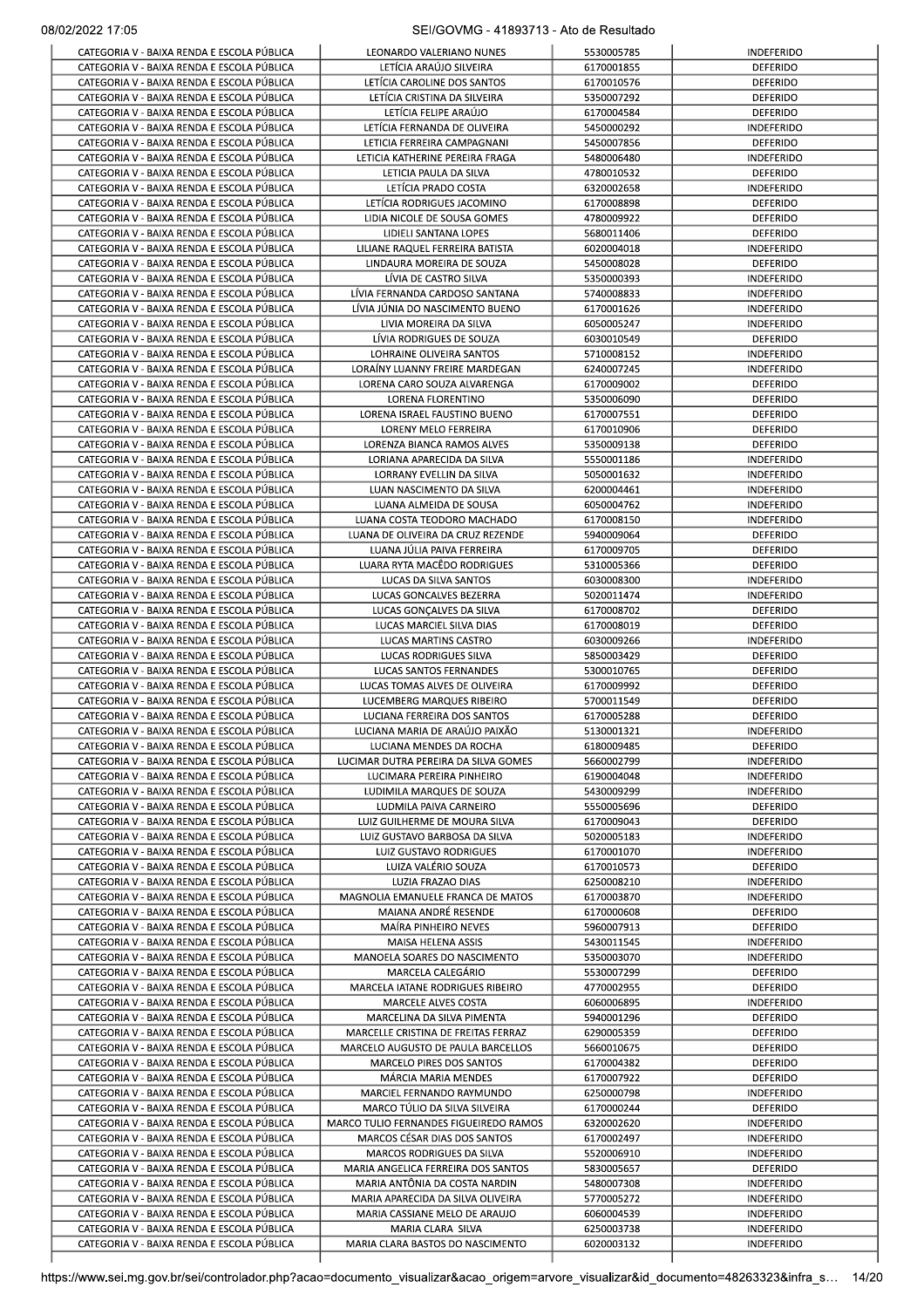| | | | |
|---|---|---|---|
| CATEGORIA V - BAIXA RENDA E ESCOLA PÚBLICA | LEONARDO VALERIANO NUNES | 5530005785 | INDEFERIDO |
| CATEGORIA V - BAIXA RENDA E ESCOLA PÚBLICA | LETÍCIA ARAÚJO SILVEIRA | 6170001855 | DEFERIDO |
| CATEGORIA V - BAIXA RENDA E ESCOLA PÚBLICA | LETÍCIA CAROLINE DOS SANTOS | 6170010576 | DEFERIDO |
| CATEGORIA V - BAIXA RENDA E ESCOLA PÚBLICA | LETÍCIA CRISTINA DA SILVEIRA | 5350007292 | DEFERIDO |
| CATEGORIA V - BAIXA RENDA E ESCOLA PÚBLICA | LETÍCIA FELIPE ARAÚJO | 6170004584 | DEFERIDO |
| CATEGORIA V - BAIXA RENDA E ESCOLA PÚBLICA | LETÍCIA FERNANDA DE OLIVEIRA | 5450000292 | INDEFERIDO |
| CATEGORIA V - BAIXA RENDA E ESCOLA PÚBLICA | LETICIA FERREIRA CAMPAGNANI | 5450007856 | DEFERIDO |
| CATEGORIA V - BAIXA RENDA E ESCOLA PÚBLICA | LETICIA KATHERINE PEREIRA FRAGA | 5480006480 | INDEFERIDO |
| CATEGORIA V - BAIXA RENDA E ESCOLA PÚBLICA | LETICIA PAULA DA SILVA | 4780010532 | DEFERIDO |
| CATEGORIA V - BAIXA RENDA E ESCOLA PÚBLICA | LETÍCIA PRADO COSTA | 6320002658 | INDEFERIDO |
| CATEGORIA V - BAIXA RENDA E ESCOLA PÚBLICA | LETÍCIA RODRIGUES JACOMINO | 6170008898 | DEFERIDO |
| CATEGORIA V - BAIXA RENDA E ESCOLA PÚBLICA | LIDIA NICOLE DE SOUSA GOMES | 4780009922 | DEFERIDO |
| CATEGORIA V - BAIXA RENDA E ESCOLA PÚBLICA | LIDIELI SANTANA LOPES | 5680011406 | DEFERIDO |
| CATEGORIA V - BAIXA RENDA E ESCOLA PÚBLICA | LILIANE RAQUEL FERREIRA BATISTA | 6020004018 | INDEFERIDO |
| CATEGORIA V - BAIXA RENDA E ESCOLA PÚBLICA | LINDAURA MOREIRA DE SOUZA | 5450008028 | DEFERIDO |
| CATEGORIA V - BAIXA RENDA E ESCOLA PÚBLICA | LÍVIA DE CASTRO SILVA | 5350000393 | INDEFERIDO |
| CATEGORIA V - BAIXA RENDA E ESCOLA PÚBLICA | LÍVIA FERNANDA CARDOSO SANTANA | 5740008833 | INDEFERIDO |
| CATEGORIA V - BAIXA RENDA E ESCOLA PÚBLICA | LÍVIA JÚNIA DO NASCIMENTO BUENO | 6170001626 | INDEFERIDO |
| CATEGORIA V - BAIXA RENDA E ESCOLA PÚBLICA | LIVIA MOREIRA DA SILVA | 6050005247 | INDEFERIDO |
| CATEGORIA V - BAIXA RENDA E ESCOLA PÚBLICA | LÍVIA RODRIGUES DE SOUZA | 6030010549 | DEFERIDO |
| CATEGORIA V - BAIXA RENDA E ESCOLA PÚBLICA | LOHRAINE OLIVEIRA SANTOS | 5710008152 | INDEFERIDO |
| CATEGORIA V - BAIXA RENDA E ESCOLA PÚBLICA | LORAÍNY LUANNY FREIRE MARDEGAN | 6240007245 | INDEFERIDO |
| CATEGORIA V - BAIXA RENDA E ESCOLA PÚBLICA | LORENA CARO SOUZA ALVARENGA | 6170009002 | DEFERIDO |
| CATEGORIA V - BAIXA RENDA E ESCOLA PÚBLICA | LORENA FLORENTINO | 5350006090 | DEFERIDO |
| CATEGORIA V - BAIXA RENDA E ESCOLA PÚBLICA | LORENA ISRAEL FAUSTINO BUENO | 6170007551 | DEFERIDO |
| CATEGORIA V - BAIXA RENDA E ESCOLA PÚBLICA | LORENY MELO FERREIRA | 6170010906 | DEFERIDO |
| CATEGORIA V - BAIXA RENDA E ESCOLA PÚBLICA | LORENZA BIANCA RAMOS ALVES | 5350009138 | DEFERIDO |
| CATEGORIA V - BAIXA RENDA E ESCOLA PÚBLICA | LORIANA APARECIDA DA SILVA | 5550001186 | INDEFERIDO |
| CATEGORIA V - BAIXA RENDA E ESCOLA PÚBLICA | LORRANY EVELLIN DA SILVA | 5050001632 | INDEFERIDO |
| CATEGORIA V - BAIXA RENDA E ESCOLA PÚBLICA | LUAN NASCIMENTO DA SILVA | 6200004461 | INDEFERIDO |
| CATEGORIA V - BAIXA RENDA E ESCOLA PÚBLICA | LUANA ALMEIDA DE SOUSA | 6050004762 | INDEFERIDO |
| CATEGORIA V - BAIXA RENDA E ESCOLA PÚBLICA | LUANA COSTA TEODORO MACHADO | 6170008150 | INDEFERIDO |
| CATEGORIA V - BAIXA RENDA E ESCOLA PÚBLICA | LUANA DE OLIVEIRA DA CRUZ REZENDE | 5940009064 | DEFERIDO |
| CATEGORIA V - BAIXA RENDA E ESCOLA PÚBLICA | LUANA JÚLIA PAIVA FERREIRA | 6170009705 | DEFERIDO |
| CATEGORIA V - BAIXA RENDA E ESCOLA PÚBLICA | LUARA RYTA MACÊDO RODRIGUES | 5310005366 | DEFERIDO |
| CATEGORIA V - BAIXA RENDA E ESCOLA PÚBLICA | LUCAS DA SILVA SANTOS | 6030008300 | INDEFERIDO |
| CATEGORIA V - BAIXA RENDA E ESCOLA PÚBLICA | LUCAS GONCALVES BEZERRA | 5020011474 | INDEFERIDO |
| CATEGORIA V - BAIXA RENDA E ESCOLA PÚBLICA | LUCAS GONÇALVES DA SILVA | 6170008702 | DEFERIDO |
| CATEGORIA V - BAIXA RENDA E ESCOLA PÚBLICA | LUCAS MARCIEL SILVA DIAS | 6170008019 | DEFERIDO |
| CATEGORIA V - BAIXA RENDA E ESCOLA PÚBLICA | LUCAS MARTINS CASTRO | 6030009266 | INDEFERIDO |
| CATEGORIA V - BAIXA RENDA E ESCOLA PÚBLICA | LUCAS RODRIGUES SILVA | 5850003429 | DEFERIDO |
| CATEGORIA V - BAIXA RENDA E ESCOLA PÚBLICA | LUCAS SANTOS FERNANDES | 5300010765 | DEFERIDO |
| CATEGORIA V - BAIXA RENDA E ESCOLA PÚBLICA | LUCAS TOMAS ALVES DE OLIVEIRA | 6170009992 | DEFERIDO |
| CATEGORIA V - BAIXA RENDA E ESCOLA PÚBLICA | LUCEMBERG MARQUES RIBEIRO | 5700011549 | DEFERIDO |
| CATEGORIA V - BAIXA RENDA E ESCOLA PÚBLICA | LUCIANA FERREIRA DOS SANTOS | 6170005288 | DEFERIDO |
| CATEGORIA V - BAIXA RENDA E ESCOLA PÚBLICA | LUCIANA MARIA DE ARAÚJO PAIXÃO | 5130001321 | INDEFERIDO |
| CATEGORIA V - BAIXA RENDA E ESCOLA PÚBLICA | LUCIANA MENDES DA ROCHA | 6180009485 | DEFERIDO |
| CATEGORIA V - BAIXA RENDA E ESCOLA PÚBLICA | LUCIMAR DUTRA PEREIRA DA SILVA GOMES | 5660002799 | INDEFERIDO |
| CATEGORIA V - BAIXA RENDA E ESCOLA PÚBLICA | LUCIMARA PEREIRA PINHEIRO | 6190004048 | INDEFERIDO |
| CATEGORIA V - BAIXA RENDA E ESCOLA PÚBLICA | LUDIMILA MARQUES DE SOUZA | 5430009299 | INDEFERIDO |
| CATEGORIA V - BAIXA RENDA E ESCOLA PÚBLICA | LUDMILA PAIVA CARNEIRO | 5550005696 | DEFERIDO |
| CATEGORIA V - BAIXA RENDA E ESCOLA PÚBLICA | LUIZ GUILHERME DE MOURA SILVA | 6170009043 | DEFERIDO |
| CATEGORIA V - BAIXA RENDA E ESCOLA PÚBLICA | LUIZ GUSTAVO BARBOSA DA SILVA | 5020005183 | INDEFERIDO |
| CATEGORIA V - BAIXA RENDA E ESCOLA PÚBLICA | LUIZ GUSTAVO RODRIGUES | 6170001070 | INDEFERIDO |
| CATEGORIA V - BAIXA RENDA E ESCOLA PÚBLICA | LUIZA VALÉRIO SOUZA | 6170010573 | DEFERIDO |
| CATEGORIA V - BAIXA RENDA E ESCOLA PÚBLICA | LUZIA FRAZAO DIAS | 6250008210 | INDEFERIDO |
| CATEGORIA V - BAIXA RENDA E ESCOLA PÚBLICA | MAGNOLIA EMANUELE FRANCA DE MATOS | 6170003870 | INDEFERIDO |
| CATEGORIA V - BAIXA RENDA E ESCOLA PÚBLICA | MAIANA ANDRÉ RESENDE | 6170000608 | DEFERIDO |
| CATEGORIA V - BAIXA RENDA E ESCOLA PÚBLICA | MAÍRA PINHEIRO NEVES | 5960007913 | DEFERIDO |
| CATEGORIA V - BAIXA RENDA E ESCOLA PÚBLICA | MAISA HELENA ASSIS | 5430011545 | INDEFERIDO |
| CATEGORIA V - BAIXA RENDA E ESCOLA PÚBLICA | MANOELA SOARES DO NASCIMENTO | 5350003070 | INDEFERIDO |
| CATEGORIA V - BAIXA RENDA E ESCOLA PÚBLICA | MARCELA CALEGÁRIO | 5530007299 | DEFERIDO |
| CATEGORIA V - BAIXA RENDA E ESCOLA PÚBLICA | MARCELA IATANE RODRIGUES RIBEIRO | 4770002955 | DEFERIDO |
| CATEGORIA V - BAIXA RENDA E ESCOLA PÚBLICA | MARCELE ALVES COSTA | 6060006895 | INDEFERIDO |
| CATEGORIA V - BAIXA RENDA E ESCOLA PÚBLICA | MARCELINA DA SILVA PIMENTA | 5940001296 | DEFERIDO |
| CATEGORIA V - BAIXA RENDA E ESCOLA PÚBLICA | MARCELLE CRISTINA DE FREITAS FERRAZ | 6290005359 | DEFERIDO |
| CATEGORIA V - BAIXA RENDA E ESCOLA PÚBLICA | MARCELO AUGUSTO DE PAULA BARCELLOS | 5660010675 | DEFERIDO |
| CATEGORIA V - BAIXA RENDA E ESCOLA PÚBLICA | MARCELO PIRES DOS SANTOS | 6170004382 | DEFERIDO |
| CATEGORIA V - BAIXA RENDA E ESCOLA PÚBLICA | MÁRCIA MARIA MENDES | 6170007922 | DEFERIDO |
| CATEGORIA V - BAIXA RENDA E ESCOLA PÚBLICA | MARCIEL FERNANDO RAYMUNDO | 6250000798 | INDEFERIDO |
| CATEGORIA V - BAIXA RENDA E ESCOLA PÚBLICA | MARCO TÚLIO DA SILVA SILVEIRA | 6170000244 | DEFERIDO |
| CATEGORIA V - BAIXA RENDA E ESCOLA PÚBLICA | MARCO TULIO FERNANDES FIGUEIREDO RAMOS | 6320002620 | INDEFERIDO |
| CATEGORIA V - BAIXA RENDA E ESCOLA PÚBLICA | MARCOS CÉSAR DIAS DOS SANTOS | 6170002497 | INDEFERIDO |
| CATEGORIA V - BAIXA RENDA E ESCOLA PÚBLICA | MARCOS RODRIGUES DA SILVA | 5520006910 | INDEFERIDO |
| CATEGORIA V - BAIXA RENDA E ESCOLA PÚBLICA | MARIA ANGELICA FERREIRA DOS SANTOS | 5830005657 | DEFERIDO |
| CATEGORIA V - BAIXA RENDA E ESCOLA PÚBLICA | MARIA ANTÔNIA DA COSTA NARDIN | 5480007308 | INDEFERIDO |
| CATEGORIA V - BAIXA RENDA E ESCOLA PÚBLICA | MARIA APARECIDA DA SILVA OLIVEIRA | 5770005272 | INDEFERIDO |
| CATEGORIA V - BAIXA RENDA E ESCOLA PÚBLICA | MARIA CASSIANE MELO DE ARAUJO | 6060004539 | INDEFERIDO |
| CATEGORIA V - BAIXA RENDA E ESCOLA PÚBLICA | MARIA CLARA SILVA | 6250003738 | INDEFERIDO |
| CATEGORIA V - BAIXA RENDA E ESCOLA PÚBLICA | MARIA CLARA BASTOS DO NASCIMENTO | 6020003132 | INDEFERIDO |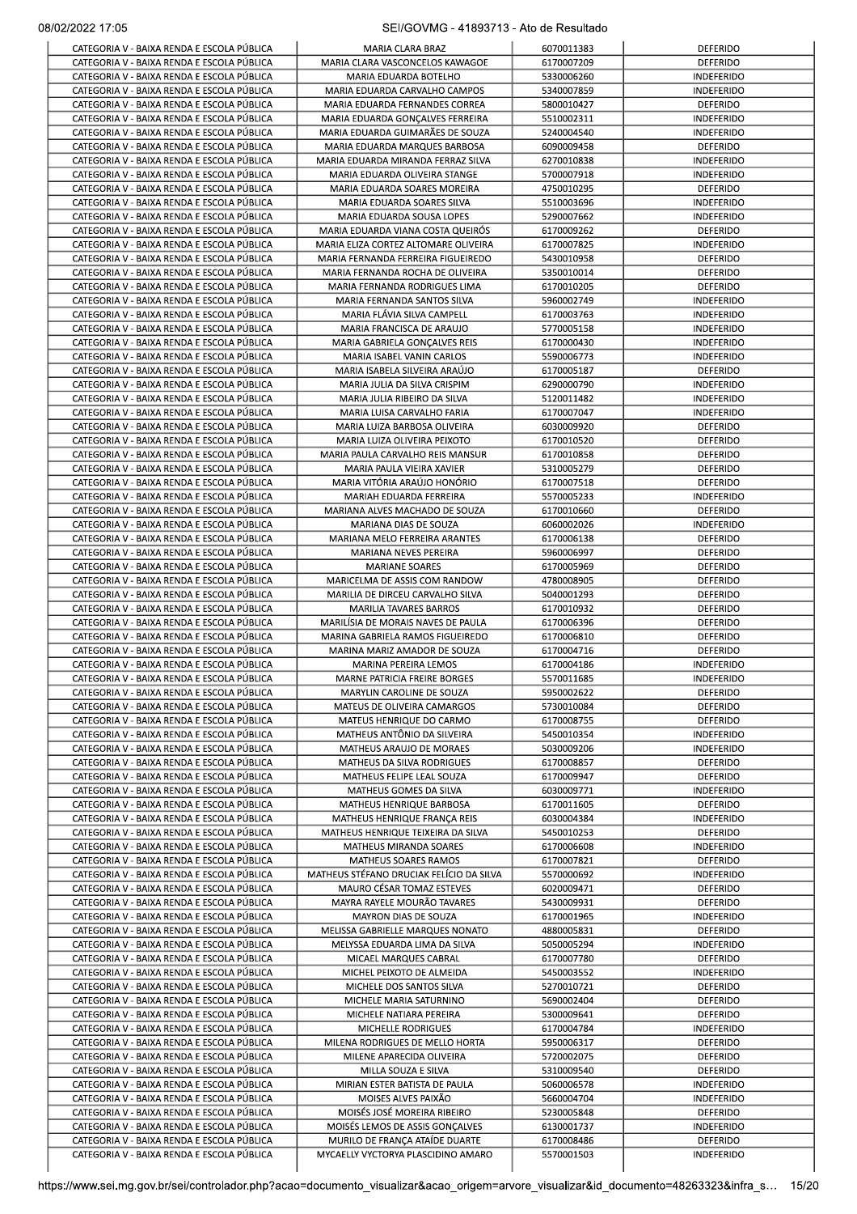| | | | |
|---|---|---|---|
| CATEGORIA V - BAIXA RENDA E ESCOLA PÚBLICA | MARIA CLARA BRAZ | 6070011383 | DEFERIDO |
| CATEGORIA V - BAIXA RENDA E ESCOLA PÚBLICA | MARIA CLARA VASCONCELOS KAWAGOE | 6170007209 | DEFERIDO |
| CATEGORIA V - BAIXA RENDA E ESCOLA PÚBLICA | MARIA EDUARDA BOTELHO | 5330006260 | INDEFERIDO |
| CATEGORIA V - BAIXA RENDA E ESCOLA PÚBLICA | MARIA EDUARDA CARVALHO CAMPOS | 5340007859 | INDEFERIDO |
| CATEGORIA V - BAIXA RENDA E ESCOLA PÚBLICA | MARIA EDUARDA FERNANDES CORREA | 5800010427 | DEFERIDO |
| CATEGORIA V - BAIXA RENDA E ESCOLA PÚBLICA | MARIA EDUARDA GONÇALVES FERREIRA | 5510002311 | INDEFERIDO |
| CATEGORIA V - BAIXA RENDA E ESCOLA PÚBLICA | MARIA EDUARDA GUIMARÃES DE SOUZA | 5240004540 | INDEFERIDO |
| CATEGORIA V - BAIXA RENDA E ESCOLA PÚBLICA | MARIA EDUARDA MARQUES BARBOSA | 6090009458 | DEFERIDO |
| CATEGORIA V - BAIXA RENDA E ESCOLA PÚBLICA | MARIA EDUARDA MIRANDA FERRAZ SILVA | 6270010838 | INDEFERIDO |
| CATEGORIA V - BAIXA RENDA E ESCOLA PÚBLICA | MARIA EDUARDA OLIVEIRA STANGE | 5700007918 | INDEFERIDO |
| CATEGORIA V - BAIXA RENDA E ESCOLA PÚBLICA | MARIA EDUARDA SOARES MOREIRA | 4750010295 | DEFERIDO |
| CATEGORIA V - BAIXA RENDA E ESCOLA PÚBLICA | MARIA EDUARDA SOARES SILVA | 5510003696 | INDEFERIDO |
| CATEGORIA V - BAIXA RENDA E ESCOLA PÚBLICA | MARIA EDUARDA SOUSA LOPES | 5290007662 | INDEFERIDO |
| CATEGORIA V - BAIXA RENDA E ESCOLA PÚBLICA | MARIA EDUARDA VIANA COSTA QUEIRÓS | 6170009262 | DEFERIDO |
| CATEGORIA V - BAIXA RENDA E ESCOLA PÚBLICA | MARIA ELIZA CORTEZ ALTOMARE OLIVEIRA | 6170007825 | INDEFERIDO |
| CATEGORIA V - BAIXA RENDA E ESCOLA PÚBLICA | MARIA FERNANDA FERREIRA FIGUEIREDO | 5430010958 | DEFERIDO |
| CATEGORIA V - BAIXA RENDA E ESCOLA PÚBLICA | MARIA FERNANDA ROCHA DE OLIVEIRA | 5350010014 | DEFERIDO |
| CATEGORIA V - BAIXA RENDA E ESCOLA PÚBLICA | MARIA FERNANDA RODRIGUES LIMA | 6170010205 | DEFERIDO |
| CATEGORIA V - BAIXA RENDA E ESCOLA PÚBLICA | MARIA FERNANDA SANTOS SILVA | 5960002749 | INDEFERIDO |
| CATEGORIA V - BAIXA RENDA E ESCOLA PÚBLICA | MARIA FLÁVIA SILVA CAMPELL | 6170003763 | INDEFERIDO |
| CATEGORIA V - BAIXA RENDA E ESCOLA PÚBLICA | MARIA FRANCISCA DE ARAUJO | 5770005158 | INDEFERIDO |
| CATEGORIA V - BAIXA RENDA E ESCOLA PÚBLICA | MARIA GABRIELA GONÇALVES REIS | 6170000430 | INDEFERIDO |
| CATEGORIA V - BAIXA RENDA E ESCOLA PÚBLICA | MARIA ISABEL VANIN CARLOS | 5590006773 | INDEFERIDO |
| CATEGORIA V - BAIXA RENDA E ESCOLA PÚBLICA | MARIA ISABELA SILVEIRA ARAÚJO | 6170005187 | DEFERIDO |
| CATEGORIA V - BAIXA RENDA E ESCOLA PÚBLICA | MARIA JULIA DA SILVA CRISPIM | 6290000790 | INDEFERIDO |
| CATEGORIA V - BAIXA RENDA E ESCOLA PÚBLICA | MARIA JULIA RIBEIRO DA SILVA | 5120011482 | INDEFERIDO |
| CATEGORIA V - BAIXA RENDA E ESCOLA PÚBLICA | MARIA LUISA CARVALHO FARIA | 6170007047 | INDEFERIDO |
| CATEGORIA V - BAIXA RENDA E ESCOLA PÚBLICA | MARIA LUIZA BARBOSA OLIVEIRA | 6030009920 | DEFERIDO |
| CATEGORIA V - BAIXA RENDA E ESCOLA PÚBLICA | MARIA LUIZA OLIVEIRA PEIXOTO | 6170010520 | DEFERIDO |
| CATEGORIA V - BAIXA RENDA E ESCOLA PÚBLICA | MARIA PAULA CARVALHO REIS MANSUR | 6170010858 | DEFERIDO |
| CATEGORIA V - BAIXA RENDA E ESCOLA PÚBLICA | MARIA PAULA VIEIRA XAVIER | 5310005279 | DEFERIDO |
| CATEGORIA V - BAIXA RENDA E ESCOLA PÚBLICA | MARIA VITÓRIA ARAÚJO HONÓRIO | 6170007518 | DEFERIDO |
| CATEGORIA V - BAIXA RENDA E ESCOLA PÚBLICA | MARIAH EDUARDA FERREIRA | 5570005233 | INDEFERIDO |
| CATEGORIA V - BAIXA RENDA E ESCOLA PÚBLICA | MARIANA ALVES MACHADO DE SOUZA | 6170010660 | DEFERIDO |
| CATEGORIA V - BAIXA RENDA E ESCOLA PÚBLICA | MARIANA DIAS DE SOUZA | 6060002026 | INDEFERIDO |
| CATEGORIA V - BAIXA RENDA E ESCOLA PÚBLICA | MARIANA MELO FERREIRA ARANTES | 6170006138 | DEFERIDO |
| CATEGORIA V - BAIXA RENDA E ESCOLA PÚBLICA | MARIANA NEVES PEREIRA | 5960006997 | DEFERIDO |
| CATEGORIA V - BAIXA RENDA E ESCOLA PÚBLICA | MARIANE SOARES | 6170005969 | DEFERIDO |
| CATEGORIA V - BAIXA RENDA E ESCOLA PÚBLICA | MARICELMA DE ASSIS COM RANDOW | 4780008905 | DEFERIDO |
| CATEGORIA V - BAIXA RENDA E ESCOLA PÚBLICA | MARILIA DE DIRCEU CARVALHO SILVA | 5040001293 | DEFERIDO |
| CATEGORIA V - BAIXA RENDA E ESCOLA PÚBLICA | MARILIA TAVARES BARROS | 6170010932 | DEFERIDO |
| CATEGORIA V - BAIXA RENDA E ESCOLA PÚBLICA | MARILÍSIA DE MORAIS NAVES DE PAULA | 6170006396 | DEFERIDO |
| CATEGORIA V - BAIXA RENDA E ESCOLA PÚBLICA | MARINA GABRIELA RAMOS FIGUEIREDO | 6170006810 | DEFERIDO |
| CATEGORIA V - BAIXA RENDA E ESCOLA PÚBLICA | MARINA MARIZ AMADOR DE SOUZA | 6170004716 | DEFERIDO |
| CATEGORIA V - BAIXA RENDA E ESCOLA PÚBLICA | MARINA PEREIRA LEMOS | 6170004186 | INDEFERIDO |
| CATEGORIA V - BAIXA RENDA E ESCOLA PÚBLICA | MARNE PATRICIA FREIRE BORGES | 5570011685 | INDEFERIDO |
| CATEGORIA V - BAIXA RENDA E ESCOLA PÚBLICA | MARYLIN CAROLINE DE SOUZA | 5950002622 | DEFERIDO |
| CATEGORIA V - BAIXA RENDA E ESCOLA PÚBLICA | MATEUS DE OLIVEIRA CAMARGOS | 5730010084 | DEFERIDO |
| CATEGORIA V - BAIXA RENDA E ESCOLA PÚBLICA | MATEUS HENRIQUE DO CARMO | 6170008755 | DEFERIDO |
| CATEGORIA V - BAIXA RENDA E ESCOLA PÚBLICA | MATHEUS ANTÔNIO DA SILVEIRA | 5450010354 | INDEFERIDO |
| CATEGORIA V - BAIXA RENDA E ESCOLA PÚBLICA | MATHEUS ARAUJO DE MORAES | 5030009206 | INDEFERIDO |
| CATEGORIA V - BAIXA RENDA E ESCOLA PÚBLICA | MATHEUS DA SILVA RODRIGUES | 6170008857 | DEFERIDO |
| CATEGORIA V - BAIXA RENDA E ESCOLA PÚBLICA | MATHEUS FELIPE LEAL SOUZA | 6170009947 | DEFERIDO |
| CATEGORIA V - BAIXA RENDA E ESCOLA PÚBLICA | MATHEUS GOMES DA SILVA | 6030009771 | INDEFERIDO |
| CATEGORIA V - BAIXA RENDA E ESCOLA PÚBLICA | MATHEUS HENRIQUE BARBOSA | 6170011605 | DEFERIDO |
| CATEGORIA V - BAIXA RENDA E ESCOLA PÚBLICA | MATHEUS HENRIQUE FRANÇA REIS | 6030004384 | INDEFERIDO |
| CATEGORIA V - BAIXA RENDA E ESCOLA PÚBLICA | MATHEUS HENRIQUE TEIXEIRA DA SILVA | 5450010253 | DEFERIDO |
| CATEGORIA V - BAIXA RENDA E ESCOLA PÚBLICA | MATHEUS MIRANDA SOARES | 6170006608 | INDEFERIDO |
| CATEGORIA V - BAIXA RENDA E ESCOLA PÚBLICA | MATHEUS SOARES RAMOS | 6170007821 | DEFERIDO |
| CATEGORIA V - BAIXA RENDA E ESCOLA PÚBLICA | MATHEUS STÉFANO DRUCIAK FELÍCIO DA SILVA | 5570000692 | INDEFERIDO |
| CATEGORIA V - BAIXA RENDA E ESCOLA PÚBLICA | MAURO CÉSAR TOMAZ ESTEVES | 6020009471 | DEFERIDO |
| CATEGORIA V - BAIXA RENDA E ESCOLA PÚBLICA | MAYRA RAYELE MOURÃO TAVARES | 5430009931 | DEFERIDO |
| CATEGORIA V - BAIXA RENDA E ESCOLA PÚBLICA | MAYRON DIAS DE SOUZA | 6170001965 | INDEFERIDO |
| CATEGORIA V - BAIXA RENDA E ESCOLA PÚBLICA | MELISSA GABRIELLE MARQUES NONATO | 4880005831 | DEFERIDO |
| CATEGORIA V - BAIXA RENDA E ESCOLA PÚBLICA | MELYSSA EDUARDA LIMA DA SILVA | 5050005294 | INDEFERIDO |
| CATEGORIA V - BAIXA RENDA E ESCOLA PÚBLICA | MICAEL MARQUES CABRAL | 6170007780 | DEFERIDO |
| CATEGORIA V - BAIXA RENDA E ESCOLA PÚBLICA | MICHEL PEIXOTO DE ALMEIDA | 5450003552 | INDEFERIDO |
| CATEGORIA V - BAIXA RENDA E ESCOLA PÚBLICA | MICHELE DOS SANTOS SILVA | 5270010721 | DEFERIDO |
| CATEGORIA V - BAIXA RENDA E ESCOLA PÚBLICA | MICHELE MARIA SATURNINO | 5690002404 | DEFERIDO |
| CATEGORIA V - BAIXA RENDA E ESCOLA PÚBLICA | MICHELE NATIARA PEREIRA | 5300009641 | DEFERIDO |
| CATEGORIA V - BAIXA RENDA E ESCOLA PÚBLICA | MICHELLE RODRIGUES | 6170004784 | INDEFERIDO |
| CATEGORIA V - BAIXA RENDA E ESCOLA PÚBLICA | MILENA RODRIGUES DE MELLO HORTA | 5950006317 | DEFERIDO |
| CATEGORIA V - BAIXA RENDA E ESCOLA PÚBLICA | MILENE APARECIDA OLIVEIRA | 5720002075 | DEFERIDO |
| CATEGORIA V - BAIXA RENDA E ESCOLA PÚBLICA | MILLA SOUZA E SILVA | 5310009540 | DEFERIDO |
| CATEGORIA V - BAIXA RENDA E ESCOLA PÚBLICA | MIRIAN ESTER BATISTA DE PAULA | 5060006578 | INDEFERIDO |
| CATEGORIA V - BAIXA RENDA E ESCOLA PÚBLICA | MOISES ALVES PAIXÃO | 5660004704 | INDEFERIDO |
| CATEGORIA V - BAIXA RENDA E ESCOLA PÚBLICA | MOISÉS JOSÉ MOREIRA RIBEIRO | 5230005848 | DEFERIDO |
| CATEGORIA V - BAIXA RENDA E ESCOLA PÚBLICA | MOISÉS LEMOS DE ASSIS GONÇALVES | 6130001737 | INDEFERIDO |
| CATEGORIA V - BAIXA RENDA E ESCOLA PÚBLICA | MURILO DE FRANÇA ATAÍDE DUARTE | 6170008486 | DEFERIDO |
| CATEGORIA V - BAIXA RENDA E ESCOLA PÚBLICA | MYCAELLY VYCTORYA PLASCIDINO AMARO | 5570001503 | INDEFERIDO |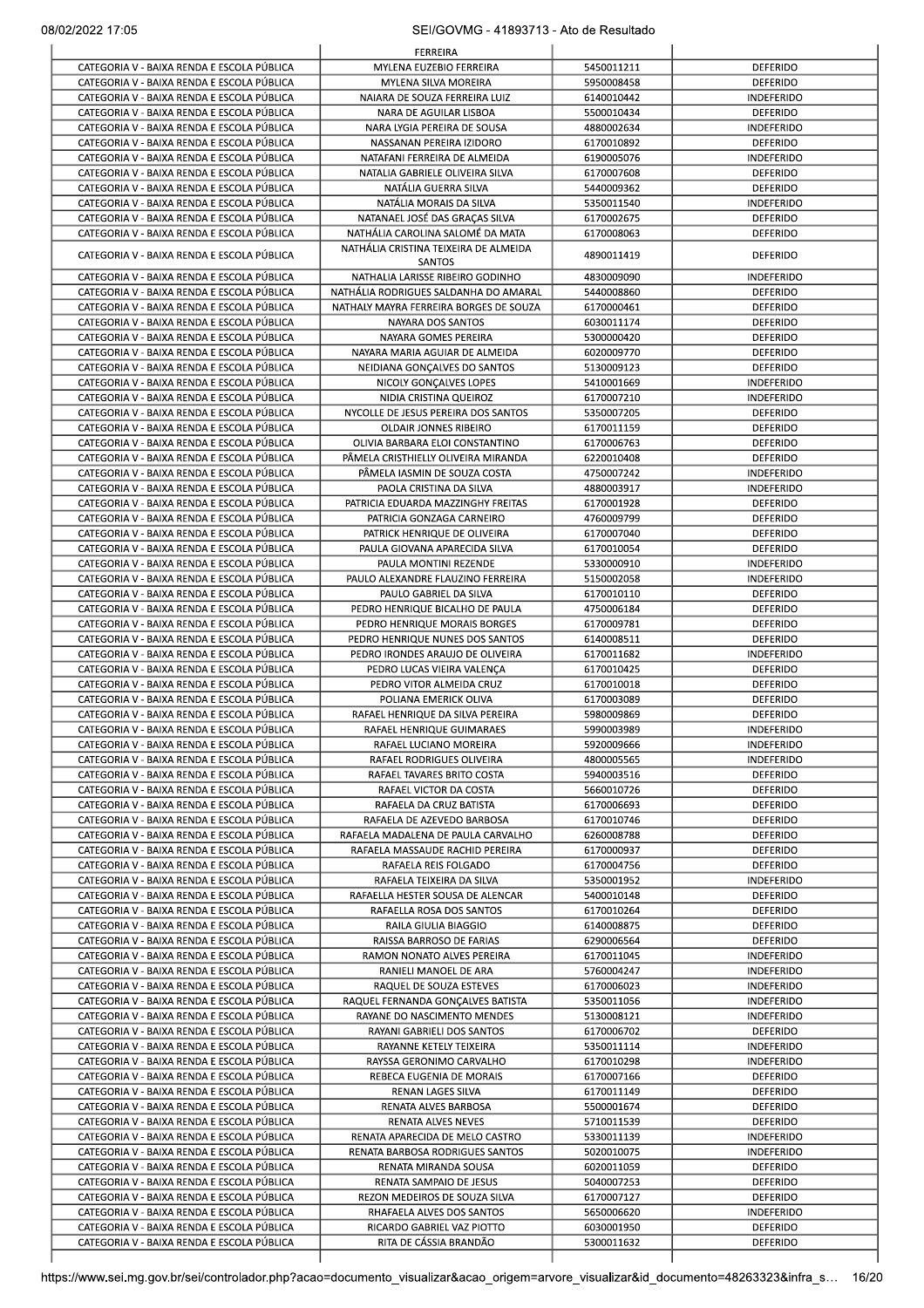| | | | |
|---|---|---|---|
| | FERREIRA | | |
| CATEGORIA V - BAIXA RENDA E ESCOLA PÚBLICA | MYLENA EUZEBIO FERREIRA | 5450011211 | DEFERIDO |
| CATEGORIA V - BAIXA RENDA E ESCOLA PÚBLICA | MYLENA SILVA MOREIRA | 5950008458 | DEFERIDO |
| CATEGORIA V - BAIXA RENDA E ESCOLA PÚBLICA | NAIARA DE SOUZA FERREIRA LUIZ | 6140010442 | INDEFERIDO |
| CATEGORIA V - BAIXA RENDA E ESCOLA PÚBLICA | NARA DE AGUILAR LISBOA | 5500010434 | DEFERIDO |
| CATEGORIA V - BAIXA RENDA E ESCOLA PÚBLICA | NARA LYGIA PEREIRA DE SOUSA | 4880002634 | INDEFERIDO |
| CATEGORIA V - BAIXA RENDA E ESCOLA PÚBLICA | NASSANAN PEREIRA IZIDORO | 6170010892 | DEFERIDO |
| CATEGORIA V - BAIXA RENDA E ESCOLA PÚBLICA | NATAFANI FERREIRA DE ALMEIDA | 6190005076 | INDEFERIDO |
| CATEGORIA V - BAIXA RENDA E ESCOLA PÚBLICA | NATALIA GABRIELE OLIVEIRA SILVA | 6170007608 | DEFERIDO |
| CATEGORIA V - BAIXA RENDA E ESCOLA PÚBLICA | NATÁLIA GUERRA SILVA | 5440009362 | DEFERIDO |
| CATEGORIA V - BAIXA RENDA E ESCOLA PÚBLICA | NATÁLIA MORAIS DA SILVA | 5350011540 | INDEFERIDO |
| CATEGORIA V - BAIXA RENDA E ESCOLA PÚBLICA | NATANAEL JOSÉ DAS GRAÇAS SILVA | 6170002675 | DEFERIDO |
| CATEGORIA V - BAIXA RENDA E ESCOLA PÚBLICA | NATHÁLIA CAROLINA SALOMÉ DA MATA | 6170008063 | DEFERIDO |
| CATEGORIA V - BAIXA RENDA E ESCOLA PÚBLICA | NATHÁLIA CRISTINA TEIXEIRA DE ALMEIDA SANTOS | 4890011419 | DEFERIDO |
| CATEGORIA V - BAIXA RENDA E ESCOLA PÚBLICA | NATHALIA LARISSE RIBEIRO GODINHO | 4830009090 | INDEFERIDO |
| CATEGORIA V - BAIXA RENDA E ESCOLA PÚBLICA | NATHÁLIA RODRIGUES SALDANHA DO AMARAL | 5440008860 | DEFERIDO |
| CATEGORIA V - BAIXA RENDA E ESCOLA PÚBLICA | NATHALY MAYRA FERREIRA BORGES DE SOUZA | 6170000461 | DEFERIDO |
| CATEGORIA V - BAIXA RENDA E ESCOLA PÚBLICA | NAYARA DOS SANTOS | 6030011174 | DEFERIDO |
| CATEGORIA V - BAIXA RENDA E ESCOLA PÚBLICA | NAYARA GOMES PEREIRA | 5300000420 | DEFERIDO |
| CATEGORIA V - BAIXA RENDA E ESCOLA PÚBLICA | NAYARA MARIA AGUIAR DE ALMEIDA | 6020009770 | DEFERIDO |
| CATEGORIA V - BAIXA RENDA E ESCOLA PÚBLICA | NEIDIANA GONÇALVES DO SANTOS | 5130009123 | DEFERIDO |
| CATEGORIA V - BAIXA RENDA E ESCOLA PÚBLICA | NICOLY GONÇALVES LOPES | 5410001669 | INDEFERIDO |
| CATEGORIA V - BAIXA RENDA E ESCOLA PÚBLICA | NIDIA CRISTINA QUEIROZ | 6170007210 | INDEFERIDO |
| CATEGORIA V - BAIXA RENDA E ESCOLA PÚBLICA | NYCOLLE DE JESUS PEREIRA DOS SANTOS | 5350007205 | DEFERIDO |
| CATEGORIA V - BAIXA RENDA E ESCOLA PÚBLICA | OLDAIR JONNES RIBEIRO | 6170011159 | DEFERIDO |
| CATEGORIA V - BAIXA RENDA E ESCOLA PÚBLICA | OLIVIA BARBARA ELOI CONSTANTINO | 6170006763 | DEFERIDO |
| CATEGORIA V - BAIXA RENDA E ESCOLA PÚBLICA | PÂMELA CRISTHIELLY OLIVEIRA MIRANDA | 6220010408 | DEFERIDO |
| CATEGORIA V - BAIXA RENDA E ESCOLA PÚBLICA | PÂMELA IASMIN DE SOUZA COSTA | 4750007242 | INDEFERIDO |
| CATEGORIA V - BAIXA RENDA E ESCOLA PÚBLICA | PAOLA CRISTINA DA SILVA | 4880003917 | INDEFERIDO |
| CATEGORIA V - BAIXA RENDA E ESCOLA PÚBLICA | PATRICIA EDUARDA MAZZINGHY FREITAS | 6170001928 | DEFERIDO |
| CATEGORIA V - BAIXA RENDA E ESCOLA PÚBLICA | PATRICIA GONZAGA CARNEIRO | 4760009799 | DEFERIDO |
| CATEGORIA V - BAIXA RENDA E ESCOLA PÚBLICA | PATRICK HENRIQUE DE OLIVEIRA | 6170007040 | DEFERIDO |
| CATEGORIA V - BAIXA RENDA E ESCOLA PÚBLICA | PAULA GIOVANA APARECIDA SILVA | 6170010054 | DEFERIDO |
| CATEGORIA V - BAIXA RENDA E ESCOLA PÚBLICA | PAULA MONTINI REZENDE | 5330000910 | INDEFERIDO |
| CATEGORIA V - BAIXA RENDA E ESCOLA PÚBLICA | PAULO ALEXANDRE FLAUZINO FERREIRA | 5150002058 | INDEFERIDO |
| CATEGORIA V - BAIXA RENDA E ESCOLA PÚBLICA | PAULO GABRIEL DA SILVA | 6170010110 | DEFERIDO |
| CATEGORIA V - BAIXA RENDA E ESCOLA PÚBLICA | PEDRO HENRIQUE BICALHO DE PAULA | 4750006184 | DEFERIDO |
| CATEGORIA V - BAIXA RENDA E ESCOLA PÚBLICA | PEDRO HENRIQUE MORAIS BORGES | 6170009781 | DEFERIDO |
| CATEGORIA V - BAIXA RENDA E ESCOLA PÚBLICA | PEDRO HENRIQUE NUNES DOS SANTOS | 6140008511 | DEFERIDO |
| CATEGORIA V - BAIXA RENDA E ESCOLA PÚBLICA | PEDRO IRONDES ARAUJO DE OLIVEIRA | 6170011682 | INDEFERIDO |
| CATEGORIA V - BAIXA RENDA E ESCOLA PÚBLICA | PEDRO LUCAS VIEIRA VALENÇA | 6170010425 | DEFERIDO |
| CATEGORIA V - BAIXA RENDA E ESCOLA PÚBLICA | PEDRO VITOR ALMEIDA CRUZ | 6170010018 | DEFERIDO |
| CATEGORIA V - BAIXA RENDA E ESCOLA PÚBLICA | POLIANA EMERICK OLIVA | 6170003089 | DEFERIDO |
| CATEGORIA V - BAIXA RENDA E ESCOLA PÚBLICA | RAFAEL HENRIQUE DA SILVA PEREIRA | 5980009869 | DEFERIDO |
| CATEGORIA V - BAIXA RENDA E ESCOLA PÚBLICA | RAFAEL HENRIQUE GUIMARAES | 5990003989 | INDEFERIDO |
| CATEGORIA V - BAIXA RENDA E ESCOLA PÚBLICA | RAFAEL LUCIANO MOREIRA | 5920009666 | INDEFERIDO |
| CATEGORIA V - BAIXA RENDA E ESCOLA PÚBLICA | RAFAEL RODRIGUES OLIVEIRA | 4800005565 | INDEFERIDO |
| CATEGORIA V - BAIXA RENDA E ESCOLA PÚBLICA | RAFAEL TAVARES BRITO COSTA | 5940003516 | DEFERIDO |
| CATEGORIA V - BAIXA RENDA E ESCOLA PÚBLICA | RAFAEL VICTOR DA COSTA | 5660010726 | DEFERIDO |
| CATEGORIA V - BAIXA RENDA E ESCOLA PÚBLICA | RAFAELA DA CRUZ BATISTA | 6170006693 | DEFERIDO |
| CATEGORIA V - BAIXA RENDA E ESCOLA PÚBLICA | RAFAELA DE AZEVEDO BARBOSA | 6170010746 | DEFERIDO |
| CATEGORIA V - BAIXA RENDA E ESCOLA PÚBLICA | RAFAELA MADALENA DE PAULA CARVALHO | 6260008788 | DEFERIDO |
| CATEGORIA V - BAIXA RENDA E ESCOLA PÚBLICA | RAFAELA MASSAUDE RACHID PEREIRA | 6170000937 | DEFERIDO |
| CATEGORIA V - BAIXA RENDA E ESCOLA PÚBLICA | RAFAELA REIS FOLGADO | 6170004756 | DEFERIDO |
| CATEGORIA V - BAIXA RENDA E ESCOLA PÚBLICA | RAFAELA TEIXEIRA DA SILVA | 5350001952 | INDEFERIDO |
| CATEGORIA V - BAIXA RENDA E ESCOLA PÚBLICA | RAFAELLA HESTER SOUSA DE ALENCAR | 5400010148 | DEFERIDO |
| CATEGORIA V - BAIXA RENDA E ESCOLA PÚBLICA | RAFAELLA ROSA DOS SANTOS | 6170010264 | DEFERIDO |
| CATEGORIA V - BAIXA RENDA E ESCOLA PÚBLICA | RAILA GIULIA BIAGGIO | 6140008875 | DEFERIDO |
| CATEGORIA V - BAIXA RENDA E ESCOLA PÚBLICA | RAISSA BARROSO DE FARIAS | 6290006564 | DEFERIDO |
| CATEGORIA V - BAIXA RENDA E ESCOLA PÚBLICA | RAMON NONATO ALVES PEREIRA | 6170011045 | INDEFERIDO |
| CATEGORIA V - BAIXA RENDA E ESCOLA PÚBLICA | RANIELI MANOEL DE ARA | 5760004247 | INDEFERIDO |
| CATEGORIA V - BAIXA RENDA E ESCOLA PÚBLICA | RAQUEL DE SOUZA ESTEVES | 6170006023 | INDEFERIDO |
| CATEGORIA V - BAIXA RENDA E ESCOLA PÚBLICA | RAQUEL FERNANDA GONÇALVES BATISTA | 5350011056 | INDEFERIDO |
| CATEGORIA V - BAIXA RENDA E ESCOLA PÚBLICA | RAYANE DO NASCIMENTO MENDES | 5130008121 | INDEFERIDO |
| CATEGORIA V - BAIXA RENDA E ESCOLA PÚBLICA | RAYANI GABRIELI DOS SANTOS | 6170006702 | DEFERIDO |
| CATEGORIA V - BAIXA RENDA E ESCOLA PÚBLICA | RAYANNE KETELY TEIXEIRA | 5350011114 | INDEFERIDO |
| CATEGORIA V - BAIXA RENDA E ESCOLA PÚBLICA | RAYSSA GERONIMO CARVALHO | 6170010298 | INDEFERIDO |
| CATEGORIA V - BAIXA RENDA E ESCOLA PÚBLICA | REBECA EUGENIA DE MORAIS | 6170007166 | DEFERIDO |
| CATEGORIA V - BAIXA RENDA E ESCOLA PÚBLICA | RENAN LAGES SILVA | 6170011149 | DEFERIDO |
| CATEGORIA V - BAIXA RENDA E ESCOLA PÚBLICA | RENATA ALVES BARBOSA | 5500001674 | DEFERIDO |
| CATEGORIA V - BAIXA RENDA E ESCOLA PÚBLICA | RENATA ALVES NEVES | 5710011539 | DEFERIDO |
| CATEGORIA V - BAIXA RENDA E ESCOLA PÚBLICA | RENATA APARECIDA DE MELO CASTRO | 5330011139 | INDEFERIDO |
| CATEGORIA V - BAIXA RENDA E ESCOLA PÚBLICA | RENATA BARBOSA RODRIGUES SANTOS | 5020010075 | INDEFERIDO |
| CATEGORIA V - BAIXA RENDA E ESCOLA PÚBLICA | RENATA MIRANDA SOUSA | 6020011059 | DEFERIDO |
| CATEGORIA V - BAIXA RENDA E ESCOLA PÚBLICA | RENATA SAMPAIO DE JESUS | 5040007253 | DEFERIDO |
| CATEGORIA V - BAIXA RENDA E ESCOLA PÚBLICA | REZON MEDEIROS DE SOUZA SILVA | 6170007127 | DEFERIDO |
| CATEGORIA V - BAIXA RENDA E ESCOLA PÚBLICA | RHAFAELA ALVES DOS SANTOS | 5650006620 | INDEFERIDO |
| CATEGORIA V - BAIXA RENDA E ESCOLA PÚBLICA | RICARDO GABRIEL VAZ PIOTTO | 6030001950 | DEFERIDO |
| CATEGORIA V - BAIXA RENDA E ESCOLA PÚBLICA | RITA DE CÁSSIA BRANDÃO | 5300011632 | DEFERIDO |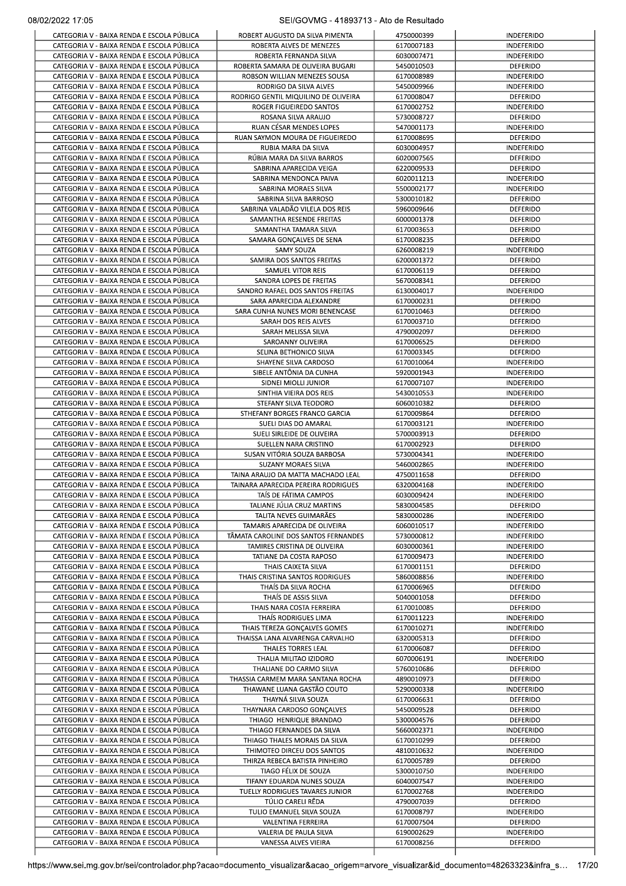| | | | |
|---|---|---|---|
| CATEGORIA V - BAIXA RENDA E ESCOLA PÚBLICA | ROBERT AUGUSTO DA SILVA PIMENTA | 4750000399 | INDEFERIDO |
| CATEGORIA V - BAIXA RENDA E ESCOLA PÚBLICA | ROBERTA ALVES DE MENEZES | 6170007183 | INDEFERIDO |
| CATEGORIA V - BAIXA RENDA E ESCOLA PÚBLICA | ROBERTA FERNANDA SILVA | 6030007471 | INDEFERIDO |
| CATEGORIA V - BAIXA RENDA E ESCOLA PÚBLICA | ROBERTA SAMARA DE OLIVEIRA BUGARI | 5450010503 | DEFERIDO |
| CATEGORIA V - BAIXA RENDA E ESCOLA PÚBLICA | ROBSON WILLIAN MENEZES SOUSA | 6170008989 | INDEFERIDO |
| CATEGORIA V - BAIXA RENDA E ESCOLA PÚBLICA | RODRIGO DA SILVA ALVES | 5450009966 | INDEFERIDO |
| CATEGORIA V - BAIXA RENDA E ESCOLA PÚBLICA | RODRIGO GENTIL MIQUILINO DE OLIVEIRA | 6170008047 | DEFERIDO |
| CATEGORIA V - BAIXA RENDA E ESCOLA PÚBLICA | ROGER FIGUEIREDO SANTOS | 6170002752 | INDEFERIDO |
| CATEGORIA V - BAIXA RENDA E ESCOLA PÚBLICA | ROSANA SILVA ARAUJO | 5730008727 | DEFERIDO |
| CATEGORIA V - BAIXA RENDA E ESCOLA PÚBLICA | RUAN CÉSAR MENDES LOPES | 5470001173 | INDEFERIDO |
| CATEGORIA V - BAIXA RENDA E ESCOLA PÚBLICA | RUAN SAYMON MOURA DE FIGUEIREDO | 6170008695 | DEFERIDO |
| CATEGORIA V - BAIXA RENDA E ESCOLA PÚBLICA | RUBIA MARA DA SILVA | 6030004957 | INDEFERIDO |
| CATEGORIA V - BAIXA RENDA E ESCOLA PÚBLICA | RÚBIA MARA DA SILVA BARROS | 6020007565 | DEFERIDO |
| CATEGORIA V - BAIXA RENDA E ESCOLA PÚBLICA | SABRINA APARECIDA VEIGA | 6220009533 | DEFERIDO |
| CATEGORIA V - BAIXA RENDA E ESCOLA PÚBLICA | SABRINA MENDONCA PAIVA | 6020011213 | INDEFERIDO |
| CATEGORIA V - BAIXA RENDA E ESCOLA PÚBLICA | SABRINA MORAES SILVA | 5500002177 | INDEFERIDO |
| CATEGORIA V - BAIXA RENDA E ESCOLA PÚBLICA | SABRINA SILVA BARROSO | 5300010182 | DEFERIDO |
| CATEGORIA V - BAIXA RENDA E ESCOLA PÚBLICA | SABRINA VALADÃO VILELA DOS REIS | 5960009646 | DEFERIDO |
| CATEGORIA V - BAIXA RENDA E ESCOLA PÚBLICA | SAMANTHA RESENDE FREITAS | 6000001378 | DEFERIDO |
| CATEGORIA V - BAIXA RENDA E ESCOLA PÚBLICA | SAMANTHA TAMARA SILVA | 6170003653 | DEFERIDO |
| CATEGORIA V - BAIXA RENDA E ESCOLA PÚBLICA | SAMARA GONÇALVES DE SENA | 6170008235 | DEFERIDO |
| CATEGORIA V - BAIXA RENDA E ESCOLA PÚBLICA | SAMY SOUZA | 6260008219 | INDEFERIDO |
| CATEGORIA V - BAIXA RENDA E ESCOLA PÚBLICA | SAMIRA DOS SANTOS FREITAS | 6200001372 | DEFERIDO |
| CATEGORIA V - BAIXA RENDA E ESCOLA PÚBLICA | SAMUEL VITOR REIS | 6170006119 | DEFERIDO |
| CATEGORIA V - BAIXA RENDA E ESCOLA PÚBLICA | SANDRA LOPES DE FREITAS | 5670008341 | DEFERIDO |
| CATEGORIA V - BAIXA RENDA E ESCOLA PÚBLICA | SANDRO RAFAEL DOS SANTOS FREITAS | 6130004017 | INDEFERIDO |
| CATEGORIA V - BAIXA RENDA E ESCOLA PÚBLICA | SARA APARECIDA ALEXANDRE | 6170000231 | DEFERIDO |
| CATEGORIA V - BAIXA RENDA E ESCOLA PÚBLICA | SARA CUNHA NUNES MORI BENENCASE | 6170010463 | DEFERIDO |
| CATEGORIA V - BAIXA RENDA E ESCOLA PÚBLICA | SARAH DOS REIS ALVES | 6170003710 | DEFERIDO |
| CATEGORIA V - BAIXA RENDA E ESCOLA PÚBLICA | SARAH MELISSA SILVA | 4790002097 | DEFERIDO |
| CATEGORIA V - BAIXA RENDA E ESCOLA PÚBLICA | SAROANNY OLIVEIRA | 6170006525 | DEFERIDO |
| CATEGORIA V - BAIXA RENDA E ESCOLA PÚBLICA | SELINA BETHONICO SILVA | 6170003345 | DEFERIDO |
| CATEGORIA V - BAIXA RENDA E ESCOLA PÚBLICA | SHAYENE SILVA CARDOSO | 6170010064 | INDEFERIDO |
| CATEGORIA V - BAIXA RENDA E ESCOLA PÚBLICA | SIBELE ANTÔNIA DA CUNHA | 5920001943 | INDEFERIDO |
| CATEGORIA V - BAIXA RENDA E ESCOLA PÚBLICA | SIDNEI MIOLLI JUNIOR | 6170007107 | INDEFERIDO |
| CATEGORIA V - BAIXA RENDA E ESCOLA PÚBLICA | SINTHIA VIEIRA DOS REIS | 5430010553 | INDEFERIDO |
| CATEGORIA V - BAIXA RENDA E ESCOLA PÚBLICA | STEFANY SILVA TEODORO | 6060010382 | DEFERIDO |
| CATEGORIA V - BAIXA RENDA E ESCOLA PÚBLICA | STHEFANY BORGES FRANCO GARCIA | 6170009864 | DEFERIDO |
| CATEGORIA V - BAIXA RENDA E ESCOLA PÚBLICA | SUELI DIAS DO AMARAL | 6170003121 | INDEFERIDO |
| CATEGORIA V - BAIXA RENDA E ESCOLA PÚBLICA | SUELI SIRLEIDE DE OLIVEIRA | 5700003913 | DEFERIDO |
| CATEGORIA V - BAIXA RENDA E ESCOLA PÚBLICA | SUELLEN NARA CRISTINO | 6170002923 | DEFERIDO |
| CATEGORIA V - BAIXA RENDA E ESCOLA PÚBLICA | SUSAN VITÓRIA SOUZA BARBOSA | 5730004341 | INDEFERIDO |
| CATEGORIA V - BAIXA RENDA E ESCOLA PÚBLICA | SUZANY MORAES SILVA | 5460002865 | INDEFERIDO |
| CATEGORIA V - BAIXA RENDA E ESCOLA PÚBLICA | TAINA ARAUJO DA MATTA MACHADO LEAL | 4750011658 | DEFERIDO |
| CATEGORIA V - BAIXA RENDA E ESCOLA PÚBLICA | TAINARA APARECIDA PEREIRA RODRIGUES | 6320004168 | INDEFERIDO |
| CATEGORIA V - BAIXA RENDA E ESCOLA PÚBLICA | TAÍS DE FÁTIMA CAMPOS | 6030009424 | INDEFERIDO |
| CATEGORIA V - BAIXA RENDA E ESCOLA PÚBLICA | TALIANE JÚLIA CRUZ MARTINS | 5830004585 | DEFERIDO |
| CATEGORIA V - BAIXA RENDA E ESCOLA PÚBLICA | TALITA NEVES GUIMARÃES | 5830000286 | INDEFERIDO |
| CATEGORIA V - BAIXA RENDA E ESCOLA PÚBLICA | TAMARIS APARECIDA DE OLIVEIRA | 6060010517 | INDEFERIDO |
| CATEGORIA V - BAIXA RENDA E ESCOLA PÚBLICA | TÂMATA CAROLINE DOS SANTOS FERNANDES | 5730000812 | INDEFERIDO |
| CATEGORIA V - BAIXA RENDA E ESCOLA PÚBLICA | TAMIRES CRISTINA DE OLIVEIRA | 6030000361 | INDEFERIDO |
| CATEGORIA V - BAIXA RENDA E ESCOLA PÚBLICA | TATIANE DA COSTA RAPOSO | 6170009473 | INDEFERIDO |
| CATEGORIA V - BAIXA RENDA E ESCOLA PÚBLICA | THAIS CAIXETA SILVA | 6170001151 | DEFERIDO |
| CATEGORIA V - BAIXA RENDA E ESCOLA PÚBLICA | THAIS CRISTINA SANTOS RODRIGUES | 5860008856 | INDEFERIDO |
| CATEGORIA V - BAIXA RENDA E ESCOLA PÚBLICA | THAÍS DA SILVA ROCHA | 6170006965 | DEFERIDO |
| CATEGORIA V - BAIXA RENDA E ESCOLA PÚBLICA | THAÍS DE ASSIS SILVA | 5040001058 | DEFERIDO |
| CATEGORIA V - BAIXA RENDA E ESCOLA PÚBLICA | THAIS NARA COSTA FERREIRA | 6170010085 | DEFERIDO |
| CATEGORIA V - BAIXA RENDA E ESCOLA PÚBLICA | THAÍS RODRIGUES LIMA | 6170011223 | INDEFERIDO |
| CATEGORIA V - BAIXA RENDA E ESCOLA PÚBLICA | THAIS TEREZA GONÇALVES GOMES | 6170010271 | INDEFERIDO |
| CATEGORIA V - BAIXA RENDA E ESCOLA PÚBLICA | THAISSA LANA ALVARENGA CARVALHO | 6320005313 | DEFERIDO |
| CATEGORIA V - BAIXA RENDA E ESCOLA PÚBLICA | THALES TORRES LEAL | 6170006087 | DEFERIDO |
| CATEGORIA V - BAIXA RENDA E ESCOLA PÚBLICA | THALIA MILITAO IZIDORO | 6070006191 | INDEFERIDO |
| CATEGORIA V - BAIXA RENDA E ESCOLA PÚBLICA | THALIANE DO CARMO SILVA | 5760010686 | DEFERIDO |
| CATEGORIA V - BAIXA RENDA E ESCOLA PÚBLICA | THASSIA CARMEM MARA SANTANA ROCHA | 4890010973 | DEFERIDO |
| CATEGORIA V - BAIXA RENDA E ESCOLA PÚBLICA | THAWANE LUANA GASTÃO COUTO | 5290000338 | INDEFERIDO |
| CATEGORIA V - BAIXA RENDA E ESCOLA PÚBLICA | THAYNÁ SILVA SOUZA | 6170006631 | DEFERIDO |
| CATEGORIA V - BAIXA RENDA E ESCOLA PÚBLICA | THAYNARA CARDOSO GONÇALVES | 5450009528 | DEFERIDO |
| CATEGORIA V - BAIXA RENDA E ESCOLA PÚBLICA | THIAGO HENRIQUE BRANDAO | 5300004576 | DEFERIDO |
| CATEGORIA V - BAIXA RENDA E ESCOLA PÚBLICA | THIAGO FERNANDES DA SILVA | 5660002371 | INDEFERIDO |
| CATEGORIA V - BAIXA RENDA E ESCOLA PÚBLICA | THIAGO THALES MORAIS DA SILVA | 6170010299 | DEFERIDO |
| CATEGORIA V - BAIXA RENDA E ESCOLA PÚBLICA | THIMOTEO DIRCEU DOS SANTOS | 4810010632 | INDEFERIDO |
| CATEGORIA V - BAIXA RENDA E ESCOLA PÚBLICA | THIRZA REBECA BATISTA PINHEIRO | 6170005789 | DEFERIDO |
| CATEGORIA V - BAIXA RENDA E ESCOLA PÚBLICA | TIAGO FÉLIX DE SOUZA | 5300010750 | INDEFERIDO |
| CATEGORIA V - BAIXA RENDA E ESCOLA PÚBLICA | TIFANY EDUARDA NUNES SOUZA | 6040007547 | INDEFERIDO |
| CATEGORIA V - BAIXA RENDA E ESCOLA PÚBLICA | TUELLY RODRIGUES TAVARES JUNIOR | 6170002768 | INDEFERIDO |
| CATEGORIA V - BAIXA RENDA E ESCOLA PÚBLICA | TÚLIO CARELI RÊDA | 4790007039 | DEFERIDO |
| CATEGORIA V - BAIXA RENDA E ESCOLA PÚBLICA | TULIO EMANUEL SILVA SOUZA | 6170008797 | INDEFERIDO |
| CATEGORIA V - BAIXA RENDA E ESCOLA PÚBLICA | VALENTINA FERREIRA | 6170007504 | DEFERIDO |
| CATEGORIA V - BAIXA RENDA E ESCOLA PÚBLICA | VALERIA DE PAULA SILVA | 6190002629 | INDEFERIDO |
| CATEGORIA V - BAIXA RENDA E ESCOLA PÚBLICA | VANESSA ALVES VIEIRA | 6170008256 | DEFERIDO |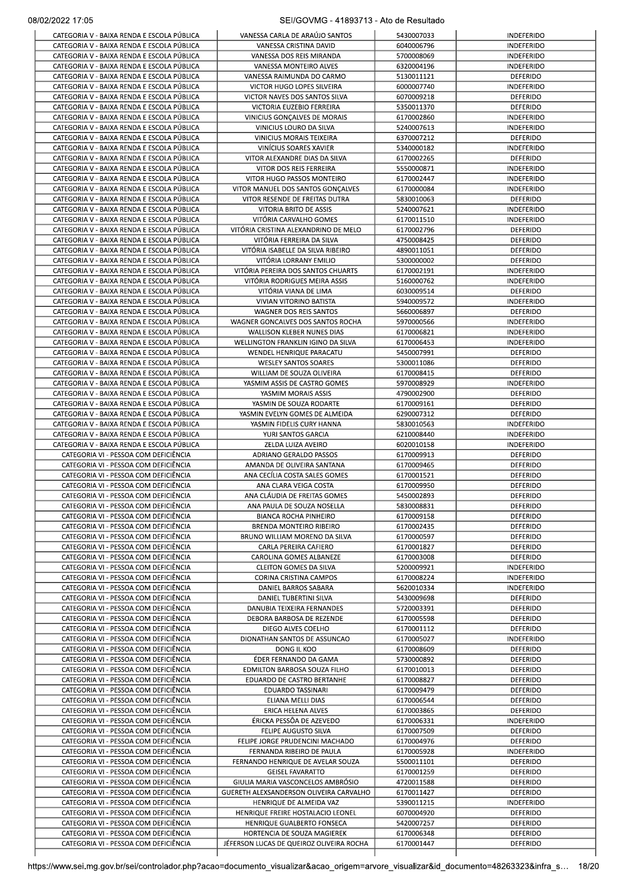| | | | |
|---|---|---|---|
| CATEGORIA V - BAIXA RENDA E ESCOLA PÚBLICA | VANESSA CARLA DE ARAÚJO SANTOS | 5430007033 | INDEFERIDO |
| CATEGORIA V - BAIXA RENDA E ESCOLA PÚBLICA | VANESSA CRISTINA DAVID | 6040006796 | INDEFERIDO |
| CATEGORIA V - BAIXA RENDA E ESCOLA PÚBLICA | VANESSA DOS REIS MIRANDA | 5700008069 | INDEFERIDO |
| CATEGORIA V - BAIXA RENDA E ESCOLA PÚBLICA | VANESSA MONTEIRO ALVES | 6320004196 | INDEFERIDO |
| CATEGORIA V - BAIXA RENDA E ESCOLA PÚBLICA | VANESSA RAIMUNDA DO CARMO | 5130011121 | DEFERIDO |
| CATEGORIA V - BAIXA RENDA E ESCOLA PÚBLICA | VICTOR HUGO LOPES SILVEIRA | 6000007740 | INDEFERIDO |
| CATEGORIA V - BAIXA RENDA E ESCOLA PÚBLICA | VICTOR NAVES DOS SANTOS SILVA | 6070009218 | DEFERIDO |
| CATEGORIA V - BAIXA RENDA E ESCOLA PÚBLICA | VICTORIA EUZEBIO FERREIRA | 5350011370 | DEFERIDO |
| CATEGORIA V - BAIXA RENDA E ESCOLA PÚBLICA | VINICIUS GONÇALVES DE MORAIS | 6170002860 | INDEFERIDO |
| CATEGORIA V - BAIXA RENDA E ESCOLA PÚBLICA | VINICIUS LOURO DA SILVA | 5240007613 | INDEFERIDO |
| CATEGORIA V - BAIXA RENDA E ESCOLA PÚBLICA | VINICIUS MORAIS TEIXEIRA | 6370007212 | DEFERIDO |
| CATEGORIA V - BAIXA RENDA E ESCOLA PÚBLICA | VINÍCIUS SOARES XAVIER | 5340000182 | INDEFERIDO |
| CATEGORIA V - BAIXA RENDA E ESCOLA PÚBLICA | VITOR ALEXANDRE DIAS DA SILVA | 6170002265 | DEFERIDO |
| CATEGORIA V - BAIXA RENDA E ESCOLA PÚBLICA | VITOR DOS REIS FERREIRA | 5550000871 | INDEFERIDO |
| CATEGORIA V - BAIXA RENDA E ESCOLA PÚBLICA | VITOR HUGO PASSOS MONTEIRO | 6170002447 | INDEFERIDO |
| CATEGORIA V - BAIXA RENDA E ESCOLA PÚBLICA | VITOR MANUEL DOS SANTOS GONÇALVES | 6170000084 | INDEFERIDO |
| CATEGORIA V - BAIXA RENDA E ESCOLA PÚBLICA | VITOR RESENDE DE FREITAS DUTRA | 5830010063 | DEFERIDO |
| CATEGORIA V - BAIXA RENDA E ESCOLA PÚBLICA | VITORIA BRITO DE ASSIS | 5240007621 | INDEFERIDO |
| CATEGORIA V - BAIXA RENDA E ESCOLA PÚBLICA | VITÓRIA CARVALHO GOMES | 6170011510 | INDEFERIDO |
| CATEGORIA V - BAIXA RENDA E ESCOLA PÚBLICA | VITÓRIA CRISTINA ALEXANDRINO DE MELO | 6170002796 | DEFERIDO |
| CATEGORIA V - BAIXA RENDA E ESCOLA PÚBLICA | VITÓRIA FERREIRA DA SILVA | 4750008425 | DEFERIDO |
| CATEGORIA V - BAIXA RENDA E ESCOLA PÚBLICA | VITÓRIA ISABELLE DA SILVA RIBEIRO | 4890011051 | DEFERIDO |
| CATEGORIA V - BAIXA RENDA E ESCOLA PÚBLICA | VITÓRIA LORRANY EMILIO | 5300000002 | DEFERIDO |
| CATEGORIA V - BAIXA RENDA E ESCOLA PÚBLICA | VITÓRIA PEREIRA DOS SANTOS CHUARTS | 6170002191 | INDEFERIDO |
| CATEGORIA V - BAIXA RENDA E ESCOLA PÚBLICA | VITÓRIA RODRIGUES MEIRA ASSIS | 5160000762 | INDEFERIDO |
| CATEGORIA V - BAIXA RENDA E ESCOLA PÚBLICA | VITÓRIA VIANA DE LIMA | 6030009514 | DEFERIDO |
| CATEGORIA V - BAIXA RENDA E ESCOLA PÚBLICA | VIVIAN VITORINO BATISTA | 5940009572 | INDEFERIDO |
| CATEGORIA V - BAIXA RENDA E ESCOLA PÚBLICA | WAGNER DOS REIS SANTOS | 5660006897 | DEFERIDO |
| CATEGORIA V - BAIXA RENDA E ESCOLA PÚBLICA | WAGNER GONCALVES DOS SANTOS ROCHA | 5970000566 | INDEFERIDO |
| CATEGORIA V - BAIXA RENDA E ESCOLA PÚBLICA | WALLISON KLEBER NUNES DIAS | 6170006821 | INDEFERIDO |
| CATEGORIA V - BAIXA RENDA E ESCOLA PÚBLICA | WELLINGTON FRANKLIN IGINO DA SILVA | 6170006453 | INDEFERIDO |
| CATEGORIA V - BAIXA RENDA E ESCOLA PÚBLICA | WENDEL HENRIQUE PARACATU | 5450007991 | DEFERIDO |
| CATEGORIA V - BAIXA RENDA E ESCOLA PÚBLICA | WESLEY SANTOS SOARES | 5300011086 | DEFERIDO |
| CATEGORIA V - BAIXA RENDA E ESCOLA PÚBLICA | WILLIAM DE SOUZA OLIVEIRA | 6170008415 | DEFERIDO |
| CATEGORIA V - BAIXA RENDA E ESCOLA PÚBLICA | YASMIM ASSIS DE CASTRO GOMES | 5970008929 | INDEFERIDO |
| CATEGORIA V - BAIXA RENDA E ESCOLA PÚBLICA | YASMIM MORAIS ASSIS | 4790002900 | DEFERIDO |
| CATEGORIA V - BAIXA RENDA E ESCOLA PÚBLICA | YASMIN DE SOUZA RODARTE | 6170009161 | DEFERIDO |
| CATEGORIA V - BAIXA RENDA E ESCOLA PÚBLICA | YASMIN EVELYN GOMES DE ALMEIDA | 6290007312 | DEFERIDO |
| CATEGORIA V - BAIXA RENDA E ESCOLA PÚBLICA | YASMIN FIDELIS CURY HANNA | 5830010563 | INDEFERIDO |
| CATEGORIA V - BAIXA RENDA E ESCOLA PÚBLICA | YURI SANTOS GARCIA | 6210008440 | INDEFERIDO |
| CATEGORIA V - BAIXA RENDA E ESCOLA PÚBLICA | ZELDA LUIZA AVEIRO | 6020010158 | INDEFERIDO |
| CATEGORIA VI - PESSOA COM DEFICIÊNCIA | ADRIANO GERALDO PASSOS | 6170009913 | DEFERIDO |
| CATEGORIA VI - PESSOA COM DEFICIÊNCIA | AMANDA DE OLIVEIRA SANTANA | 6170009465 | DEFERIDO |
| CATEGORIA VI - PESSOA COM DEFICIÊNCIA | ANA CECÍLIA COSTA SALES GOMES | 6170001521 | DEFERIDO |
| CATEGORIA VI - PESSOA COM DEFICIÊNCIA | ANA CLARA VEIGA COSTA | 6170009950 | DEFERIDO |
| CATEGORIA VI - PESSOA COM DEFICIÊNCIA | ANA CLÁUDIA DE FREITAS GOMES | 5450002893 | DEFERIDO |
| CATEGORIA VI - PESSOA COM DEFICIÊNCIA | ANA PAULA DE SOUZA NOSELLA | 5830008831 | DEFERIDO |
| CATEGORIA VI - PESSOA COM DEFICIÊNCIA | BIANCA ROCHA PINHEIRO | 6170009158 | DEFERIDO |
| CATEGORIA VI - PESSOA COM DEFICIÊNCIA | BRENDA MONTEIRO RIBEIRO | 6170002435 | DEFERIDO |
| CATEGORIA VI - PESSOA COM DEFICIÊNCIA | BRUNO WILLIAM MORENO DA SILVA | 6170000597 | DEFERIDO |
| CATEGORIA VI - PESSOA COM DEFICIÊNCIA | CARLA PEREIRA CAFIERO | 6170001827 | DEFERIDO |
| CATEGORIA VI - PESSOA COM DEFICIÊNCIA | CAROLINA GOMES ALBANEZE | 6170003008 | DEFERIDO |
| CATEGORIA VI - PESSOA COM DEFICIÊNCIA | CLEITON GOMES DA SILVA | 5200009921 | INDEFERIDO |
| CATEGORIA VI - PESSOA COM DEFICIÊNCIA | CORINA CRISTINA CAMPOS | 6170008224 | INDEFERIDO |
| CATEGORIA VI - PESSOA COM DEFICIÊNCIA | DANIEL BARROS SABARA | 5620010334 | INDEFERIDO |
| CATEGORIA VI - PESSOA COM DEFICIÊNCIA | DANIEL TUBERTINI SILVA | 5430009698 | DEFERIDO |
| CATEGORIA VI - PESSOA COM DEFICIÊNCIA | DANUBIA TEIXEIRA FERNANDES | 5720003391 | DEFERIDO |
| CATEGORIA VI - PESSOA COM DEFICIÊNCIA | DEBORA BARBOSA DE REZENDE | 6170005598 | DEFERIDO |
| CATEGORIA VI - PESSOA COM DEFICIÊNCIA | DIEGO ALVES COELHO | 6170001112 | DEFERIDO |
| CATEGORIA VI - PESSOA COM DEFICIÊNCIA | DIONATHAN SANTOS DE ASSUNCAO | 6170005027 | INDEFERIDO |
| CATEGORIA VI - PESSOA COM DEFICIÊNCIA | DONG IL KOO | 6170008609 | DEFERIDO |
| CATEGORIA VI - PESSOA COM DEFICIÊNCIA | ÉDER FERNANDO DA GAMA | 5730000892 | DEFERIDO |
| CATEGORIA VI - PESSOA COM DEFICIÊNCIA | EDMILTON BARBOSA SOUZA FILHO | 6170010013 | DEFERIDO |
| CATEGORIA VI - PESSOA COM DEFICIÊNCIA | EDUARDO DE CASTRO BERTANHE | 6170008827 | DEFERIDO |
| CATEGORIA VI - PESSOA COM DEFICIÊNCIA | EDUARDO TASSINARI | 6170009479 | DEFERIDO |
| CATEGORIA VI - PESSOA COM DEFICIÊNCIA | ELIANA MELLI DIAS | 6170006544 | DEFERIDO |
| CATEGORIA VI - PESSOA COM DEFICIÊNCIA | ERICA HELENA ALVES | 6170003865 | DEFERIDO |
| CATEGORIA VI - PESSOA COM DEFICIÊNCIA | ÉRICKA PESSÕA DE AZEVEDO | 6170006331 | INDEFERIDO |
| CATEGORIA VI - PESSOA COM DEFICIÊNCIA | FELIPE AUGUSTO SILVA | 6170007509 | DEFERIDO |
| CATEGORIA VI - PESSOA COM DEFICIÊNCIA | FELIPE JORGE PRUDENCINI MACHADO | 6170004976 | DEFERIDO |
| CATEGORIA VI - PESSOA COM DEFICIÊNCIA | FERNANDA RIBEIRO DE PAULA | 6170005928 | INDEFERIDO |
| CATEGORIA VI - PESSOA COM DEFICIÊNCIA | FERNANDO HENRIQUE DE AVELAR SOUZA | 5500011101 | DEFERIDO |
| CATEGORIA VI - PESSOA COM DEFICIÊNCIA | GEISEL FAVARATTO | 6170001259 | DEFERIDO |
| CATEGORIA VI - PESSOA COM DEFICIÊNCIA | GIULIA MARIA VASCONCELOS AMBRÓSIO | 4720011588 | DEFERIDO |
| CATEGORIA VI - PESSOA COM DEFICIÊNCIA | GUERETH ALEXSANDERSON OLIVEIRA CARVALHO | 6170011427 | DEFERIDO |
| CATEGORIA VI - PESSOA COM DEFICIÊNCIA | HENRIQUE DE ALMEIDA VAZ | 5390011215 | INDEFERIDO |
| CATEGORIA VI - PESSOA COM DEFICIÊNCIA | HENRIQUE FREIRE HOSTALACIO LEONEL | 6070004920 | DEFERIDO |
| CATEGORIA VI - PESSOA COM DEFICIÊNCIA | HENRIQUE GUALBERTO FONSECA | 5420007257 | DEFERIDO |
| CATEGORIA VI - PESSOA COM DEFICIÊNCIA | HORTENCIA DE SOUZA MAGIEREK | 6170006348 | DEFERIDO |
| CATEGORIA VI - PESSOA COM DEFICIÊNCIA | JÉFERSON LUCAS DE QUEIROZ OLIVEIRA ROCHA | 6170001447 | DEFERIDO |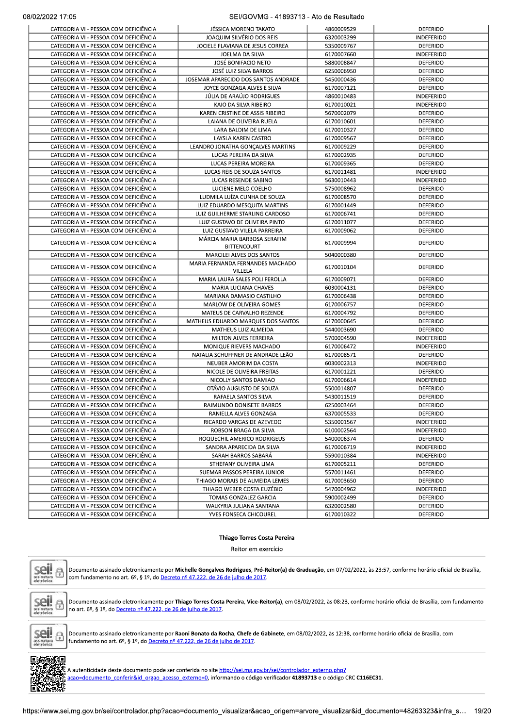| | | | |
|---|---|---|---|
| CATEGORIA VI - PESSOA COM DEFICIÊNCIA | JÉSSICA MORENO TAKATO | 4860009529 | DEFERIDO |
| CATEGORIA VI - PESSOA COM DEFICIÊNCIA | JOAQUIM SILVÉRIO DOS REIS | 6320003299 | INDEFERIDO |
| CATEGORIA VI - PESSOA COM DEFICIÊNCIA | JOCIELE FLAVIANA DE JESUS CORREA | 5350009767 | DEFERIDO |
| CATEGORIA VI - PESSOA COM DEFICIÊNCIA | JOELMA DA SILVA | 6170007660 | INDEFERIDO |
| CATEGORIA VI - PESSOA COM DEFICIÊNCIA | JOSÉ BONIFACIO NETO | 5880008847 | DEFERIDO |
| CATEGORIA VI - PESSOA COM DEFICIÊNCIA | JOSÉ LUIZ SILVA BARROS | 6250006950 | DEFERIDO |
| CATEGORIA VI - PESSOA COM DEFICIÊNCIA | JOSEMAR APARECIDO DOS SANTOS ANDRADE | 5450000436 | DEFERIDO |
| CATEGORIA VI - PESSOA COM DEFICIÊNCIA | JOYCE GONZAGA ALVES E SILVA | 6170007121 | DEFERIDO |
| CATEGORIA VI - PESSOA COM DEFICIÊNCIA | JÚLIA DE ARAÚJO RODRIGUES | 4860010483 | INDEFERIDO |
| CATEGORIA VI - PESSOA COM DEFICIÊNCIA | KAIO DA SILVA RIBEIRO | 6170010021 | INDEFERIDO |
| CATEGORIA VI - PESSOA COM DEFICIÊNCIA | KAREN CRISTINE DE ASSIS RIBEIRO | 5670002079 | DEFERIDO |
| CATEGORIA VI - PESSOA COM DEFICIÊNCIA | LAIANA DE OLIVEIRA RUELA | 6170010601 | DEFERIDO |
| CATEGORIA VI - PESSOA COM DEFICIÊNCIA | LARA BALDIM DE LIMA | 6170010327 | DEFERIDO |
| CATEGORIA VI - PESSOA COM DEFICIÊNCIA | LAYSLA KAREN CASTRO | 6170009567 | DEFERIDO |
| CATEGORIA VI - PESSOA COM DEFICIÊNCIA | LEANDRO JONATHA GONÇALVES MARTINS | 6170009229 | DEFERIDO |
| CATEGORIA VI - PESSOA COM DEFICIÊNCIA | LUCAS PEREIRA DA SILVA | 6170002935 | DEFERIDO |
| CATEGORIA VI - PESSOA COM DEFICIÊNCIA | LUCAS PEREIRA MOREIRA | 6170009365 | DEFERIDO |
| CATEGORIA VI - PESSOA COM DEFICIÊNCIA | LUCAS REIS DE SOUZA SANTOS | 6170011481 | INDEFERIDO |
| CATEGORIA VI - PESSOA COM DEFICIÊNCIA | LUCAS RESENDE SABINO | 5630010443 | INDEFERIDO |
| CATEGORIA VI - PESSOA COM DEFICIÊNCIA | LUCIENE MELO COELHO | 5750008962 | DEFERIDO |
| CATEGORIA VI - PESSOA COM DEFICIÊNCIA | LUDMILA LUÍZA CUNHA DE SOUZA | 6170008570 | DEFERIDO |
| CATEGORIA VI - PESSOA COM DEFICIÊNCIA | LUIZ EDUARDO MESQUITA MARTINS | 6170001449 | DEFERIDO |
| CATEGORIA VI - PESSOA COM DEFICIÊNCIA | LUIZ GUILHERME STARLING CARDOSO | 6170006741 | DEFERIDO |
| CATEGORIA VI - PESSOA COM DEFICIÊNCIA | LUIZ GUSTAVO DE OLIVEIRA PINTO | 6170011077 | DEFERIDO |
| CATEGORIA VI - PESSOA COM DEFICIÊNCIA | LUIZ GUSTAVO VILELA PARREIRA | 6170009062 | DEFERIDO |
| CATEGORIA VI - PESSOA COM DEFICIÊNCIA | MÁRCIA MARIA BARBOSA SERAFIM BITTENCOURT | 6170009994 | DEFERIDO |
| CATEGORIA VI - PESSOA COM DEFICIÊNCIA | MARCILEI ALVES DOS SANTOS | 5040000380 | DEFERIDO |
| CATEGORIA VI - PESSOA COM DEFICIÊNCIA | MARIA FERNANDA FERNANDES MACHADO VILLELA | 6170010104 | DEFERIDO |
| CATEGORIA VI - PESSOA COM DEFICIÊNCIA | MARIA LAURA SALES POLI FEROLLA | 6170009071 | DEFERIDO |
| CATEGORIA VI - PESSOA COM DEFICIÊNCIA | MARIA LUCIANA CHAVES | 6030004131 | DEFERIDO |
| CATEGORIA VI - PESSOA COM DEFICIÊNCIA | MARIANA DAMASIO CASTILHO | 6170006438 | DEFERIDO |
| CATEGORIA VI - PESSOA COM DEFICIÊNCIA | MARLOW DE OLIVEIRA GOMES | 6170006757 | DEFERIDO |
| CATEGORIA VI - PESSOA COM DEFICIÊNCIA | MATEUS DE CARVALHO REZENDE | 6170004792 | DEFERIDO |
| CATEGORIA VI - PESSOA COM DEFICIÊNCIA | MATHEUS EDUARDO MARQUES DOS SANTOS | 6170000645 | DEFERIDO |
| CATEGORIA VI - PESSOA COM DEFICIÊNCIA | MATHEUS LUIZ ALMEIDA | 5440003690 | DEFERIDO |
| CATEGORIA VI - PESSOA COM DEFICIÊNCIA | MILTON ALVES FERREIRA | 5700004590 | INDEFERIDO |
| CATEGORIA VI - PESSOA COM DEFICIÊNCIA | MONIQUE RIEVERS MACHADO | 6170006472 | INDEFERIDO |
| CATEGORIA VI - PESSOA COM DEFICIÊNCIA | NATALIA SCHUFFNER DE ANDRADE LEÃO | 6170008571 | DEFERIDO |
| CATEGORIA VI - PESSOA COM DEFICIÊNCIA | NEUBER AMORIM DA COSTA | 6030002313 | INDEFERIDO |
| CATEGORIA VI - PESSOA COM DEFICIÊNCIA | NICOLE DE OLIVEIRA FREITAS | 6170001221 | DEFERIDO |
| CATEGORIA VI - PESSOA COM DEFICIÊNCIA | NICOLLY SANTOS DAMIAO | 6170006614 | INDEFERIDO |
| CATEGORIA VI - PESSOA COM DEFICIÊNCIA | OTÁVIO AUGUSTO DE SOUZA | 5500014807 | DEFERIDO |
| CATEGORIA VI - PESSOA COM DEFICIÊNCIA | RAFAELA SANTOS SILVA | 5430011519 | DEFERIDO |
| CATEGORIA VI - PESSOA COM DEFICIÊNCIA | RAIMUNDO DONISETE BARROS | 6250003464 | DEFERIDO |
| CATEGORIA VI - PESSOA COM DEFICIÊNCIA | RANIELLA ALVES GONZAGA | 6370005533 | DEFERIDO |
| CATEGORIA VI - PESSOA COM DEFICIÊNCIA | RICARDO VARGAS DE AZEVEDO | 5350001567 | INDEFERIDO |
| CATEGORIA VI - PESSOA COM DEFICIÊNCIA | ROBSON BRAGA DA SILVA | 6100002564 | INDEFERIDO |
| CATEGORIA VI - PESSOA COM DEFICIÊNCIA | ROQUECHIL AMERICO RODRIGUES | 5400006374 | DEFERIDO |
| CATEGORIA VI - PESSOA COM DEFICIÊNCIA | SANDRA APARECIDA DA SILVA | 6170006719 | INDEFERIDO |
| CATEGORIA VI - PESSOA COM DEFICIÊNCIA | SARAH BARROS SABARÁ | 5590010384 | INDEFERIDO |
| CATEGORIA VI - PESSOA COM DEFICIÊNCIA | STHEFANY OLIVEIRA LIMA | 6170005211 | DEFERIDO |
| CATEGORIA VI - PESSOA COM DEFICIÊNCIA | SUEMAR PASSOS PEREIRA JUNIOR | 5570011461 | DEFERIDO |
| CATEGORIA VI - PESSOA COM DEFICIÊNCIA | THIAGO MORAIS DE ALMEIDA LEMES | 6170003650 | DEFERIDO |
| CATEGORIA VI - PESSOA COM DEFICIÊNCIA | THIAGO WEBER COSTA EUZÉBIO | 5470004962 | INDEFERIDO |
| CATEGORIA VI - PESSOA COM DEFICIÊNCIA | TOMAS GONZALEZ GARCIA | 5900002499 | DEFERIDO |
| CATEGORIA VI - PESSOA COM DEFICIÊNCIA | WALKYRIA JULIANA SANTANA | 6320002580 | DEFERIDO |
| CATEGORIA VI - PESSOA COM DEFICIÊNCIA | YVES FONSECA CHICOUREL | 6170010322 | DEFERIDO |

**Thiago Torres Costa Pereira**

Reitor em exercício

Documento assinado eletronicamente por **Michelle Gonçalves Rodrigues**, **Pró-Reitor(a) de Graduação**, em 07/02/2022, às 23:57, conforme horário oficial de Brasília, com fundamento no art. 6º, § 1º, do Decreto nº 47.222, de 26 de julho de 2017.

Documento assinado eletronicamente por **Thiago Torres Costa Pereira**, **Vice-Reitor(a)**, em 08/02/2022, às 08:23, conforme horário oficial de Brasília, com fundamento no art. 6º, § 1º, do Decreto nº 47.222, de 26 de julho de 2017.

Documento assinado eletronicamente por **Raoni Bonato da Rocha**, **Chefe de Gabinete**, em 08/02/2022, às 12:38, conforme horário oficial de Brasília, com fundamento no art. 6º, § 1º, do Decreto nº 47.222, de 26 de julho de 2017.

A autenticidade deste documento pode ser conferida no site http://sei.mg.gov.br/sei/controlador_externo.php?acao=documento_conferir&id_orgao_acesso_externo=0, informando o código verificador **41893713** e o código CRC **C116EC31**.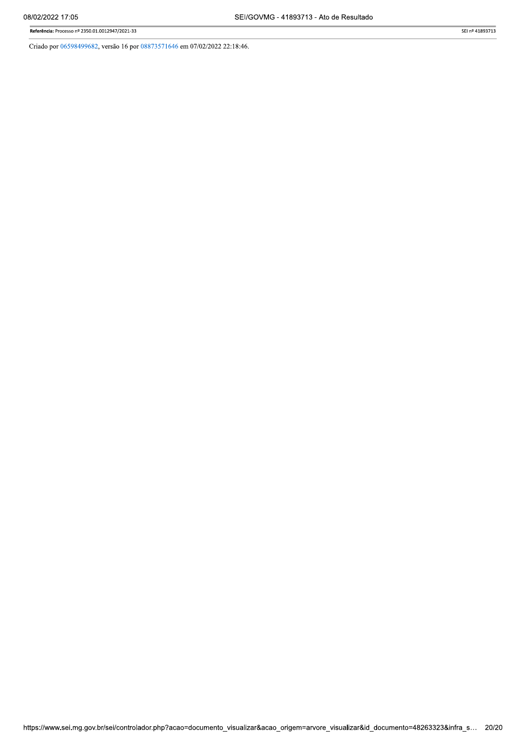**Referência:** Processo nº 2350.01.0012947/2021-33

SEI nº 41893713

Criado por 06598499682, versão 16 por 08873571646 em 07/02/2022 22:18:46.